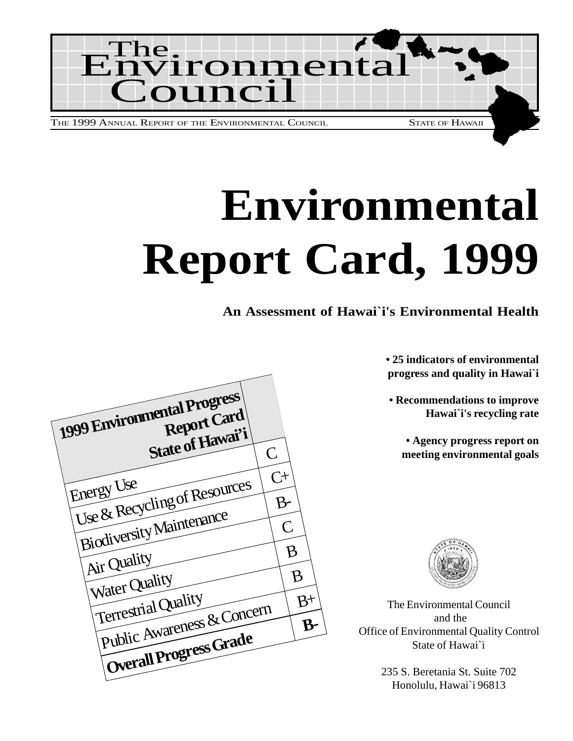# The Environmental Council

THE 1999 ANNUAL REPORT OF THE ENVIRONMENTAL COUNCIL — STATE OF HAWAII

# Environmental Report Card, 1999

**An Assessment of Hawai`i's Environmental Health**

**• 25 indicators of environmental progress and quality in Hawai`i**

**• Recommendations to improve Hawai`i's recycling rate**

**• Agency progress report on meeting environmental goals**

| 1999 Environmental Progress Report Card State of Hawai'i | |
|---|---|
| Energy Use | C |
| Use & Recycling of Resources | C+ |
| Biodiversity Maintenance | B- |
| Air Quality | C |
| Water Quality | B |
| Terrestrial Quality | B |
| Public Awareness & Concern | B+ |
| **Overall Progress Grade** | **B-** |

The Environmental Council
and the
Office of Environmental Quality Control
State of Hawai`i

235 S. Beretania St. Suite 702
Honolulu, Hawai`i 96813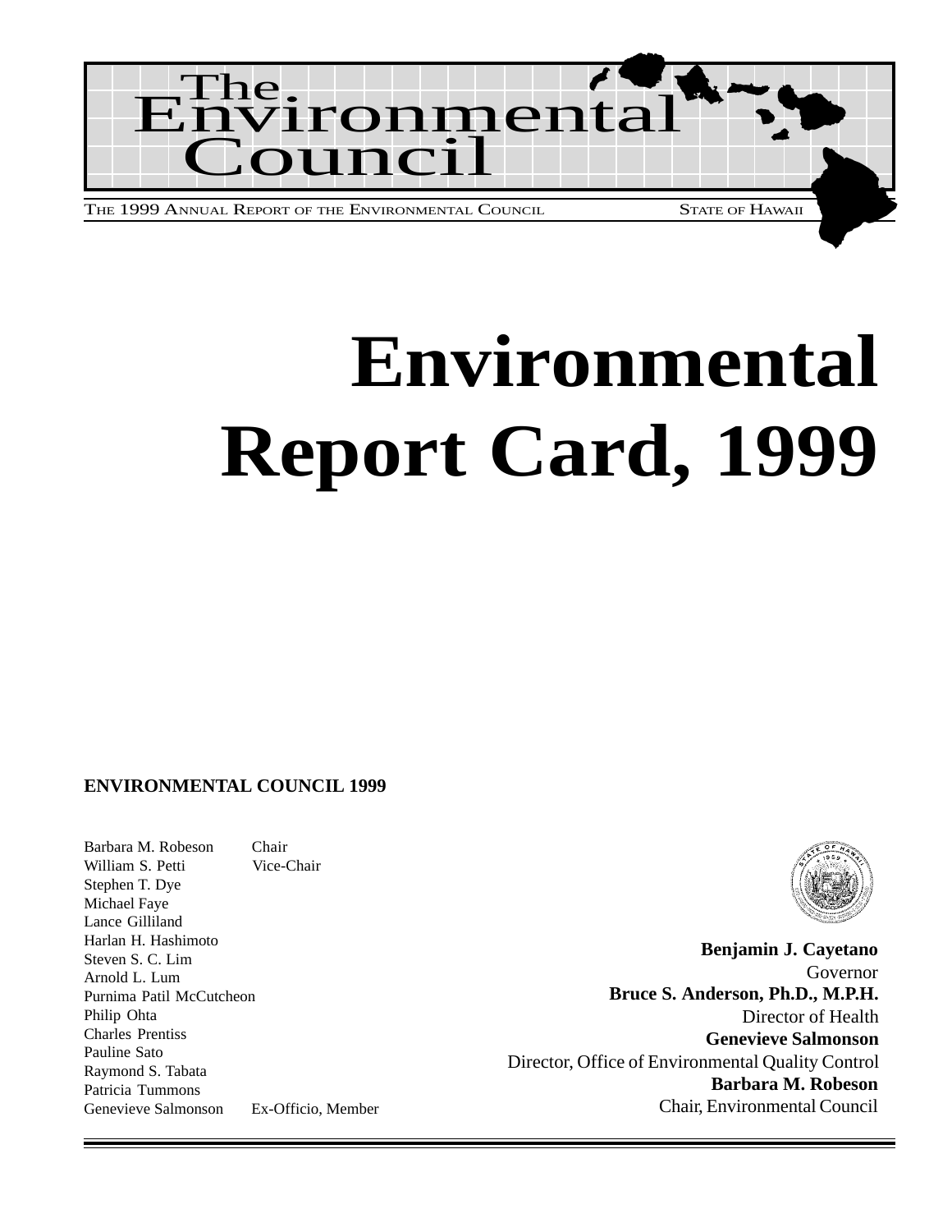# The Environmental Council

THE 1999 ANNUAL REPORT OF THE ENVIRONMENTAL COUNCIL — STATE OF HAWAII

# Environmental Report Card, 1999

**ENVIRONMENTAL COUNCIL 1999**

| | |
|---|---|
| Barbara M. Robeson | Chair |
| William S. Petti | Vice-Chair |
| Stephen T. Dye | |
| Michael Faye | |
| Lance Gilliland | |
| Harlan H. Hashimoto | |
| Steven S. C. Lim | |
| Arnold L. Lum | |
| Purnima Patil McCutcheon | |
| Philip Ohta | |
| Charles Prentiss | |
| Pauline Sato | |
| Raymond S. Tabata | |
| Patricia Tummons | |
| Genevieve Salmonson | Ex-Officio, Member |

**Benjamin J. Cayetano**
Governor

**Bruce S. Anderson, Ph.D., M.P.H.**
Director of Health

**Genevieve Salmonson**
Director, Office of Environmental Quality Control

**Barbara M. Robeson**
Chair, Environmental Council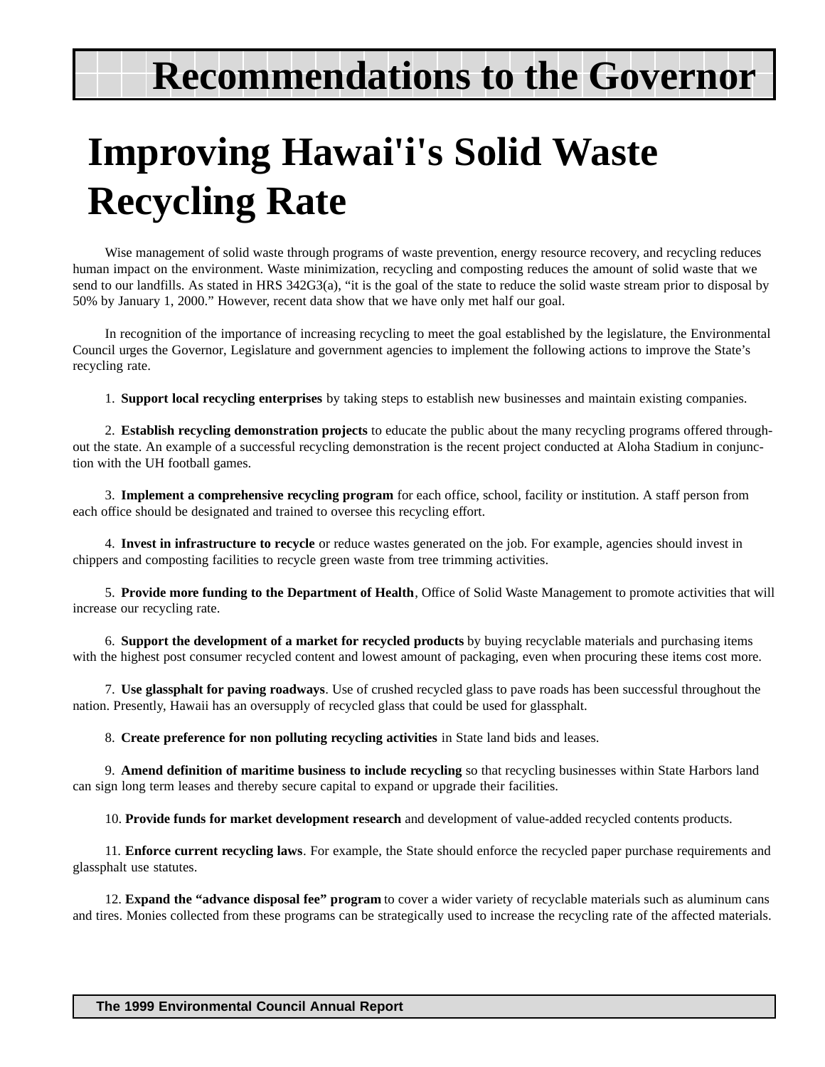# Recommendations to the Governor

## Improving Hawai'i's Solid Waste Recycling Rate

Wise management of solid waste through programs of waste prevention, energy resource recovery, and recycling reduces human impact on the environment. Waste minimization, recycling and composting reduces the amount of solid waste that we send to our landfills. As stated in HRS 342G3(a), "it is the goal of the state to reduce the solid waste stream prior to disposal by 50% by January 1, 2000." However, recent data show that we have only met half our goal.

In recognition of the importance of increasing recycling to meet the goal established by the legislature, the Environmental Council urges the Governor, Legislature and government agencies to implement the following actions to improve the State's recycling rate.

1. **Support local recycling enterprises** by taking steps to establish new businesses and maintain existing companies.

2. **Establish recycling demonstration projects** to educate the public about the many recycling programs offered throughout the state. An example of a successful recycling demonstration is the recent project conducted at Aloha Stadium in conjunction with the UH football games.

3. **Implement a comprehensive recycling program** for each office, school, facility or institution. A staff person from each office should be designated and trained to oversee this recycling effort.

4. **Invest in infrastructure to recycle** or reduce wastes generated on the job. For example, agencies should invest in chippers and composting facilities to recycle green waste from tree trimming activities.

5. **Provide more funding to the Department of Health**, Office of Solid Waste Management to promote activities that will increase our recycling rate.

6. **Support the development of a market for recycled products** by buying recyclable materials and purchasing items with the highest post consumer recycled content and lowest amount of packaging, even when procuring these items cost more.

7. **Use glassphalt for paving roadways**. Use of crushed recycled glass to pave roads has been successful throughout the nation. Presently, Hawaii has an oversupply of recycled glass that could be used for glassphalt.

8. **Create preference for non polluting recycling activities** in State land bids and leases.

9. **Amend definition of maritime business to include recycling** so that recycling businesses within State Harbors land can sign long term leases and thereby secure capital to expand or upgrade their facilities.

10. **Provide funds for market development research** and development of value-added recycled contents products.

11. **Enforce current recycling laws**. For example, the State should enforce the recycled paper purchase requirements and glassphalt use statutes.

12. **Expand the "advance disposal fee" program** to cover a wider variety of recyclable materials such as aluminum cans and tires. Monies collected from these programs can be strategically used to increase the recycling rate of the affected materials.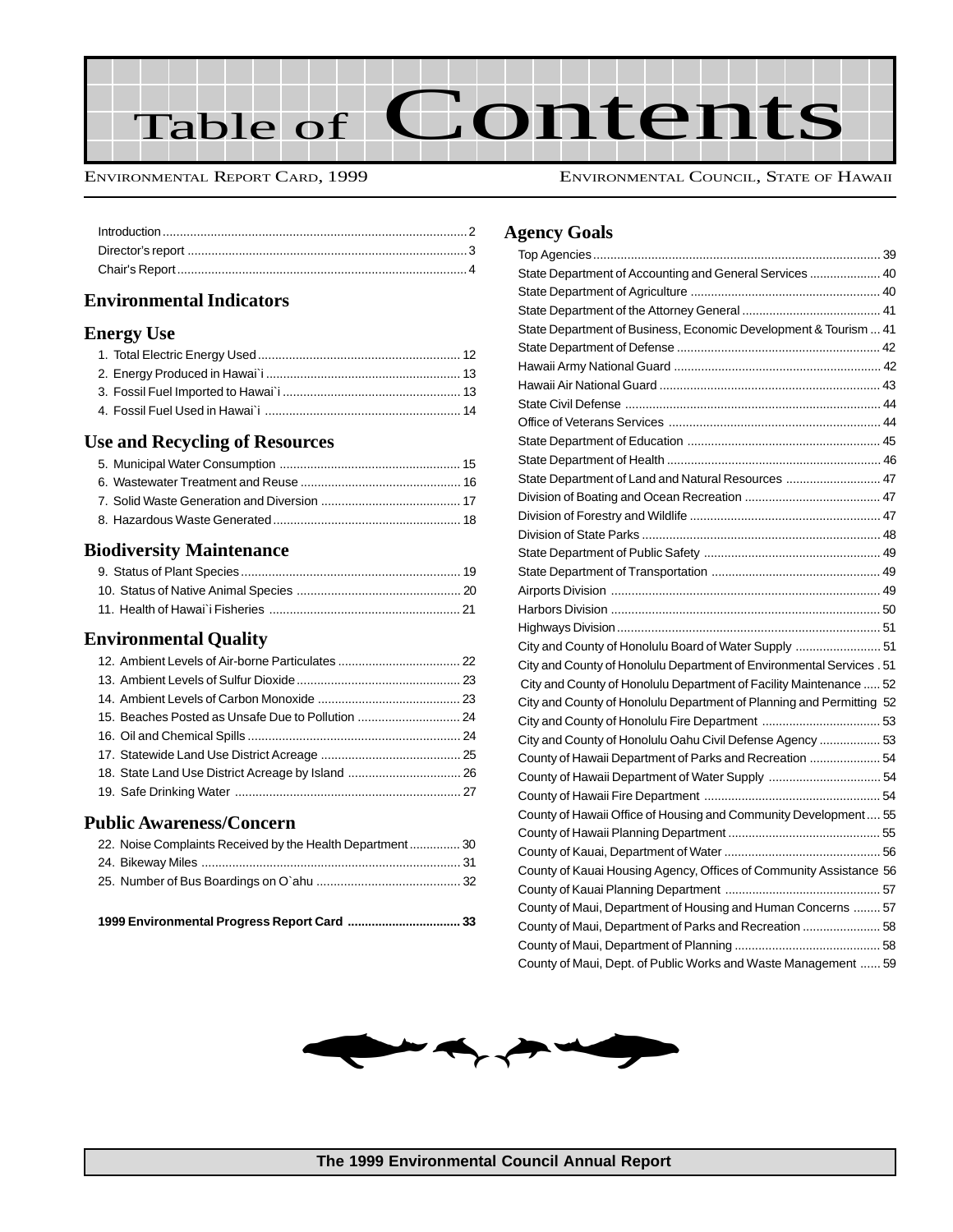# Table of Contents

Environmental Report Card, 1999 — Environmental Council, State of Hawaii

Introduction ........ 2
Director's report ........ 3
Chair's Report ........ 4

## Environmental Indicators

### Energy Use

1. Total Electric Energy Used ........ 12
2. Energy Produced in Hawai`i ........ 13
3. Fossil Fuel Imported to Hawai`i ........ 13
4. Fossil Fuel Used in Hawai`i ........ 14

### Use and Recycling of Resources

5. Municipal Water Consumption ........ 15
6. Wastewater Treatment and Reuse ........ 16
7. Solid Waste Generation and Diversion ........ 17
8. Hazardous Waste Generated ........ 18

### Biodiversity Maintenance

9. Status of Plant Species ........ 19
10. Status of Native Animal Species ........ 20
11. Health of Hawai`i Fisheries ........ 21

### Environmental Quality

12. Ambient Levels of Air-borne Particulates ........ 22
13. Ambient Levels of Sulfur Dioxide ........ 23
14. Ambient Levels of Carbon Monoxide ........ 23
15. Beaches Posted as Unsafe Due to Pollution ........ 24
16. Oil and Chemical Spills ........ 24
17. Statewide Land Use District Acreage ........ 25
18. State Land Use District Acreage by Island ........ 26
19. Safe Drinking Water ........ 27

### Public Awareness/Concern

22. Noise Complaints Received by the Health Department ........ 30
24. Bikeway Miles ........ 31
25. Number of Bus Boardings on O`ahu ........ 32

**1999 Environmental Progress Report Card ........ 33**

## Agency Goals

Top Agencies ........ 39
State Department of Accounting and General Services ........ 40
State Department of Agriculture ........ 40
State Department of the Attorney General ........ 41
State Department of Business, Economic Development & Tourism ........ 41
State Department of Defense ........ 42
Hawaii Army National Guard ........ 42
Hawaii Air National Guard ........ 43
State Civil Defense ........ 44
Office of Veterans Services ........ 44
State Department of Education ........ 45
State Department of Health ........ 46
State Department of Land and Natural Resources ........ 47
Division of Boating and Ocean Recreation ........ 47
Division of Forestry and Wildlife ........ 47
Division of State Parks ........ 48
State Department of Public Safety ........ 49
State Department of Transportation ........ 49
Airports Division ........ 49
Harbors Division ........ 50
Highways Division ........ 51
City and County of Honolulu Board of Water Supply ........ 51
City and County of Honolulu Department of Environmental Services ........ 51
City and County of Honolulu Department of Facility Maintenance ........ 52
City and County of Honolulu Department of Planning and Permitting ........ 52
City and County of Honolulu Fire Department ........ 53
City and County of Honolulu Oahu Civil Defense Agency ........ 53
County of Hawaii Department of Parks and Recreation ........ 54
County of Hawaii Department of Water Supply ........ 54
County of Hawaii Fire Department ........ 54
County of Hawaii Office of Housing and Community Development ........ 55
County of Hawaii Planning Department ........ 55
County of Kauai, Department of Water ........ 56
County of Kauai Housing Agency, Offices of Community Assistance ........ 56
County of Kauai Planning Department ........ 57
County of Maui, Department of Housing and Human Concerns ........ 57
County of Maui, Department of Parks and Recreation ........ 58
County of Maui, Department of Planning ........ 58
County of Maui, Dept. of Public Works and Waste Management ........ 59

**The 1999 Environmental Council Annual Report**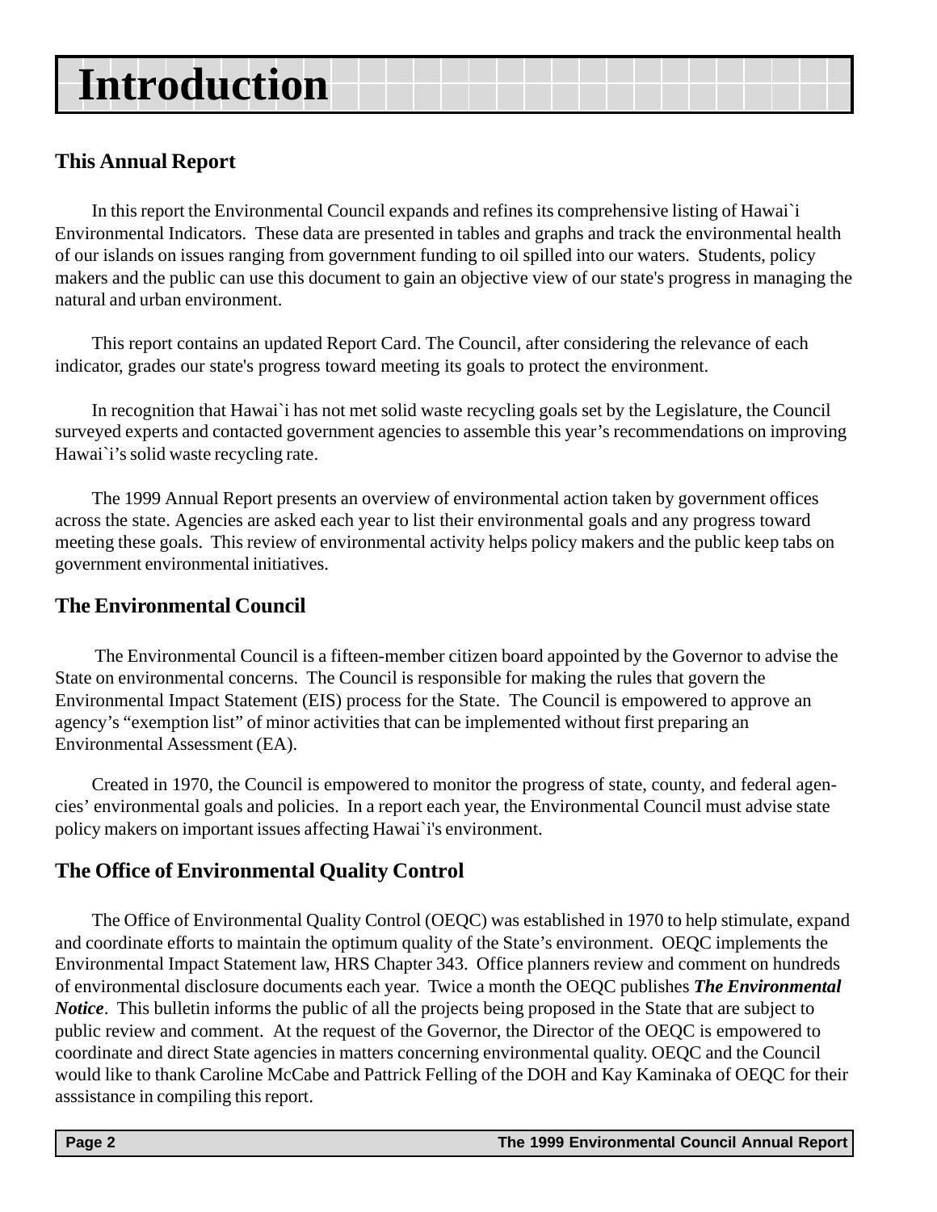# Introduction

## This Annual Report

In this report the Environmental Council expands and refines its comprehensive listing of Hawai`i Environmental Indicators. These data are presented in tables and graphs and track the environmental health of our islands on issues ranging from government funding to oil spilled into our waters. Students, policy makers and the public can use this document to gain an objective view of our state's progress in managing the natural and urban environment.

This report contains an updated Report Card. The Council, after considering the relevance of each indicator, grades our state's progress toward meeting its goals to protect the environment.

In recognition that Hawai`i has not met solid waste recycling goals set by the Legislature, the Council surveyed experts and contacted government agencies to assemble this year's recommendations on improving Hawai`i's solid waste recycling rate.

The 1999 Annual Report presents an overview of environmental action taken by government offices across the state. Agencies are asked each year to list their environmental goals and any progress toward meeting these goals. This review of environmental activity helps policy makers and the public keep tabs on government environmental initiatives.

## The Environmental Council

The Environmental Council is a fifteen-member citizen board appointed by the Governor to advise the State on environmental concerns. The Council is responsible for making the rules that govern the Environmental Impact Statement (EIS) process for the State. The Council is empowered to approve an agency's "exemption list" of minor activities that can be implemented without first preparing an Environmental Assessment (EA).

Created in 1970, the Council is empowered to monitor the progress of state, county, and federal agencies' environmental goals and policies. In a report each year, the Environmental Council must advise state policy makers on important issues affecting Hawai`i's environment.

## The Office of Environmental Quality Control

The Office of Environmental Quality Control (OEQC) was established in 1970 to help stimulate, expand and coordinate efforts to maintain the optimum quality of the State's environment. OEQC implements the Environmental Impact Statement law, HRS Chapter 343. Office planners review and comment on hundreds of environmental disclosure documents each year. Twice a month the OEQC publishes ***The Environmental Notice***. This bulletin informs the public of all the projects being proposed in the State that are subject to public review and comment. At the request of the Governor, the Director of the OEQC is empowered to coordinate and direct State agencies in matters concerning environmental quality. OEQC and the Council would like to thank Caroline McCabe and Pattrick Felling of the DOH and Kay Kaminaka of OEQC for their asssistance in compiling this report.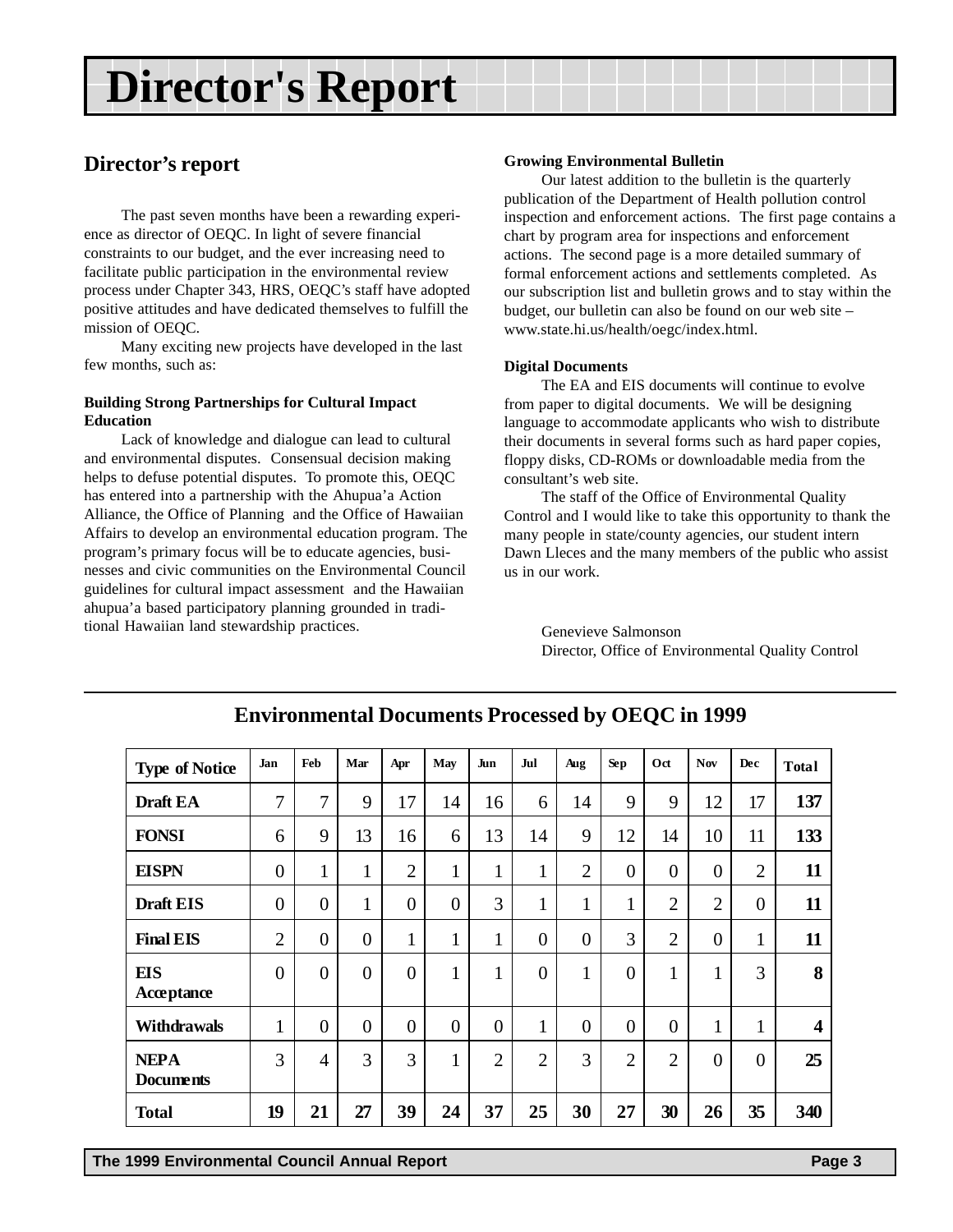# Director's Report

## Director's report

The past seven months have been a rewarding experience as director of OEQC. In light of severe financial constraints to our budget, and the ever increasing need to facilitate public participation in the environmental review process under Chapter 343, HRS, OEQC's staff have adopted positive attitudes and have dedicated themselves to fulfill the mission of OEQC.

Many exciting new projects have developed in the last few months, such as:

**Building Strong Partnerships for Cultural Impact Education**

Lack of knowledge and dialogue can lead to cultural and environmental disputes. Consensual decision making helps to defuse potential disputes. To promote this, OEQC has entered into a partnership with the Ahupua'a Action Alliance, the Office of Planning and the Office of Hawaiian Affairs to develop an environmental education program. The program's primary focus will be to educate agencies, businesses and civic communities on the Environmental Council guidelines for cultural impact assessment and the Hawaiian ahupua'a based participatory planning grounded in traditional Hawaiian land stewardship practices.

**Growing Environmental Bulletin**

Our latest addition to the bulletin is the quarterly publication of the Department of Health pollution control inspection and enforcement actions. The first page contains a chart by program area for inspections and enforcement actions. The second page is a more detailed summary of formal enforcement actions and settlements completed. As our subscription list and bulletin grows and to stay within the budget, our bulletin can also be found on our web site – www.state.hi.us/health/oegc/index.html.

**Digital Documents**

The EA and EIS documents will continue to evolve from paper to digital documents. We will be designing language to accommodate applicants who wish to distribute their documents in several forms such as hard paper copies, floppy disks, CD-ROMs or downloadable media from the consultant's web site.

The staff of the Office of Environmental Quality Control and I would like to take this opportunity to thank the many people in state/county agencies, our student intern Dawn Lleces and the many members of the public who assist us in our work.

Genevieve Salmonson
Director, Office of Environmental Quality Control

## Environmental Documents Processed by OEQC in 1999

| Type of Notice | Jan | Feb | Mar | Apr | May | Jun | Jul | Aug | Sep | Oct | Nov | Dec | Total |
|---|---|---|---|---|---|---|---|---|---|---|---|---|---|
| **Draft EA** | 7 | 7 | 9 | 17 | 14 | 16 | 6 | 14 | 9 | 9 | 12 | 17 | **137** |
| **FONSI** | 6 | 9 | 13 | 16 | 6 | 13 | 14 | 9 | 12 | 14 | 10 | 11 | **133** |
| **EISPN** | 0 | 1 | 1 | 2 | 1 | 1 | 1 | 2 | 0 | 0 | 0 | 2 | **11** |
| **Draft EIS** | 0 | 0 | 1 | 0 | 0 | 3 | 1 | 1 | 1 | 2 | 2 | 0 | **11** |
| **Final EIS** | 2 | 0 | 0 | 1 | 1 | 1 | 0 | 0 | 3 | 2 | 0 | 1 | **11** |
| **EIS Acceptance** | 0 | 0 | 0 | 0 | 1 | 1 | 0 | 1 | 0 | 1 | 1 | 3 | **8** |
| **Withdrawals** | 1 | 0 | 0 | 0 | 0 | 0 | 1 | 0 | 0 | 0 | 1 | 1 | **4** |
| **NEPA Documents** | 3 | 4 | 3 | 3 | 1 | 2 | 2 | 3 | 2 | 2 | 0 | 0 | **25** |
| **Total** | **19** | **21** | **27** | **39** | **24** | **37** | **25** | **30** | **27** | **30** | **26** | **35** | **340** |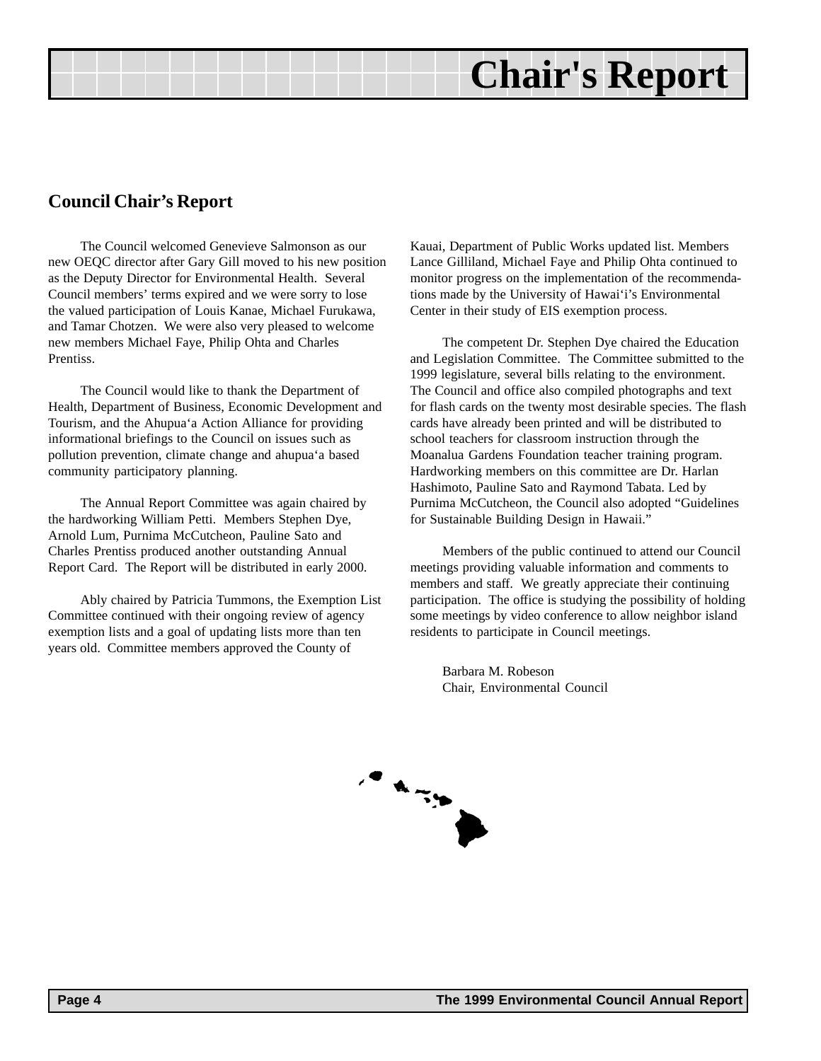# Chair's Report

## Council Chair's Report

The Council welcomed Genevieve Salmonson as our new OEQC director after Gary Gill moved to his new position as the Deputy Director for Environmental Health. Several Council members' terms expired and we were sorry to lose the valued participation of Louis Kanae, Michael Furukawa, and Tamar Chotzen. We were also very pleased to welcome new members Michael Faye, Philip Ohta and Charles Prentiss.

The Council would like to thank the Department of Health, Department of Business, Economic Development and Tourism, and the Ahupua'a Action Alliance for providing informational briefings to the Council on issues such as pollution prevention, climate change and ahupua'a based community participatory planning.

The Annual Report Committee was again chaired by the hardworking William Petti. Members Stephen Dye, Arnold Lum, Purnima McCutcheon, Pauline Sato and Charles Prentiss produced another outstanding Annual Report Card. The Report will be distributed in early 2000.

Ably chaired by Patricia Tummons, the Exemption List Committee continued with their ongoing review of agency exemption lists and a goal of updating lists more than ten years old. Committee members approved the County of Kauai, Department of Public Works updated list. Members Lance Gilliland, Michael Faye and Philip Ohta continued to monitor progress on the implementation of the recommendations made by the University of Hawai'i's Environmental Center in their study of EIS exemption process.

The competent Dr. Stephen Dye chaired the Education and Legislation Committee. The Committee submitted to the 1999 legislature, several bills relating to the environment. The Council and office also compiled photographs and text for flash cards on the twenty most desirable species. The flash cards have already been printed and will be distributed to school teachers for classroom instruction through the Moanalua Gardens Foundation teacher training program. Hardworking members on this committee are Dr. Harlan Hashimoto, Pauline Sato and Raymond Tabata. Led by Purnima McCutcheon, the Council also adopted "Guidelines for Sustainable Building Design in Hawaii."

Members of the public continued to attend our Council meetings providing valuable information and comments to members and staff. We greatly appreciate their continuing participation. The office is studying the possibility of holding some meetings by video conference to allow neighbor island residents to participate in Council meetings.

Barbara M. Robeson
Chair, Environmental Council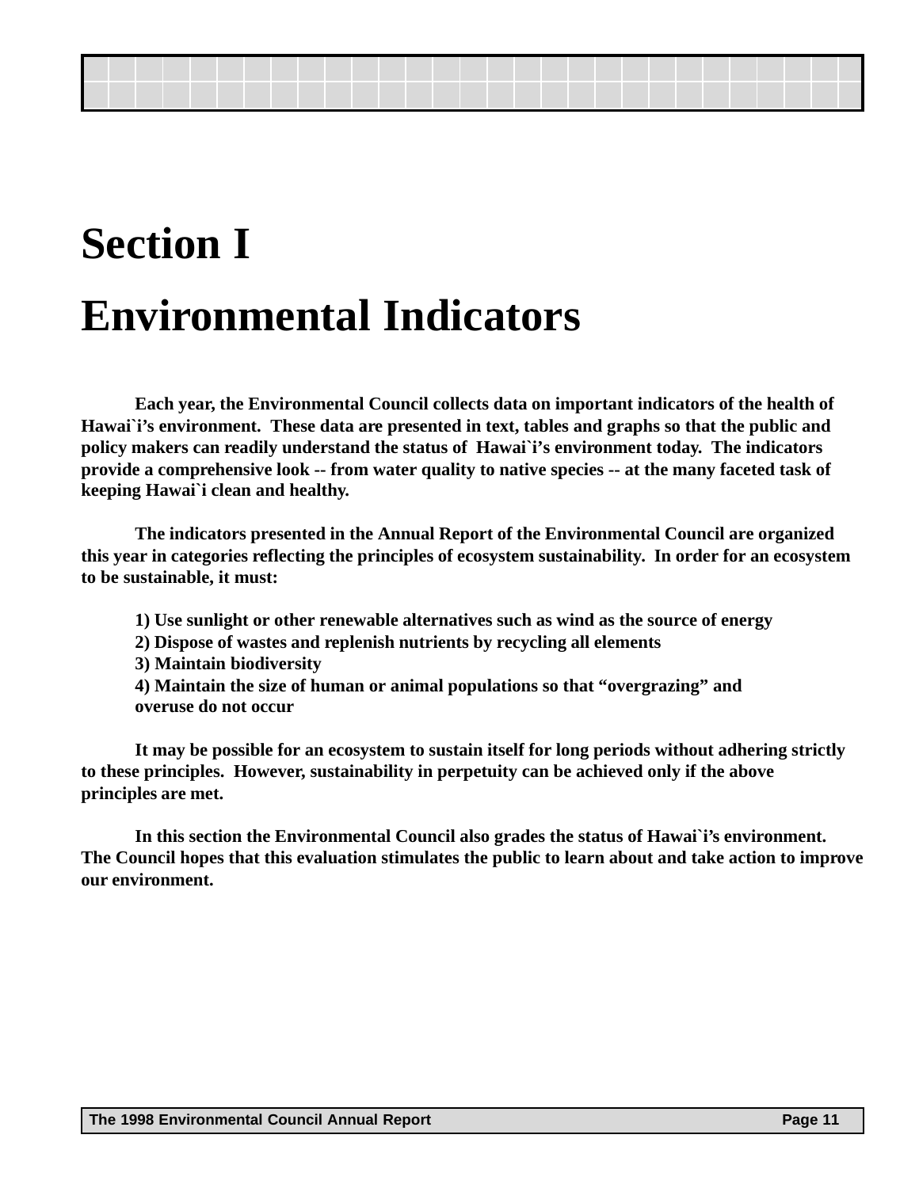# Section I

# Environmental Indicators

**Each year, the Environmental Council collects data on important indicators of the health of Hawai`i's environment. These data are presented in text, tables and graphs so that the public and policy makers can readily understand the status of Hawai`i's environment today. The indicators provide a comprehensive look -- from water quality to native species -- at the many faceted task of keeping Hawai`i clean and healthy.**

**The indicators presented in the Annual Report of the Environmental Council are organized this year in categories reflecting the principles of ecosystem sustainability. In order for an ecosystem to be sustainable, it must:**

**1) Use sunlight or other renewable alternatives such as wind as the source of energy**
**2) Dispose of wastes and replenish nutrients by recycling all elements**
**3) Maintain biodiversity**
**4) Maintain the size of human or animal populations so that "overgrazing" and overuse do not occur**

**It may be possible for an ecosystem to sustain itself for long periods without adhering strictly to these principles. However, sustainability in perpetuity can be achieved only if the above principles are met.**

**In this section the Environmental Council also grades the status of Hawai`i's environment. The Council hopes that this evaluation stimulates the public to learn about and take action to improve our environment.**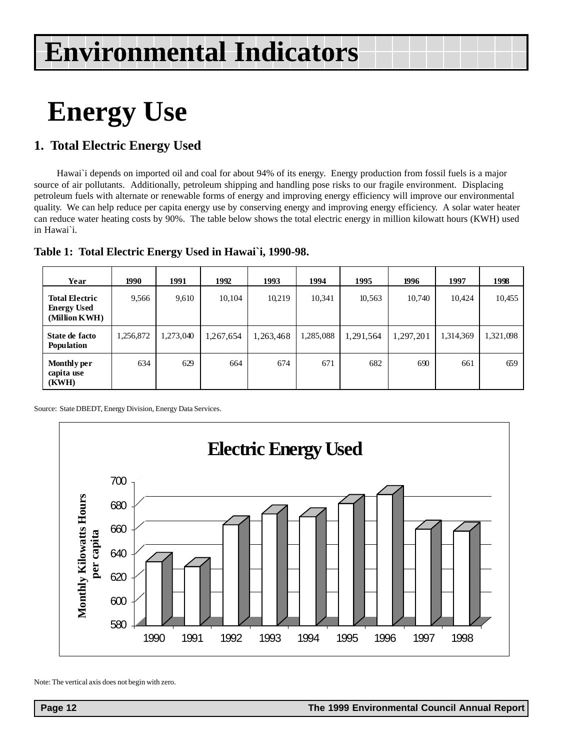# Environmental Indicators

# Energy Use

## 1. Total Electric Energy Used

Hawai`i depends on imported oil and coal for about 94% of its energy. Energy production from fossil fuels is a major source of air pollutants. Additionally, petroleum shipping and handling pose risks to our fragile environment. Displacing petroleum fuels with alternate or renewable forms of energy and improving energy efficiency will improve our environmental quality. We can help reduce per capita energy use by conserving energy and improving energy efficiency. A solar water heater can reduce water heating costs by 90%. The table below shows the total electric energy in million kilowatt hours (KWH) used in Hawai`i.

**Table 1: Total Electric Energy Used in Hawai`i, 1990-98.**

| Year | 1990 | 1991 | 1992 | 1993 | 1994 | 1995 | 1996 | 1997 | 1998 |
|---|---|---|---|---|---|---|---|---|---|
| **Total Electric Energy Used (Million KWH)** | 9,566 | 9,610 | 10,104 | 10,219 | 10,341 | 10,563 | 10,740 | 10,424 | 10,455 |
| **State de facto Population** | 1,256,872 | 1,273,040 | 1,267,654 | 1,263,468 | 1,285,088 | 1,291,564 | 1,297,201 | 1,314,369 | 1,321,098 |
| **Monthly per capita use (KWH)** | 634 | 629 | 664 | 674 | 671 | 682 | 690 | 661 | 659 |

Source: State DBEDT, Energy Division, Energy Data Services.

**Electric Energy Used**

Monthly Kilowatts Hours per capita

| Year | 1990 | 1991 | 1992 | 1993 | 1994 | 1995 | 1996 | 1997 | 1998 |
|---|---|---|---|---|---|---|---|---|---|
| Monthly KWH per capita | 634 | 629 | 664 | 674 | 671 | 682 | 690 | 661 | 659 |

Note: The vertical axis does not begin with zero.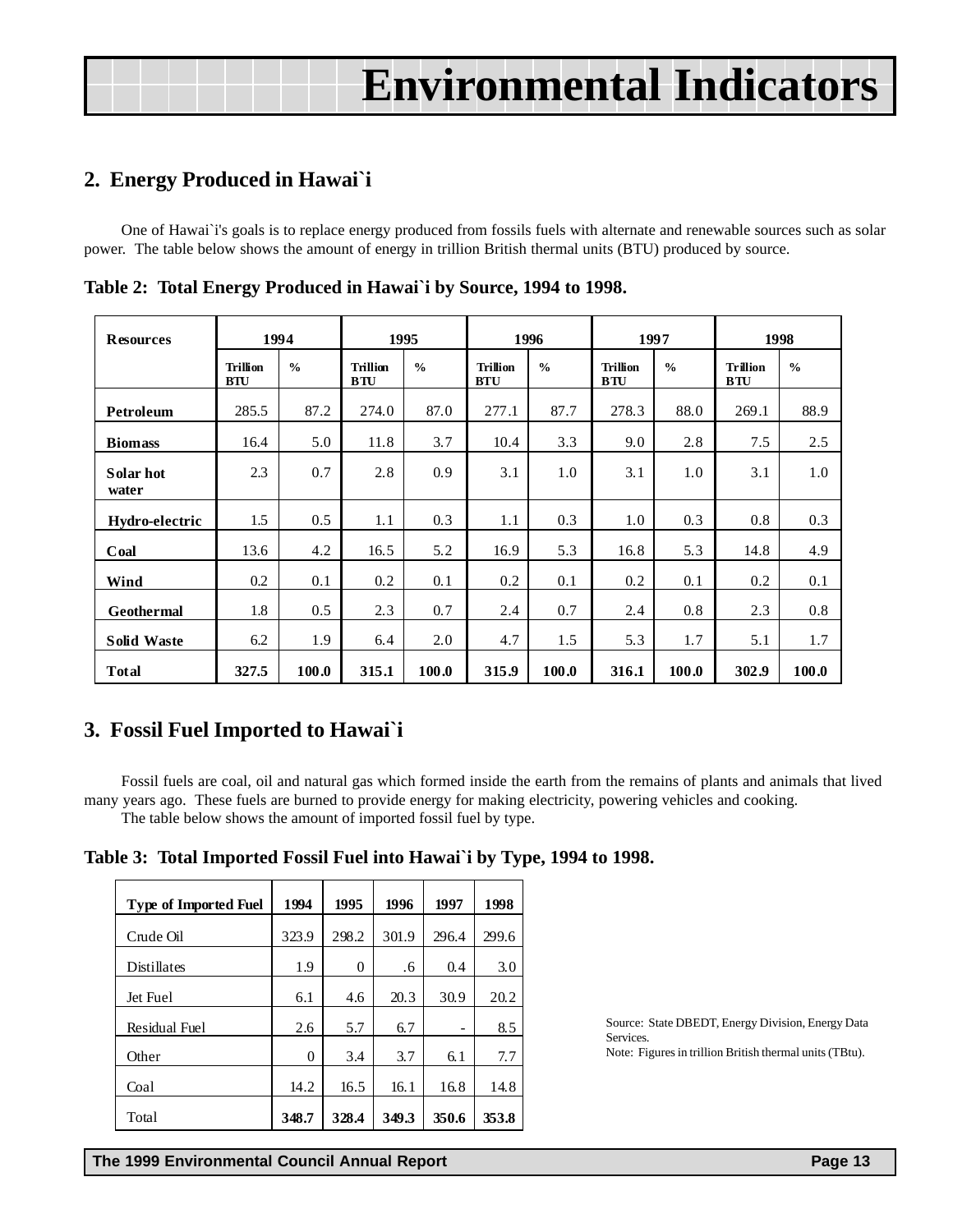// Environmental Indicators

## 2. Energy Produced in Hawai`i

One of Hawai`i's goals is to replace energy produced from fossils fuels with alternate and renewable sources such as solar power. The table below shows the amount of energy in trillion British thermal units (BTU) produced by source.

**Table 2: Total Energy Produced in Hawai`i by Source, 1994 to 1998.**

| Resources | 1994 | | 1995 | | 1996 | | 1997 | | 1998 | |
|---|---|---|---|---|---|---|---|---|---|---|
| | Trillion BTU | % | Trillion BTU | % | Trillion BTU | % | Trillion BTU | % | Trillion BTU | % |
| **Petroleum** | 285.5 | 87.2 | 274.0 | 87.0 | 277.1 | 87.7 | 278.3 | 88.0 | 269.1 | 88.9 |
| **Biomass** | 16.4 | 5.0 | 11.8 | 3.7 | 10.4 | 3.3 | 9.0 | 2.8 | 7.5 | 2.5 |
| **Solar hot water** | 2.3 | 0.7 | 2.8 | 0.9 | 3.1 | 1.0 | 3.1 | 1.0 | 3.1 | 1.0 |
| **Hydro-electric** | 1.5 | 0.5 | 1.1 | 0.3 | 1.1 | 0.3 | 1.0 | 0.3 | 0.8 | 0.3 |
| **Coal** | 13.6 | 4.2 | 16.5 | 5.2 | 16.9 | 5.3 | 16.8 | 5.3 | 14.8 | 4.9 |
| **Wind** | 0.2 | 0.1 | 0.2 | 0.1 | 0.2 | 0.1 | 0.2 | 0.1 | 0.2 | 0.1 |
| **Geothermal** | 1.8 | 0.5 | 2.3 | 0.7 | 2.4 | 0.7 | 2.4 | 0.8 | 2.3 | 0.8 |
| **Solid Waste** | 6.2 | 1.9 | 6.4 | 2.0 | 4.7 | 1.5 | 5.3 | 1.7 | 5.1 | 1.7 |
| **Total** | **327.5** | **100.0** | **315.1** | **100.0** | **315.9** | **100.0** | **316.1** | **100.0** | **302.9** | **100.0** |

## 3. Fossil Fuel Imported to Hawai`i

Fossil fuels are coal, oil and natural gas which formed inside the earth from the remains of plants and animals that lived many years ago. These fuels are burned to provide energy for making electricity, powering vehicles and cooking.

The table below shows the amount of imported fossil fuel by type.

**Table 3: Total Imported Fossil Fuel into Hawai`i by Type, 1994 to 1998.**

| Type of Imported Fuel | 1994 | 1995 | 1996 | 1997 | 1998 |
|---|---|---|---|---|---|
| Crude Oil | 323.9 | 298.2 | 301.9 | 296.4 | 299.6 |
| Distillates | 1.9 | 0 | .6 | 0.4 | 3.0 |
| Jet Fuel | 6.1 | 4.6 | 20.3 | 30.9 | 20.2 |
| Residual Fuel | 2.6 | 5.7 | 6.7 | - | 8.5 |
| Other | 0 | 3.4 | 3.7 | 6.1 | 7.7 |
| Coal | 14.2 | 16.5 | 16.1 | 16.8 | 14.8 |
| Total | **348.7** | **328.4** | **349.3** | **350.6** | **353.8** |

Source: State DBEDT, Energy Division, Energy Data Services.
Note: Figures in trillion British thermal units (TBtu).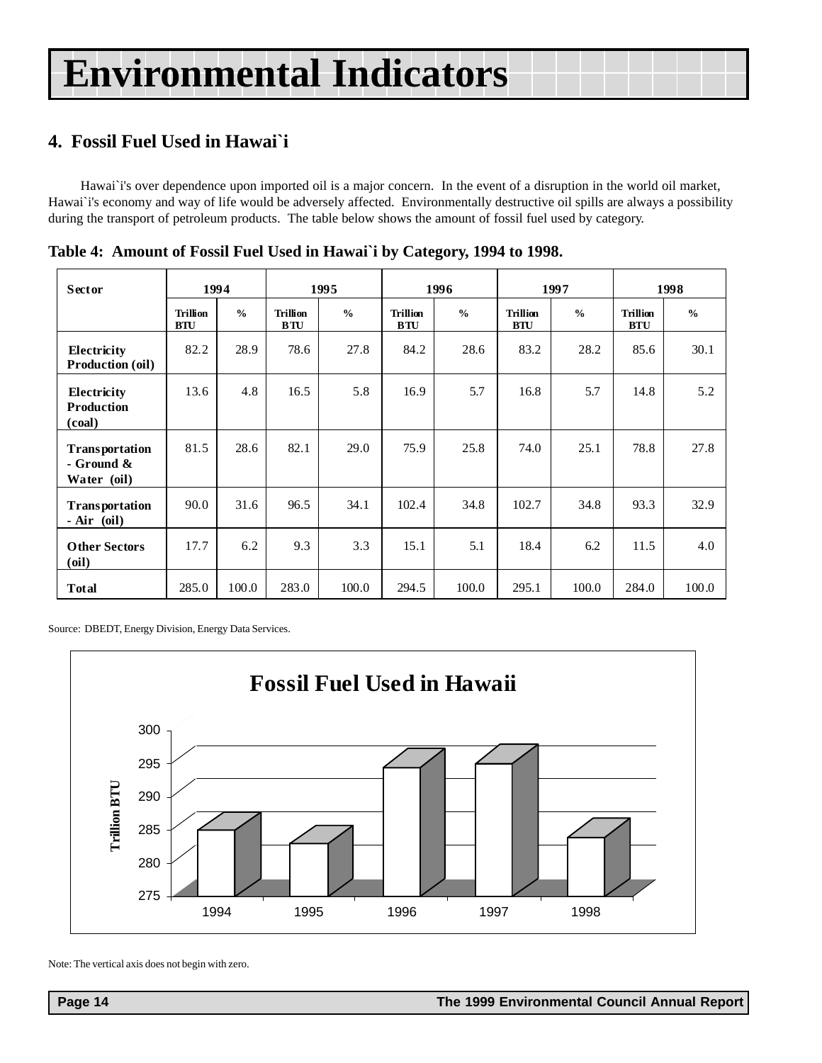// Environmental Indicators

## 4. Fossil Fuel Used in Hawai`i

Hawai`i's over dependence upon imported oil is a major concern. In the event of a disruption in the world oil market, Hawai`i's economy and way of life would be adversely affected. Environmentally destructive oil spills are always a possibility during the transport of petroleum products. The table below shows the amount of fossil fuel used by category.

**Table 4: Amount of Fossil Fuel Used in Hawai`i by Category, 1994 to 1998.**

| Sector | 1994 | | 1995 | | 1996 | | 1997 | | 1998 | |
|---|---|---|---|---|---|---|---|---|---|---|
| | Trillion BTU | % | Trillion BTU | % | Trillion BTU | % | Trillion BTU | % | Trillion BTU | % |
| Electricity Production (oil) | 82.2 | 28.9 | 78.6 | 27.8 | 84.2 | 28.6 | 83.2 | 28.2 | 85.6 | 30.1 |
| Electricity Production (coal) | 13.6 | 4.8 | 16.5 | 5.8 | 16.9 | 5.7 | 16.8 | 5.7 | 14.8 | 5.2 |
| Transportation - Ground & Water (oil) | 81.5 | 28.6 | 82.1 | 29.0 | 75.9 | 25.8 | 74.0 | 25.1 | 78.8 | 27.8 |
| Transportation - Air (oil) | 90.0 | 31.6 | 96.5 | 34.1 | 102.4 | 34.8 | 102.7 | 34.8 | 93.3 | 32.9 |
| Other Sectors (oil) | 17.7 | 6.2 | 9.3 | 3.3 | 15.1 | 5.1 | 18.4 | 6.2 | 11.5 | 4.0 |
| Total | 285.0 | 100.0 | 283.0 | 100.0 | 294.5 | 100.0 | 295.1 | 100.0 | 284.0 | 100.0 |

Source: DBEDT, Energy Division, Energy Data Services.

**Fossil Fuel Used in Hawaii**

(Bar chart: Trillion BTU by year, 1994–1998; vertical axis 275 to 300)

Note: The vertical axis does not begin with zero.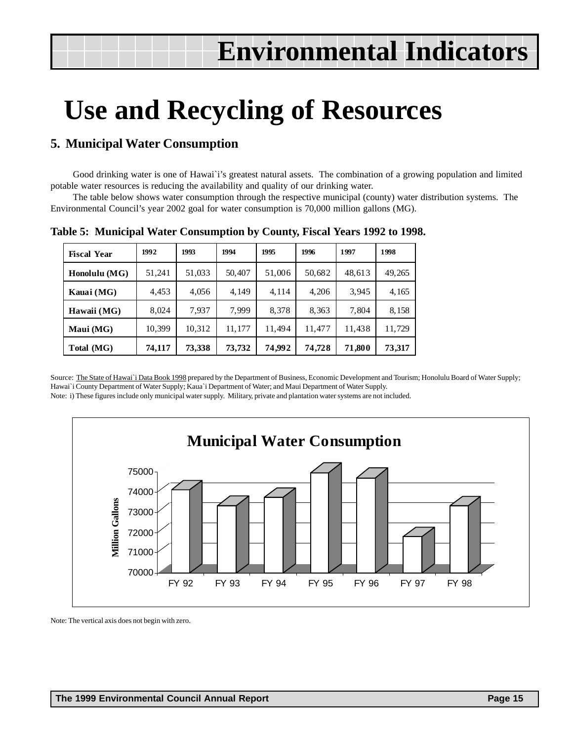# Environmental Indicators

# Use and Recycling of Resources

## 5. Municipal Water Consumption

Good drinking water is one of Hawai`i's greatest natural assets. The combination of a growing population and limited potable water resources is reducing the availability and quality of our drinking water.

The table below shows water consumption through the respective municipal (county) water distribution systems. The Environmental Council's year 2002 goal for water consumption is 70,000 million gallons (MG).

**Table 5: Municipal Water Consumption by County, Fiscal Years 1992 to 1998.**

| Fiscal Year | 1992 | 1993 | 1994 | 1995 | 1996 | 1997 | 1998 |
|---|---|---|---|---|---|---|---|
| **Honolulu (MG)** | 51,241 | 51,033 | 50,407 | 51,006 | 50,682 | 48,613 | 49,265 |
| **Kauai (MG)** | 4,453 | 4,056 | 4,149 | 4,114 | 4,206 | 3,945 | 4,165 |
| **Hawaii (MG)** | 8,024 | 7,937 | 7,999 | 8,378 | 8,363 | 7,804 | 8,158 |
| **Maui (MG)** | 10,399 | 10,312 | 11,177 | 11,494 | 11,477 | 11,438 | 11,729 |
| **Total (MG)** | **74,117** | **73,338** | **73,732** | **74,992** | **74,728** | **71,800** | **73,317** |

Source: The State of Hawai`i Data Book 1998 prepared by the Department of Business, Economic Development and Tourism; Honolulu Board of Water Supply; Hawai`i County Department of Water Supply; Kaua`i Department of Water; and Maui Department of Water Supply.

Note: i) These figures include only municipal water supply. Military, private and plantation water systems are not included.

**Municipal Water Consumption**

Million Gallons

| FY 92 | FY 93 | FY 94 | FY 95 | FY 96 | FY 97 | FY 98 |
|---|---|---|---|---|---|---|

Note: The vertical axis does not begin with zero.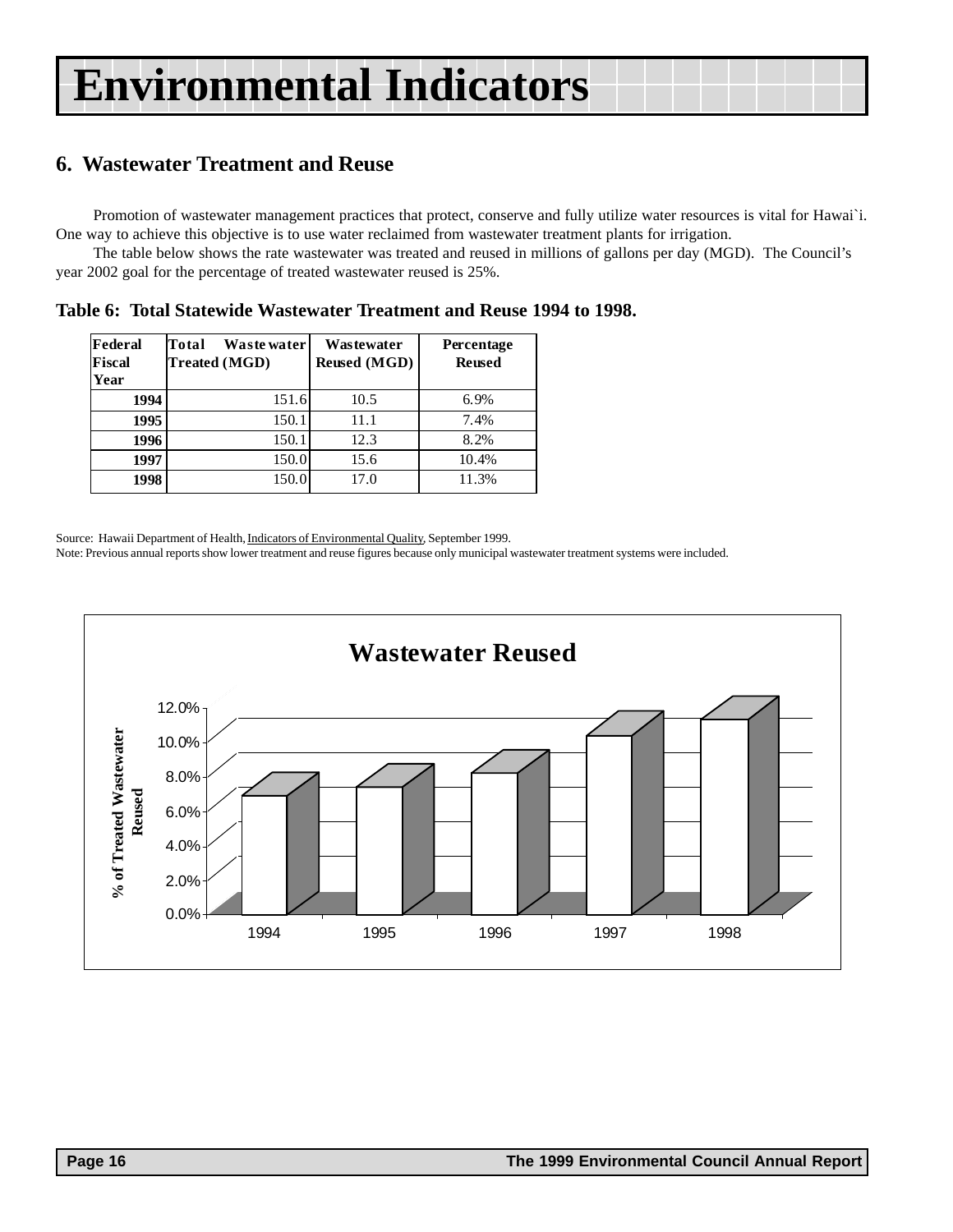# Environmental Indicators

## 6. Wastewater Treatment and Reuse

Promotion of wastewater management practices that protect, conserve and fully utilize water resources is vital for Hawai`i. One way to achieve this objective is to use water reclaimed from wastewater treatment plants for irrigation.

The table below shows the rate wastewater was treated and reused in millions of gallons per day (MGD). The Council's year 2002 goal for the percentage of treated wastewater reused is 25%.

**Table 6: Total Statewide Wastewater Treatment and Reuse 1994 to 1998.**

| Federal Fiscal Year | Total Wastewater Treated (MGD) | Wastewater Reused (MGD) | Percentage Reused |
|---|---|---|---|
| **1994** | 151.6 | 10.5 | 6.9% |
| **1995** | 150.1 | 11.1 | 7.4% |
| **1996** | 150.1 | 12.3 | 8.2% |
| **1997** | 150.0 | 15.6 | 10.4% |
| **1998** | 150.0 | 17.0 | 11.3% |

Source: Hawaii Department of Health, Indicators of Environmental Quality, September 1999.
Note: Previous annual reports show lower treatment and reuse figures because only municipal wastewater treatment systems were included.

**Wastewater Reused**

| Year | % of Treated Wastewater Reused |
|---|---|
| 1994 | 6.9% |
| 1995 | 7.4% |
| 1996 | 8.2% |
| 1997 | 10.4% |
| 1998 | 11.3% |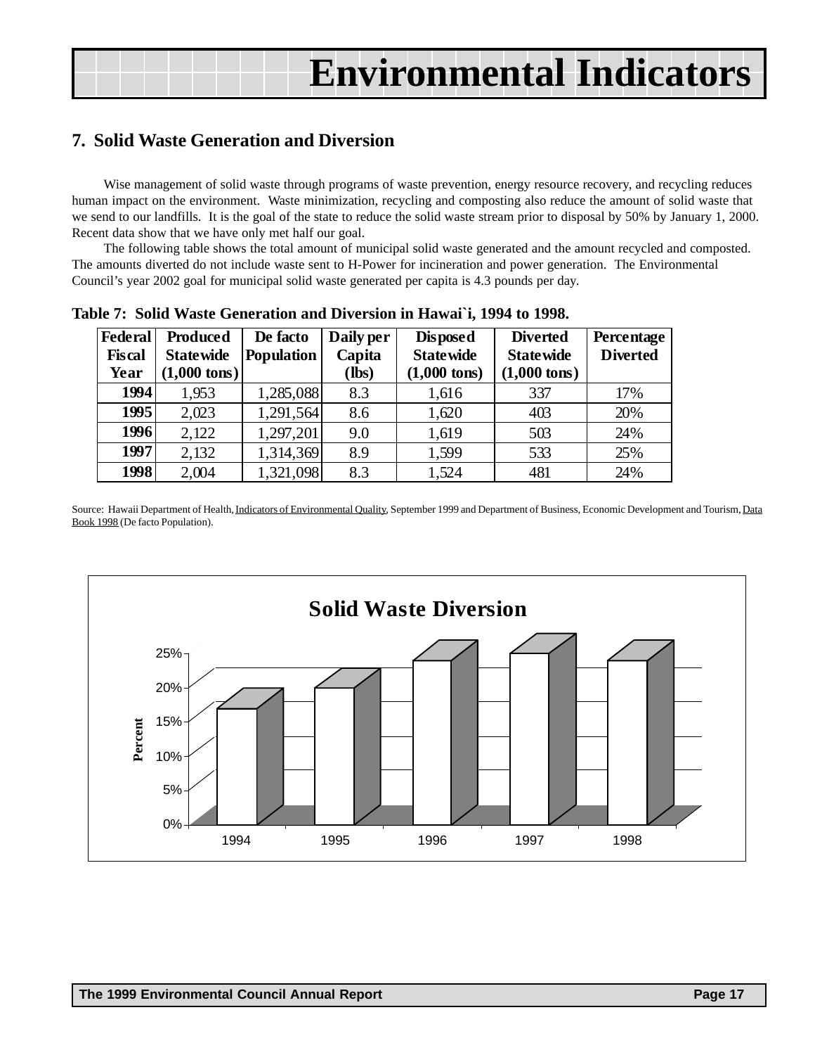# Environmental Indicators

## 7. Solid Waste Generation and Diversion

Wise management of solid waste through programs of waste prevention, energy resource recovery, and recycling reduces human impact on the environment. Waste minimization, recycling and composting also reduce the amount of solid waste that we send to our landfills. It is the goal of the state to reduce the solid waste stream prior to disposal by 50% by January 1, 2000. Recent data show that we have only met half our goal.

The following table shows the total amount of municipal solid waste generated and the amount recycled and composted. The amounts diverted do not include waste sent to H-Power for incineration and power generation. The Environmental Council's year 2002 goal for municipal solid waste generated per capita is 4.3 pounds per day.

**Table 7: Solid Waste Generation and Diversion in Hawai`i, 1994 to 1998.**

| Federal Fiscal Year | Produced Statewide (1,000 tons) | De facto Population | Daily per Capita (lbs) | Disposed Statewide (1,000 tons) | Diverted Statewide (1,000 tons) | Percentage Diverted |
|---|---|---|---|---|---|---|
| 1994 | 1,953 | 1,285,088 | 8.3 | 1,616 | 337 | 17% |
| 1995 | 2,023 | 1,291,564 | 8.6 | 1,620 | 403 | 20% |
| 1996 | 2,122 | 1,297,201 | 9.0 | 1,619 | 503 | 24% |
| 1997 | 2,132 | 1,314,369 | 8.9 | 1,599 | 533 | 25% |
| 1998 | 2,004 | 1,321,098 | 8.3 | 1,524 | 481 | 24% |

Source: Hawaii Department of Health, Indicators of Environmental Quality, September 1999 and Department of Business, Economic Development and Tourism, Data Book 1998 (De facto Population).

**Solid Waste Diversion**

| Year | Percent |
|---|---|
| 1994 | 17% |
| 1995 | 20% |
| 1996 | 24% |
| 1997 | 25% |
| 1998 | 24% |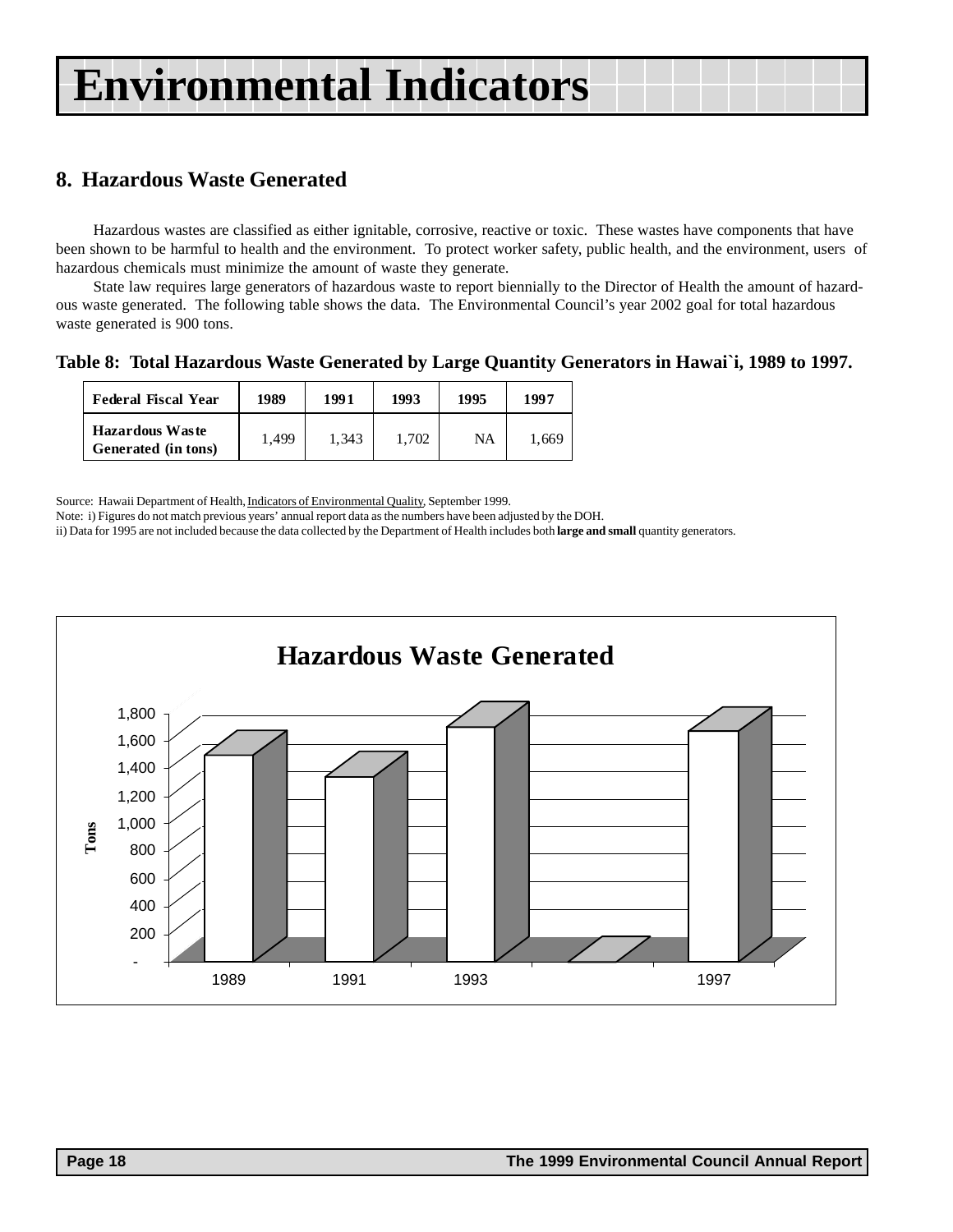# Environmental Indicators

## 8. Hazardous Waste Generated

Hazardous wastes are classified as either ignitable, corrosive, reactive or toxic. These wastes have components that have been shown to be harmful to health and the environment. To protect worker safety, public health, and the environment, users of hazardous chemicals must minimize the amount of waste they generate.

State law requires large generators of hazardous waste to report biennially to the Director of Health the amount of hazardous waste generated. The following table shows the data. The Environmental Council's year 2002 goal for total hazardous waste generated is 900 tons.

**Table 8: Total Hazardous Waste Generated by Large Quantity Generators in Hawai`i, 1989 to 1997.**

| Federal Fiscal Year | 1989 | 1991 | 1993 | 1995 | 1997 |
|---|---|---|---|---|---|
| Hazardous Waste Generated (in tons) | 1,499 | 1,343 | 1,702 | NA | 1,669 |

Source: Hawaii Department of Health, Indicators of Environmental Quality, September 1999.

Note: i) Figures do not match previous years' annual report data as the numbers have been adjusted by the DOH.

ii) Data for 1995 are not included because the data collected by the Department of Health includes both **large and small** quantity generators.

**Hazardous Waste Generated**

| Year | Tons |
|---|---|
| 1989 | 1,499 |
| 1991 | 1,343 |
| 1993 | 1,702 |
| 1995 | |
| 1997 | 1,669 |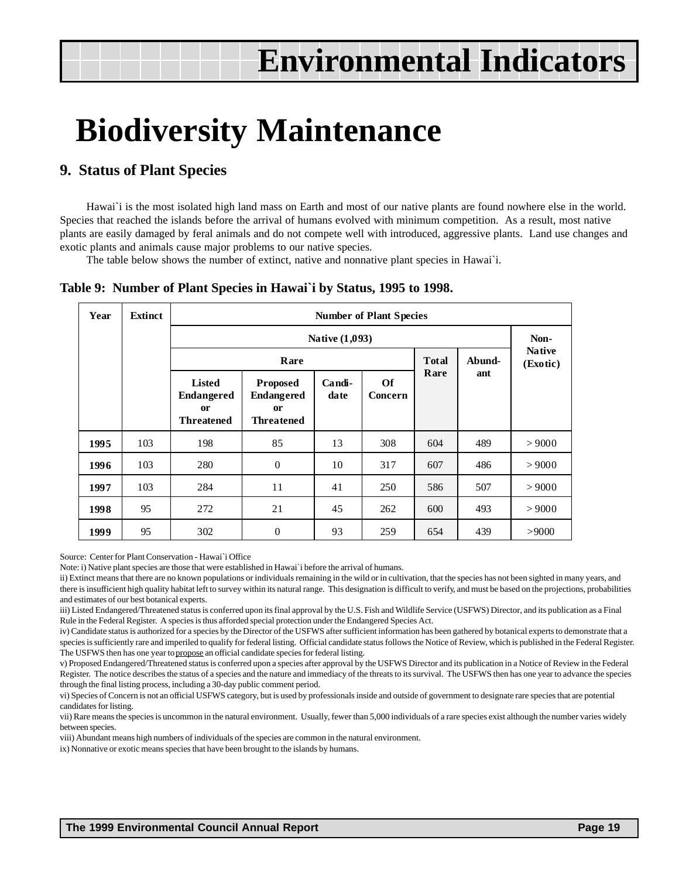# Environmental Indicators

# Biodiversity Maintenance

## 9. Status of Plant Species

Hawai`i is the most isolated high land mass on Earth and most of our native plants are found nowhere else in the world. Species that reached the islands before the arrival of humans evolved with minimum competition. As a result, most native plants are easily damaged by feral animals and do not compete well with introduced, aggressive plants. Land use changes and exotic plants and animals cause major problems to our native species.

The table below shows the number of extinct, native and nonnative plant species in Hawai`i.

**Table 9: Number of Plant Species in Hawai`i by Status, 1995 to 1998.**

| Year | Extinct | Number of Plant Species | | | | | | |
|---|---|---|---|---|---|---|---|---|
| | | Native (1,093) | | | | | | Non-Native (Exotic) |
| | | Rare | | | | Total Rare | Abund-ant | |
| | | Listed Endangered or Threatened | Proposed Endangered or Threatened | Candi-date | Of Concern | | | |
| **1995** | 103 | 198 | 85 | 13 | 308 | 604 | 489 | > 9000 |
| **1996** | 103 | 280 | 0 | 10 | 317 | 607 | 486 | > 9000 |
| **1997** | 103 | 284 | 11 | 41 | 250 | 586 | 507 | > 9000 |
| **1998** | 95 | 272 | 21 | 45 | 262 | 600 | 493 | > 9000 |
| **1999** | 95 | 302 | 0 | 93 | 259 | 654 | 439 | >9000 |

Source: Center for Plant Conservation - Hawai`i Office

Note: i) Native plant species are those that were established in Hawai`i before the arrival of humans.

ii) Extinct means that there are no known populations or individuals remaining in the wild or in cultivation, that the species has not been sighted in many years, and there is insufficient high quality habitat left to survey within its natural range. This designation is difficult to verify, and must be based on the projections, probabilities and estimates of our best botanical experts.

iii) Listed Endangered/Threatened status is conferred upon its final approval by the U.S. Fish and Wildlife Service (USFWS) Director, and its publication as a Final Rule in the Federal Register. A species is thus afforded special protection under the Endangered Species Act.

iv) Candidate status is authorized for a species by the Director of the USFWS after sufficient information has been gathered by botanical experts to demonstrate that a species is sufficiently rare and imperiled to qualify for federal listing. Official candidate status follows the Notice of Review, which is published in the Federal Register. The USFWS then has one year to propose an official candidate species for federal listing.

v) Proposed Endangered/Threatened status is conferred upon a species after approval by the USFWS Director and its publication in a Notice of Review in the Federal Register. The notice describes the status of a species and the nature and immediacy of the threats to its survival. The USFWS then has one year to advance the species through the final listing process, including a 30-day public comment period.

vi) Species of Concern is not an official USFWS category, but is used by professionals inside and outside of government to designate rare species that are potential candidates for listing.

vii) Rare means the species is uncommon in the natural environment. Usually, fewer than 5,000 individuals of a rare species exist although the number varies widely between species.

viii) Abundant means high numbers of individuals of the species are common in the natural environment.

ix) Nonnative or exotic means species that have been brought to the islands by humans.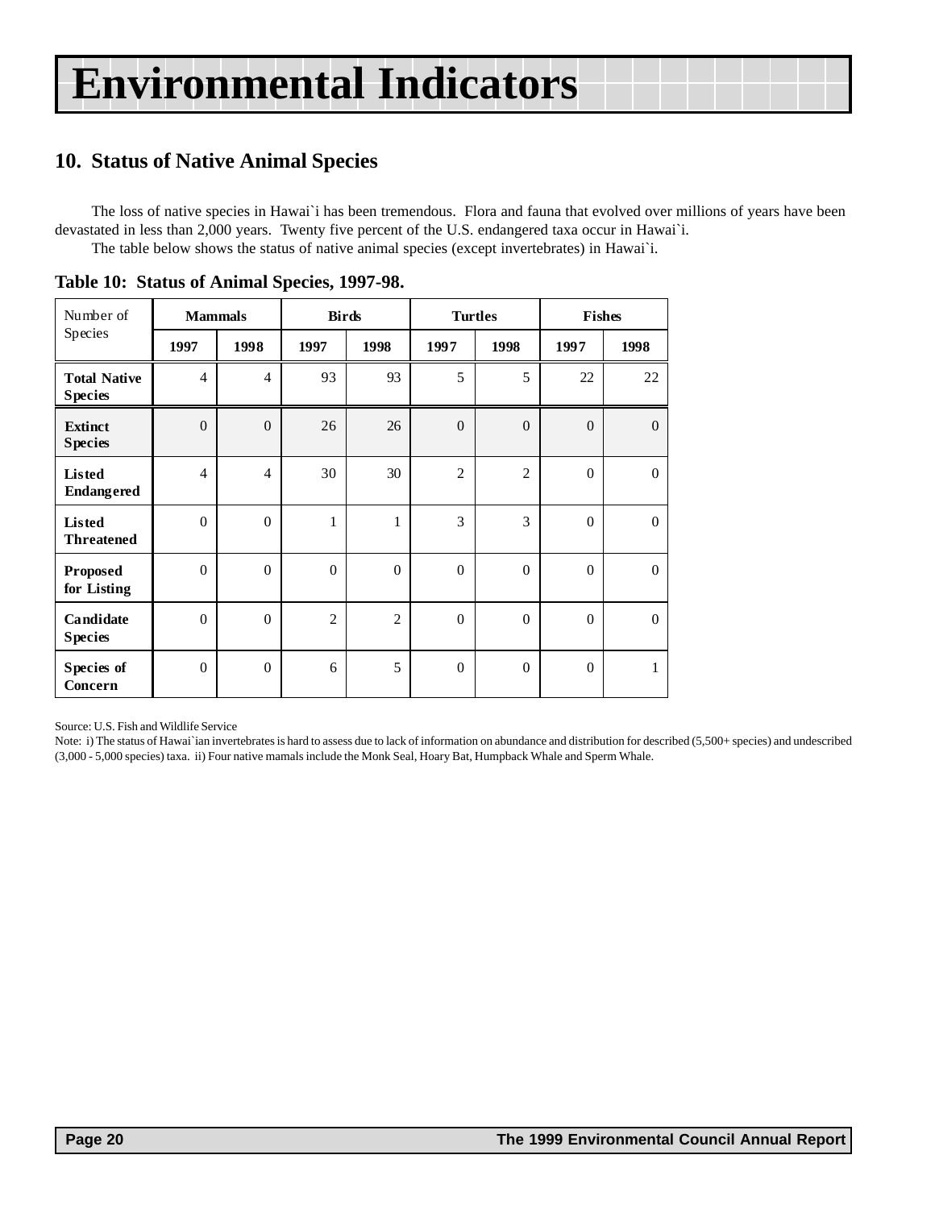# Environmental Indicators

## 10. Status of Native Animal Species

The loss of native species in Hawai`i has been tremendous. Flora and fauna that evolved over millions of years have been devastated in less than 2,000 years. Twenty five percent of the U.S. endangered taxa occur in Hawai`i.

The table below shows the status of native animal species (except invertebrates) in Hawai`i.

**Table 10: Status of Animal Species, 1997-98.**

| Number of Species | Mammals | | Birds | | Turtles | | Fishes | |
|---|---|---|---|---|---|---|---|---|
| | 1997 | 1998 | 1997 | 1998 | 1997 | 1998 | 1997 | 1998 |
| **Total Native Species** | 4 | 4 | 93 | 93 | 5 | 5 | 22 | 22 |
| **Extinct Species** | 0 | 0 | 26 | 26 | 0 | 0 | 0 | 0 |
| **Listed Endangered** | 4 | 4 | 30 | 30 | 2 | 2 | 0 | 0 |
| **Listed Threatened** | 0 | 0 | 1 | 1 | 3 | 3 | 0 | 0 |
| **Proposed for Listing** | 0 | 0 | 0 | 0 | 0 | 0 | 0 | 0 |
| **Candidate Species** | 0 | 0 | 2 | 2 | 0 | 0 | 0 | 0 |
| **Species of Concern** | 0 | 0 | 6 | 5 | 0 | 0 | 0 | 1 |

Source: U.S. Fish and Wildlife Service

Note: i) The status of Hawai`ian invertebrates is hard to assess due to lack of information on abundance and distribution for described (5,500+ species) and undescribed (3,000 - 5,000 species) taxa. ii) Four native mamals include the Monk Seal, Hoary Bat, Humpback Whale and Sperm Whale.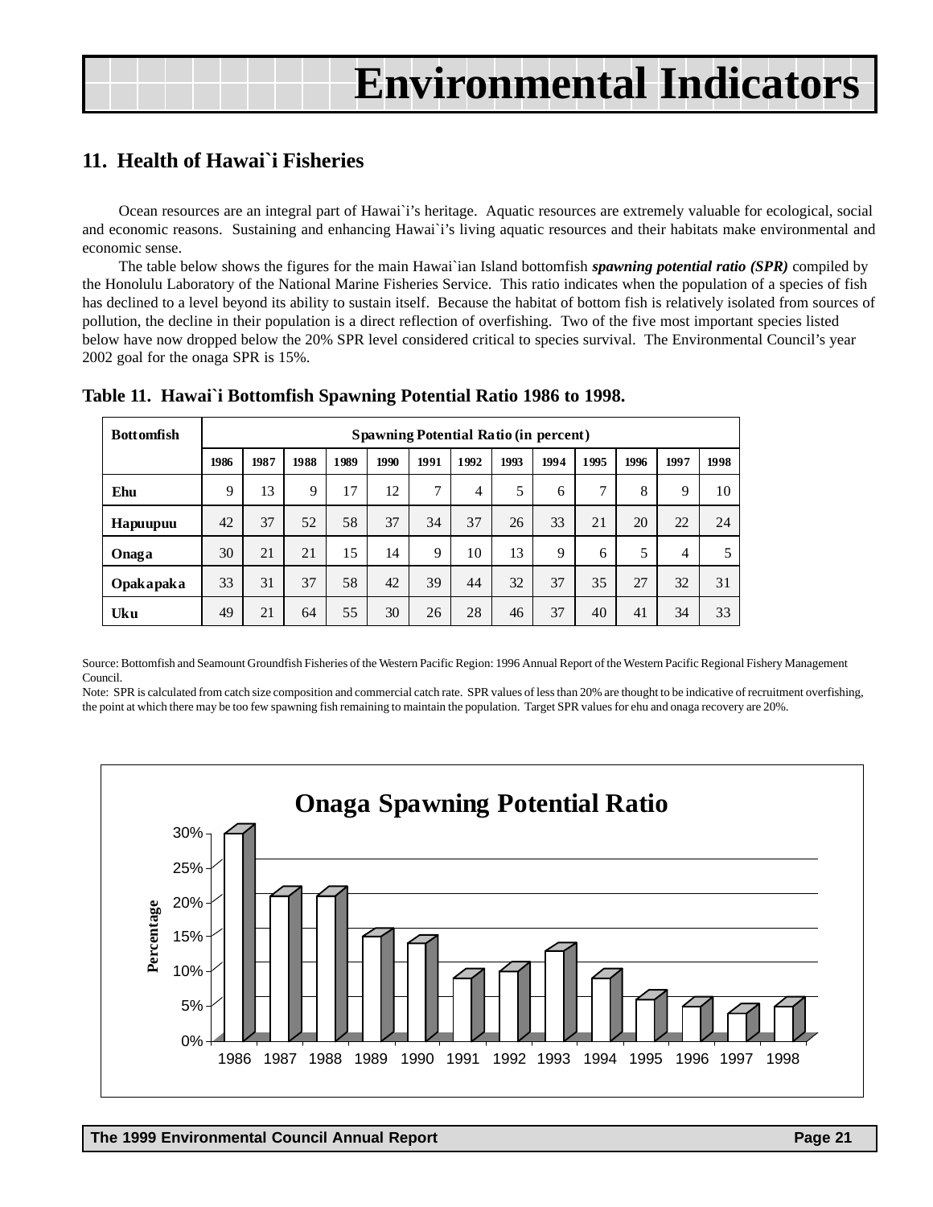# Environmental Indicators

## 11. Health of Hawai`i Fisheries

Ocean resources are an integral part of Hawai`i's heritage. Aquatic resources are extremely valuable for ecological, social and economic reasons. Sustaining and enhancing Hawai`i's living aquatic resources and their habitats make environmental and economic sense.

The table below shows the figures for the main Hawai`ian Island bottomfish ***spawning potential ratio (SPR)*** compiled by the Honolulu Laboratory of the National Marine Fisheries Service. This ratio indicates when the population of a species of fish has declined to a level beyond its ability to sustain itself. Because the habitat of bottom fish is relatively isolated from sources of pollution, the decline in their population is a direct reflection of overfishing. Two of the five most important species listed below have now dropped below the 20% SPR level considered critical to species survival. The Environmental Council's year 2002 goal for the onaga SPR is 15%.

**Table 11. Hawai`i Bottomfish Spawning Potential Ratio 1986 to 1998.**

| Bottomfish | Spawning Potential Ratio (in percent) | | | | | | | | | | | | |
|---|---|---|---|---|---|---|---|---|---|---|---|---|---|
| | 1986 | 1987 | 1988 | 1989 | 1990 | 1991 | 1992 | 1993 | 1994 | 1995 | 1996 | 1997 | 1998 |
| Ehu | 9 | 13 | 9 | 17 | 12 | 7 | 4 | 5 | 6 | 7 | 8 | 9 | 10 |
| Hapuupuu | 42 | 37 | 52 | 58 | 37 | 34 | 37 | 26 | 33 | 21 | 20 | 22 | 24 |
| Onaga | 30 | 21 | 21 | 15 | 14 | 9 | 10 | 13 | 9 | 6 | 5 | 4 | 5 |
| Opakapaka | 33 | 31 | 37 | 58 | 42 | 39 | 44 | 32 | 37 | 35 | 27 | 32 | 31 |
| Uku | 49 | 21 | 64 | 55 | 30 | 26 | 28 | 46 | 37 | 40 | 41 | 34 | 33 |

Source: Bottomfish and Seamount Groundfish Fisheries of the Western Pacific Region: 1996 Annual Report of the Western Pacific Regional Fishery Management Council.

Note: SPR is calculated from catch size composition and commercial catch rate. SPR values of less than 20% are thought to be indicative of recruitment overfishing, the point at which there may be too few spawning fish remaining to maintain the population. Target SPR values for ehu and onaga recovery are 20%.

**Onaga Spawning Potential Ratio**

| Year | Percentage |
|---|---|
| 1986 | 30% |
| 1987 | 21% |
| 1988 | 21% |
| 1989 | 15% |
| 1990 | 14% |
| 1991 | 9% |
| 1992 | 10% |
| 1993 | 13% |
| 1994 | 9% |
| 1995 | 6% |
| 1996 | 5% |
| 1997 | 4% |
| 1998 | 5% |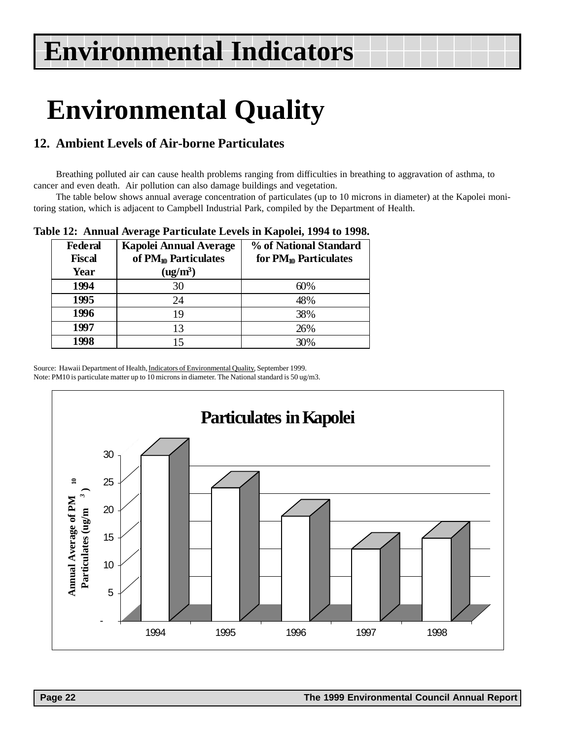# Environmental Indicators

# Environmental Quality

## 12. Ambient Levels of Air-borne Particulates

Breathing polluted air can cause health problems ranging from difficulties in breathing to aggravation of asthma, to cancer and even death. Air pollution can also damage buildings and vegetation.

The table below shows annual average concentration of particulates (up to 10 microns in diameter) at the Kapolei monitoring station, which is adjacent to Campbell Industrial Park, compiled by the Department of Health.

**Table 12: Annual Average Particulate Levels in Kapolei, 1994 to 1998.**

| Federal Fiscal Year | Kapolei Annual Average of $PM_{10}$ Particulates ($ug/m^3$) | % of National Standard for $PM_{10}$ Particulates |
|---|---|---|
| 1994 | 30 | 60% |
| 1995 | 24 | 48% |
| 1996 | 19 | 38% |
| 1997 | 13 | 26% |
| 1998 | 15 | 30% |

Source: Hawaii Department of Health, Indicators of Environmental Quality, September 1999.
Note: PM10 is particulate matter up to 10 microns in diameter. The National standard is 50 ug/m3.

**Particulates in Kapolei**

| Year | Annual Average of $PM_{10}$ Particulates ($ug/m^3$) |
|---|---|
| 1994 | 30 |
| 1995 | 24 |
| 1996 | 19 |
| 1997 | 13 |
| 1998 | 15 |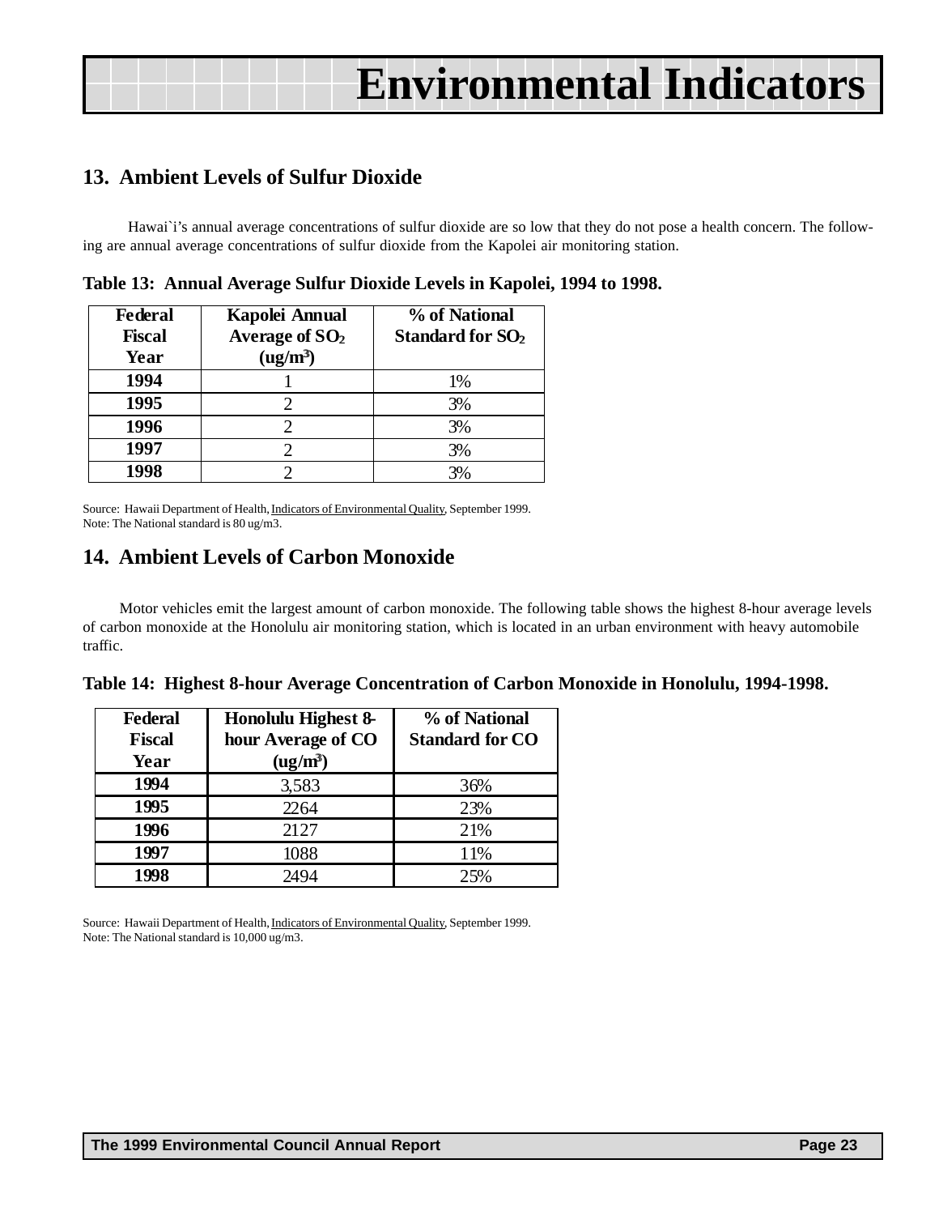# Environmental Indicators

## 13. Ambient Levels of Sulfur Dioxide

Hawai`i's annual average concentrations of sulfur dioxide are so low that they do not pose a health concern. The following are annual average concentrations of sulfur dioxide from the Kapolei air monitoring station.

**Table 13: Annual Average Sulfur Dioxide Levels in Kapolei, 1994 to 1998.**

| Federal Fiscal Year | Kapolei Annual Average of $SO_2$ (ug/m$^3$) | % of National Standard for $SO_2$ |
|---|---|---|
| 1994 | 1 | 1% |
| 1995 | 2 | 3% |
| 1996 | 2 | 3% |
| 1997 | 2 | 3% |
| 1998 | 2 | 3% |

Source: Hawaii Department of Health, Indicators of Environmental Quality, September 1999.
Note: The National standard is 80 ug/m3.

## 14. Ambient Levels of Carbon Monoxide

Motor vehicles emit the largest amount of carbon monoxide. The following table shows the highest 8-hour average levels of carbon monoxide at the Honolulu air monitoring station, which is located in an urban environment with heavy automobile traffic.

**Table 14: Highest 8-hour Average Concentration of Carbon Monoxide in Honolulu, 1994-1998.**

| Federal Fiscal Year | Honolulu Highest 8-hour Average of CO (ug/m$^3$) | % of National Standard for CO |
|---|---|---|
| 1994 | 3,583 | 36% |
| 1995 | 2264 | 23% |
| 1996 | 2127 | 21% |
| 1997 | 1088 | 11% |
| 1998 | 2494 | 25% |

Source: Hawaii Department of Health, Indicators of Environmental Quality, September 1999.
Note: The National standard is 10,000 ug/m3.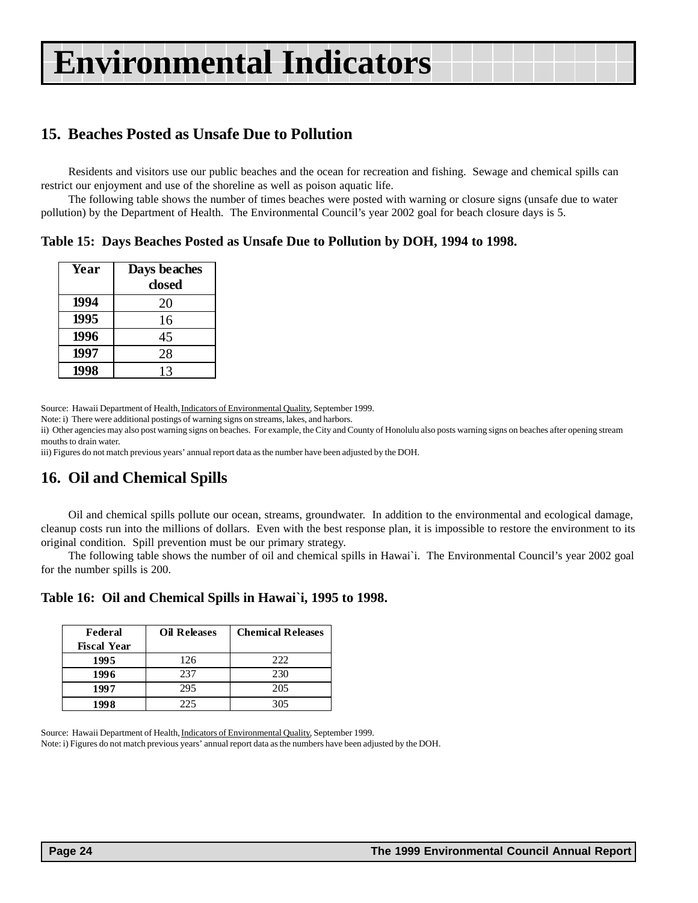# Environmental Indicators

## 15. Beaches Posted as Unsafe Due to Pollution

Residents and visitors use our public beaches and the ocean for recreation and fishing. Sewage and chemical spills can restrict our enjoyment and use of the shoreline as well as poison aquatic life.

The following table shows the number of times beaches were posted with warning or closure signs (unsafe due to water pollution) by the Department of Health. The Environmental Council's year 2002 goal for beach closure days is 5.

**Table 15: Days Beaches Posted as Unsafe Due to Pollution by DOH, 1994 to 1998.**

| Year | Days beaches closed |
|---|---|
| 1994 | 20 |
| 1995 | 16 |
| 1996 | 45 |
| 1997 | 28 |
| 1998 | 13 |

Source: Hawaii Department of Health, Indicators of Environmental Quality, September 1999.

Note: i) There were additional postings of warning signs on streams, lakes, and harbors.

ii) Other agencies may also post warning signs on beaches. For example, the City and County of Honolulu also posts warning signs on beaches after opening stream mouths to drain water.

iii) Figures do not match previous years' annual report data as the number have been adjusted by the DOH.

## 16. Oil and Chemical Spills

Oil and chemical spills pollute our ocean, streams, groundwater. In addition to the environmental and ecological damage, cleanup costs run into the millions of dollars. Even with the best response plan, it is impossible to restore the environment to its original condition. Spill prevention must be our primary strategy.

The following table shows the number of oil and chemical spills in Hawai`i. The Environmental Council's year 2002 goal for the number spills is 200.

**Table 16: Oil and Chemical Spills in Hawai`i, 1995 to 1998.**

| Federal Fiscal Year | Oil Releases | Chemical Releases |
|---|---|---|
| 1995 | 126 | 222 |
| 1996 | 237 | 230 |
| 1997 | 295 | 205 |
| 1998 | 225 | 305 |

Source: Hawaii Department of Health, Indicators of Environmental Quality, September 1999.

Note: i) Figures do not match previous years' annual report data as the numbers have been adjusted by the DOH.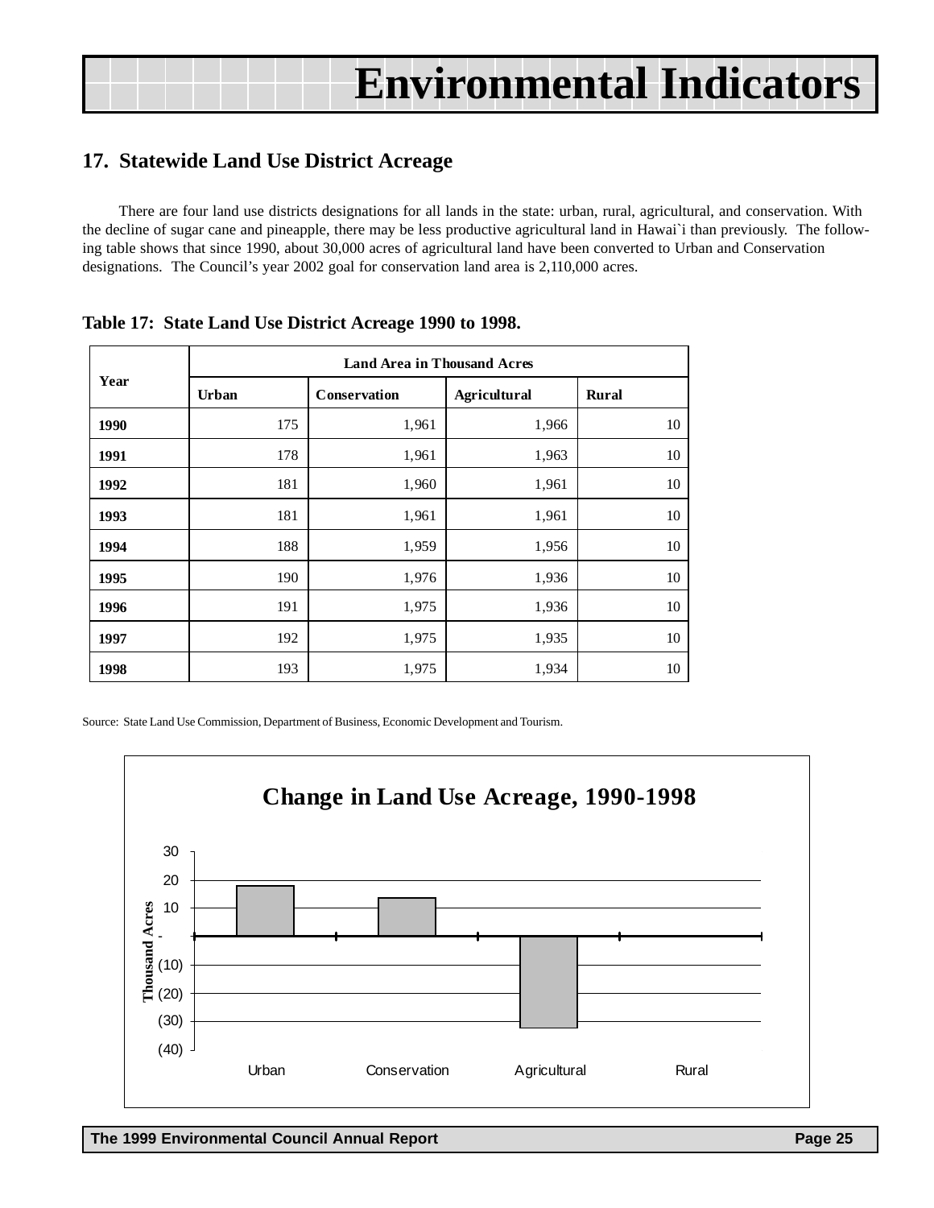# Environmental Indicators

## 17. Statewide Land Use District Acreage

There are four land use districts designations for all lands in the state: urban, rural, agricultural, and conservation. With the decline of sugar cane and pineapple, there may be less productive agricultural land in Hawai`i than previously. The following table shows that since 1990, about 30,000 acres of agricultural land have been converted to Urban and Conservation designations. The Council's year 2002 goal for conservation land area is 2,110,000 acres.

**Table 17: State Land Use District Acreage 1990 to 1998.**

| Year | Land Area in Thousand Acres | | | |
|---|---|---|---|---|
| | Urban | Conservation | Agricultural | Rural |
| **1990** | 175 | 1,961 | 1,966 | 10 |
| **1991** | 178 | 1,961 | 1,963 | 10 |
| **1992** | 181 | 1,960 | 1,961 | 10 |
| **1993** | 181 | 1,961 | 1,961 | 10 |
| **1994** | 188 | 1,959 | 1,956 | 10 |
| **1995** | 190 | 1,976 | 1,936 | 10 |
| **1996** | 191 | 1,975 | 1,936 | 10 |
| **1997** | 192 | 1,975 | 1,935 | 10 |
| **1998** | 193 | 1,975 | 1,934 | 10 |

Source: State Land Use Commission, Department of Business, Economic Development and Tourism.

**Change in Land Use Acreage, 1990-1998**

| Land Use District | Change (Thousand Acres) |
|---|---|
| Urban | 18 |
| Conservation | 14 |
| Agricultural | (32) |
| Rural | - |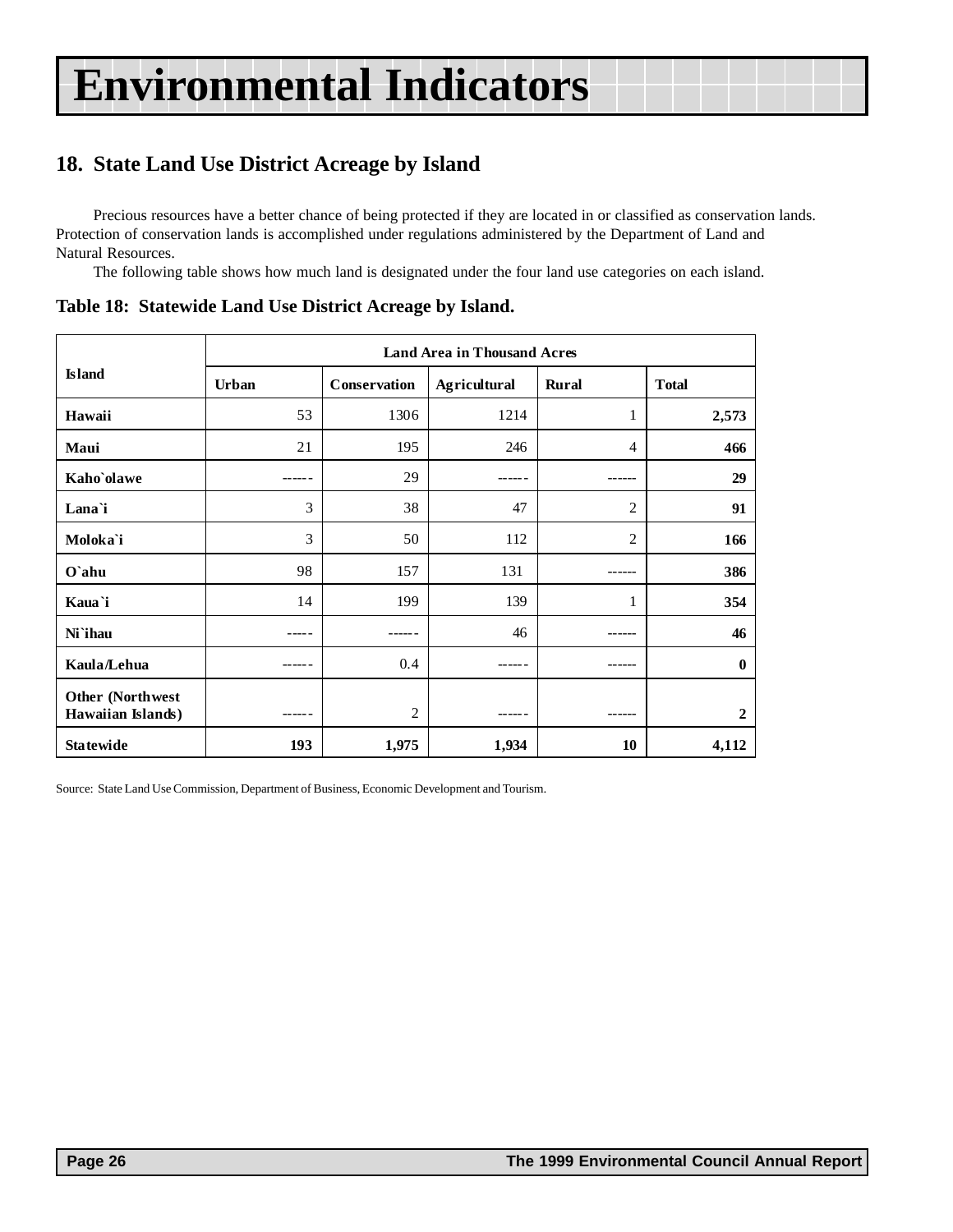# Environmental Indicators

## 18. State Land Use District Acreage by Island

Precious resources have a better chance of being protected if they are located in or classified as conservation lands. Protection of conservation lands is accomplished under regulations administered by the Department of Land and Natural Resources.

The following table shows how much land is designated under the four land use categories on each island.

**Table 18: Statewide Land Use District Acreage by Island.**

| Island | Land Area in Thousand Acres | | | | |
|---|---|---|---|---|---|
| | Urban | Conservation | Agricultural | Rural | Total |
| **Hawaii** | 53 | 1306 | 1214 | 1 | **2,573** |
| **Maui** | 21 | 195 | 246 | 4 | **466** |
| **Kaho`olawe** | ------ | 29 | ------ | ------ | **29** |
| **Lana`i** | 3 | 38 | 47 | 2 | **91** |
| **Moloka`i** | 3 | 50 | 112 | 2 | **166** |
| **O`ahu** | 98 | 157 | 131 | ------ | **386** |
| **Kaua`i** | 14 | 199 | 139 | 1 | **354** |
| **Ni`ihau** | ----- | ------ | 46 | ------ | **46** |
| **Kaula/Lehua** | ------ | 0.4 | ------ | ------ | **0** |
| **Other (Northwest Hawaiian Islands)** | ------ | 2 | ------ | ------ | **2** |
| **Statewide** | **193** | **1,975** | **1,934** | **10** | **4,112** |

Source: State Land Use Commission, Department of Business, Economic Development and Tourism.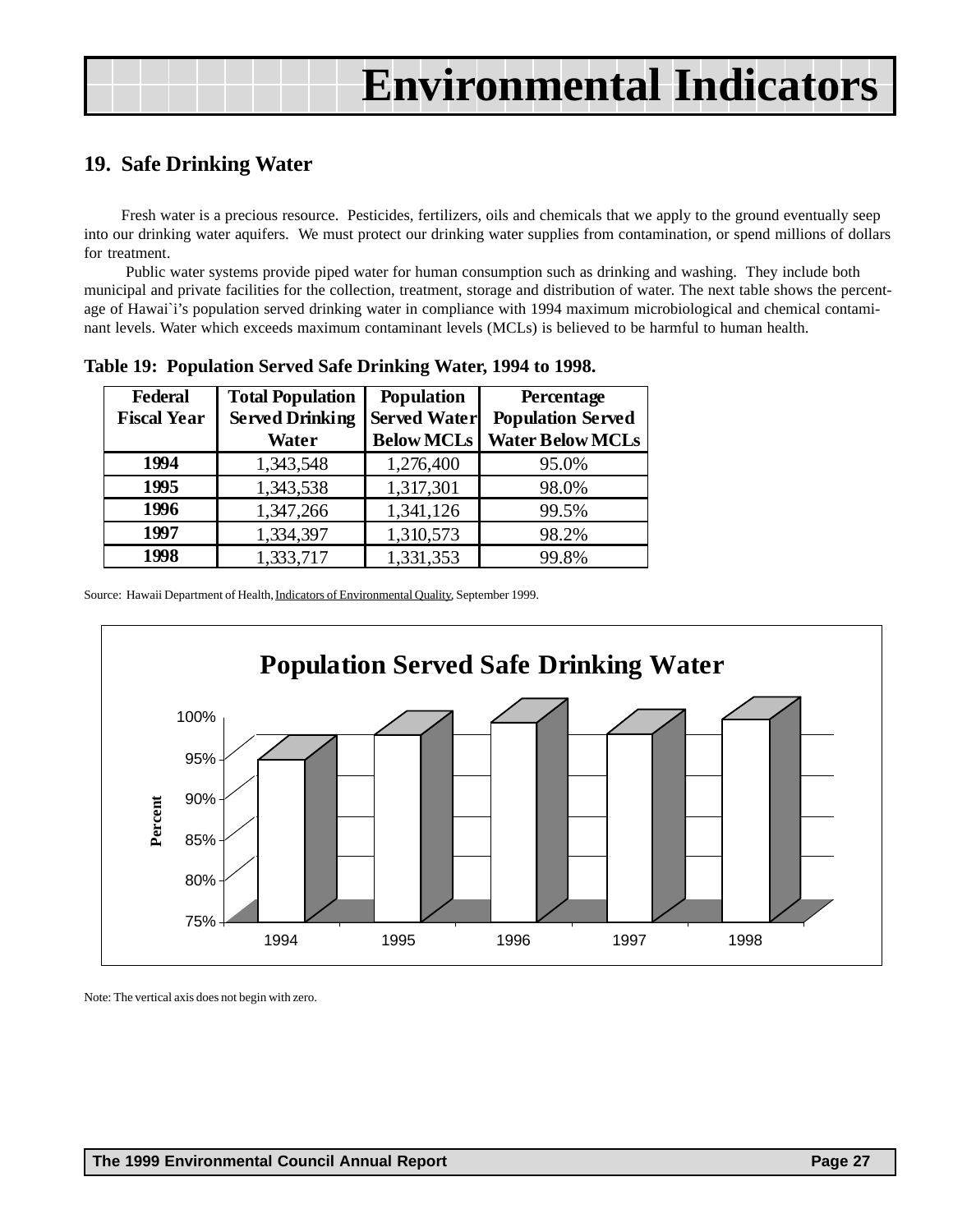# Environmental Indicators

## 19. Safe Drinking Water

Fresh water is a precious resource. Pesticides, fertilizers, oils and chemicals that we apply to the ground eventually seep into our drinking water aquifers. We must protect our drinking water supplies from contamination, or spend millions of dollars for treatment.

Public water systems provide piped water for human consumption such as drinking and washing. They include both municipal and private facilities for the collection, treatment, storage and distribution of water. The next table shows the percentage of Hawai`i's population served drinking water in compliance with 1994 maximum microbiological and chemical contaminant levels. Water which exceeds maximum contaminant levels (MCLs) is believed to be harmful to human health.

**Table 19: Population Served Safe Drinking Water, 1994 to 1998.**

| Federal Fiscal Year | Total Population Served Drinking Water | Population Served Water Below MCLs | Percentage Population Served Water Below MCLs |
|---|---|---|---|
| **1994** | 1,343,548 | 1,276,400 | 95.0% |
| **1995** | 1,343,538 | 1,317,301 | 98.0% |
| **1996** | 1,347,266 | 1,341,126 | 99.5% |
| **1997** | 1,334,397 | 1,310,573 | 98.2% |
| **1998** | 1,333,717 | 1,331,353 | 99.8% |

Source: Hawaii Department of Health, Indicators of Environmental Quality, September 1999.

**Population Served Safe Drinking Water**

Note: The vertical axis does not begin with zero.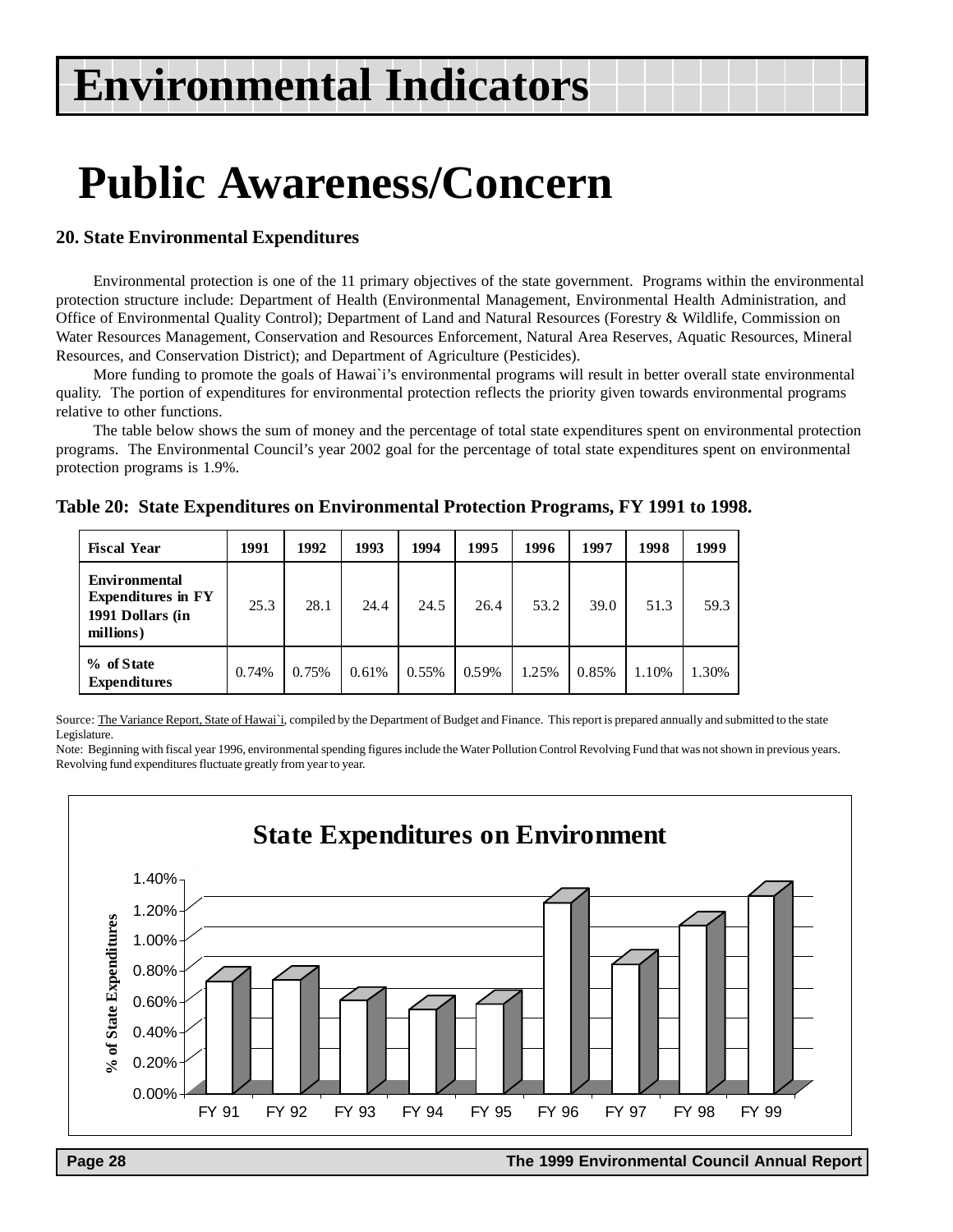# Environmental Indicators

# Public Awareness/Concern

### 20. State Environmental Expenditures

Environmental protection is one of the 11 primary objectives of the state government. Programs within the environmental protection structure include: Department of Health (Environmental Management, Environmental Health Administration, and Office of Environmental Quality Control); Department of Land and Natural Resources (Forestry & Wildlife, Commission on Water Resources Management, Conservation and Resources Enforcement, Natural Area Reserves, Aquatic Resources, Mineral Resources, and Conservation District); and Department of Agriculture (Pesticides).

More funding to promote the goals of Hawai`i's environmental programs will result in better overall state environmental quality. The portion of expenditures for environmental protection reflects the priority given towards environmental programs relative to other functions.

The table below shows the sum of money and the percentage of total state expenditures spent on environmental protection programs. The Environmental Council's year 2002 goal for the percentage of total state expenditures spent on environmental protection programs is 1.9%.

**Table 20: State Expenditures on Environmental Protection Programs, FY 1991 to 1998.**

| Fiscal Year | 1991 | 1992 | 1993 | 1994 | 1995 | 1996 | 1997 | 1998 | 1999 |
|---|---|---|---|---|---|---|---|---|---|
| Environmental Expenditures in FY 1991 Dollars (in millions) | 25.3 | 28.1 | 24.4 | 24.5 | 26.4 | 53.2 | 39.0 | 51.3 | 59.3 |
| % of State Expenditures | 0.74% | 0.75% | 0.61% | 0.55% | 0.59% | 1.25% | 0.85% | 1.10% | 1.30% |

Source: The Variance Report, State of Hawai`i, compiled by the Department of Budget and Finance. This report is prepared annually and submitted to the state Legislature.

Note: Beginning with fiscal year 1996, environmental spending figures include the Water Pollution Control Revolving Fund that was not shown in previous years. Revolving fund expenditures fluctuate greatly from year to year.

**State Expenditures on Environment**

| Fiscal Year | % of State Expenditures |
|---|---|
| FY 91 | 0.74% |
| FY 92 | 0.75% |
| FY 93 | 0.61% |
| FY 94 | 0.55% |
| FY 95 | 0.59% |
| FY 96 | 1.25% |
| FY 97 | 0.85% |
| FY 98 | 1.10% |
| FY 99 | 1.30% |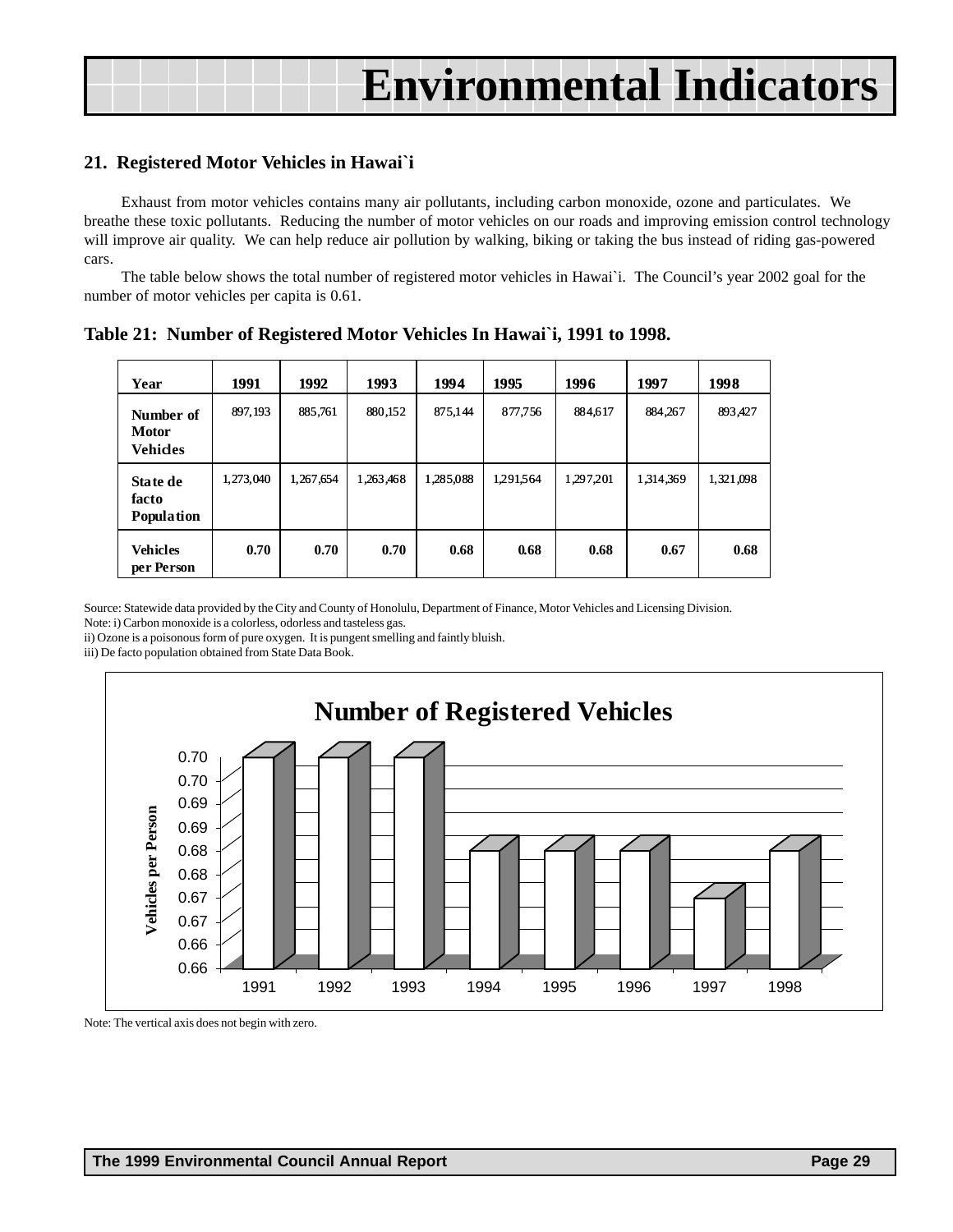# Environmental Indicators

### 21. Registered Motor Vehicles in Hawai`i

Exhaust from motor vehicles contains many air pollutants, including carbon monoxide, ozone and particulates. We breathe these toxic pollutants. Reducing the number of motor vehicles on our roads and improving emission control technology will improve air quality. We can help reduce air pollution by walking, biking or taking the bus instead of riding gas-powered cars.

The table below shows the total number of registered motor vehicles in Hawai`i. The Council's year 2002 goal for the number of motor vehicles per capita is 0.61.

**Table 21: Number of Registered Motor Vehicles In Hawai`i, 1991 to 1998.**

| Year | 1991 | 1992 | 1993 | 1994 | 1995 | 1996 | 1997 | 1998 |
|---|---|---|---|---|---|---|---|---|
| Number of Motor Vehicles | 897,193 | 885,761 | 880,152 | 875,144 | 877,756 | 884,617 | 884,267 | 893,427 |
| State de facto Population | 1,273,040 | 1,267,654 | 1,263,468 | 1,285,088 | 1,291,564 | 1,297,201 | 1,314,369 | 1,321,098 |
| Vehicles per Person | 0.70 | 0.70 | 0.70 | 0.68 | 0.68 | 0.68 | 0.67 | 0.68 |

Source: Statewide data provided by the City and County of Honolulu, Department of Finance, Motor Vehicles and Licensing Division.
Note: i) Carbon monoxide is a colorless, odorless and tasteless gas.
ii) Ozone is a poisonous form of pure oxygen. It is pungent smelling and faintly bluish.
iii) De facto population obtained from State Data Book.

**Number of Registered Vehicles**

| Year | 1991 | 1992 | 1993 | 1994 | 1995 | 1996 | 1997 | 1998 |
|---|---|---|---|---|---|---|---|---|
| Vehicles per Person | 0.70 | 0.70 | 0.70 | 0.68 | 0.68 | 0.68 | 0.67 | 0.68 |

Note: The vertical axis does not begin with zero.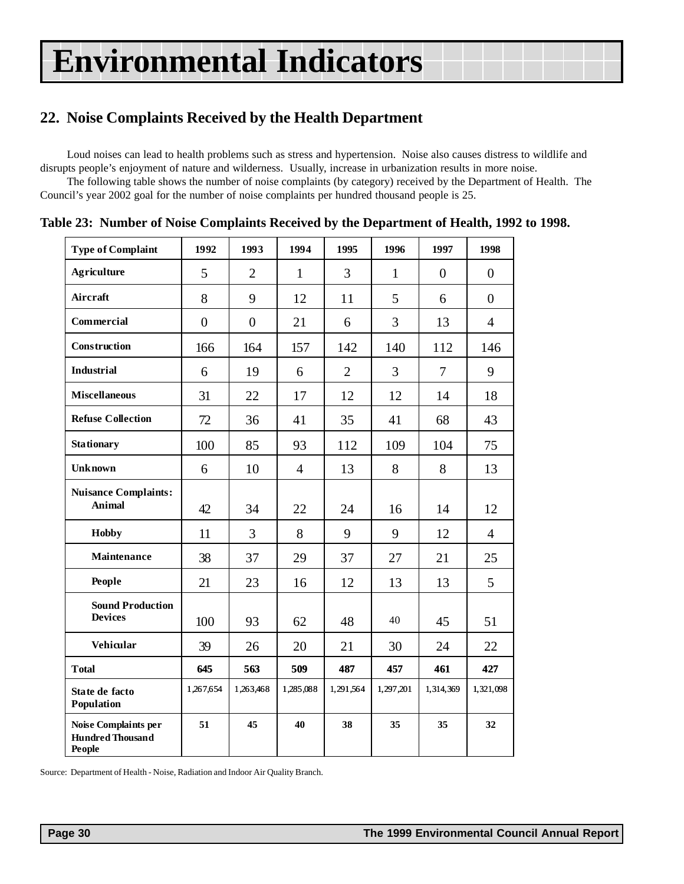# Environmental Indicators

## 22. Noise Complaints Received by the Health Department

Loud noises can lead to health problems such as stress and hypertension. Noise also causes distress to wildlife and disrupts people's enjoyment of nature and wilderness. Usually, increase in urbanization results in more noise.

The following table shows the number of noise complaints (by category) received by the Department of Health. The Council's year 2002 goal for the number of noise complaints per hundred thousand people is 25.

**Table 23: Number of Noise Complaints Received by the Department of Health, 1992 to 1998.**

| Type of Complaint | 1992 | 1993 | 1994 | 1995 | 1996 | 1997 | 1998 |
|---|---|---|---|---|---|---|---|
| Agriculture | 5 | 2 | 1 | 3 | 1 | 0 | 0 |
| Aircraft | 8 | 9 | 12 | 11 | 5 | 6 | 0 |
| Commercial | 0 | 0 | 21 | 6 | 3 | 13 | 4 |
| Construction | 166 | 164 | 157 | 142 | 140 | 112 | 146 |
| Industrial | 6 | 19 | 6 | 2 | 3 | 7 | 9 |
| Miscellaneous | 31 | 22 | 17 | 12 | 12 | 14 | 18 |
| Refuse Collection | 72 | 36 | 41 | 35 | 41 | 68 | 43 |
| Stationary | 100 | 85 | 93 | 112 | 109 | 104 | 75 |
| Unknown | 6 | 10 | 4 | 13 | 8 | 8 | 13 |
| Nuisance Complaints: Animal | 42 | 34 | 22 | 24 | 16 | 14 | 12 |
| Hobby | 11 | 3 | 8 | 9 | 9 | 12 | 4 |
| Maintenance | 38 | 37 | 29 | 37 | 27 | 21 | 25 |
| People | 21 | 23 | 16 | 12 | 13 | 13 | 5 |
| Sound Production Devices | 100 | 93 | 62 | 48 | 40 | 45 | 51 |
| Vehicular | 39 | 26 | 20 | 21 | 30 | 24 | 22 |
| **Total** | **645** | **563** | **509** | **487** | **457** | **461** | **427** |
| State de facto Population | 1,267,654 | 1,263,468 | 1,285,088 | 1,291,564 | 1,297,201 | 1,314,369 | 1,321,098 |
| Noise Complaints per Hundred Thousand People | 51 | 45 | 40 | 38 | 35 | 35 | 32 |

Source: Department of Health - Noise, Radiation and Indoor Air Quality Branch.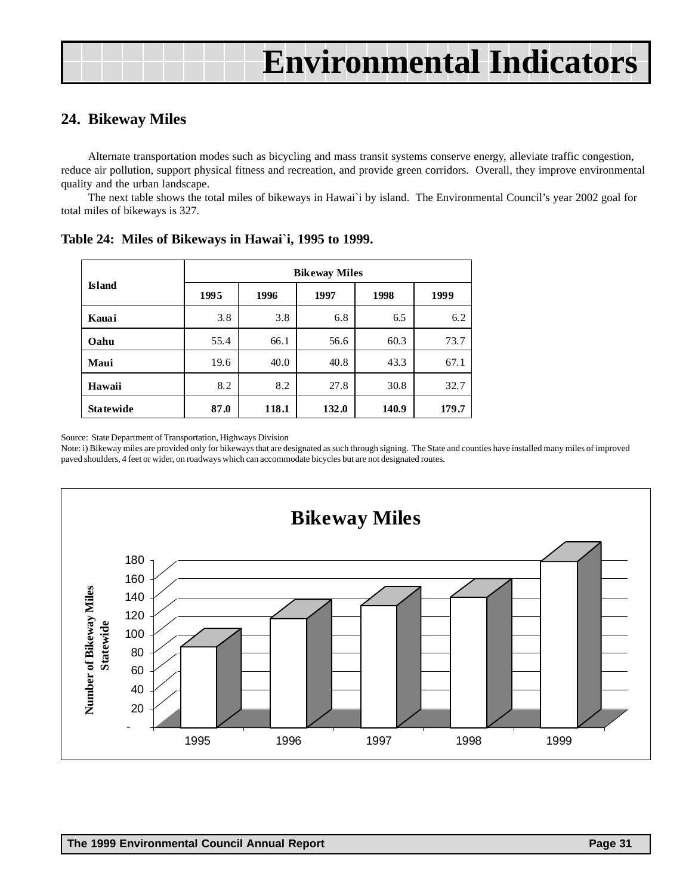# Environmental Indicators

## 24. Bikeway Miles

Alternate transportation modes such as bicycling and mass transit systems conserve energy, alleviate traffic congestion, reduce air pollution, support physical fitness and recreation, and provide green corridors. Overall, they improve environmental quality and the urban landscape.

The next table shows the total miles of bikeways in Hawai`i by island. The Environmental Council's year 2002 goal for total miles of bikeways is 327.

**Table 24: Miles of Bikeways in Hawai`i, 1995 to 1999.**

| Island | Bikeway Miles | | | | |
|---|---|---|---|---|---|
| | 1995 | 1996 | 1997 | 1998 | 1999 |
| Kauai | 3.8 | 3.8 | 6.8 | 6.5 | 6.2 |
| Oahu | 55.4 | 66.1 | 56.6 | 60.3 | 73.7 |
| Maui | 19.6 | 40.0 | 40.8 | 43.3 | 67.1 |
| Hawaii | 8.2 | 8.2 | 27.8 | 30.8 | 32.7 |
| **Statewide** | **87.0** | **118.1** | **132.0** | **140.9** | **179.7** |

Source: State Department of Transportation, Highways Division

Note: i) Bikeway miles are provided only for bikeways that are designated as such through signing. The State and counties have installed many miles of improved paved shoulders, 4 feet or wider, on roadways which can accommodate bicycles but are not designated routes.

**Bikeway Miles**

Number of Bikeway Miles Statewide

| Year | Miles |
|---|---|
| 1995 | 87.0 |
| 1996 | 118.1 |
| 1997 | 132.0 |
| 1998 | 140.9 |
| 1999 | 179.7 |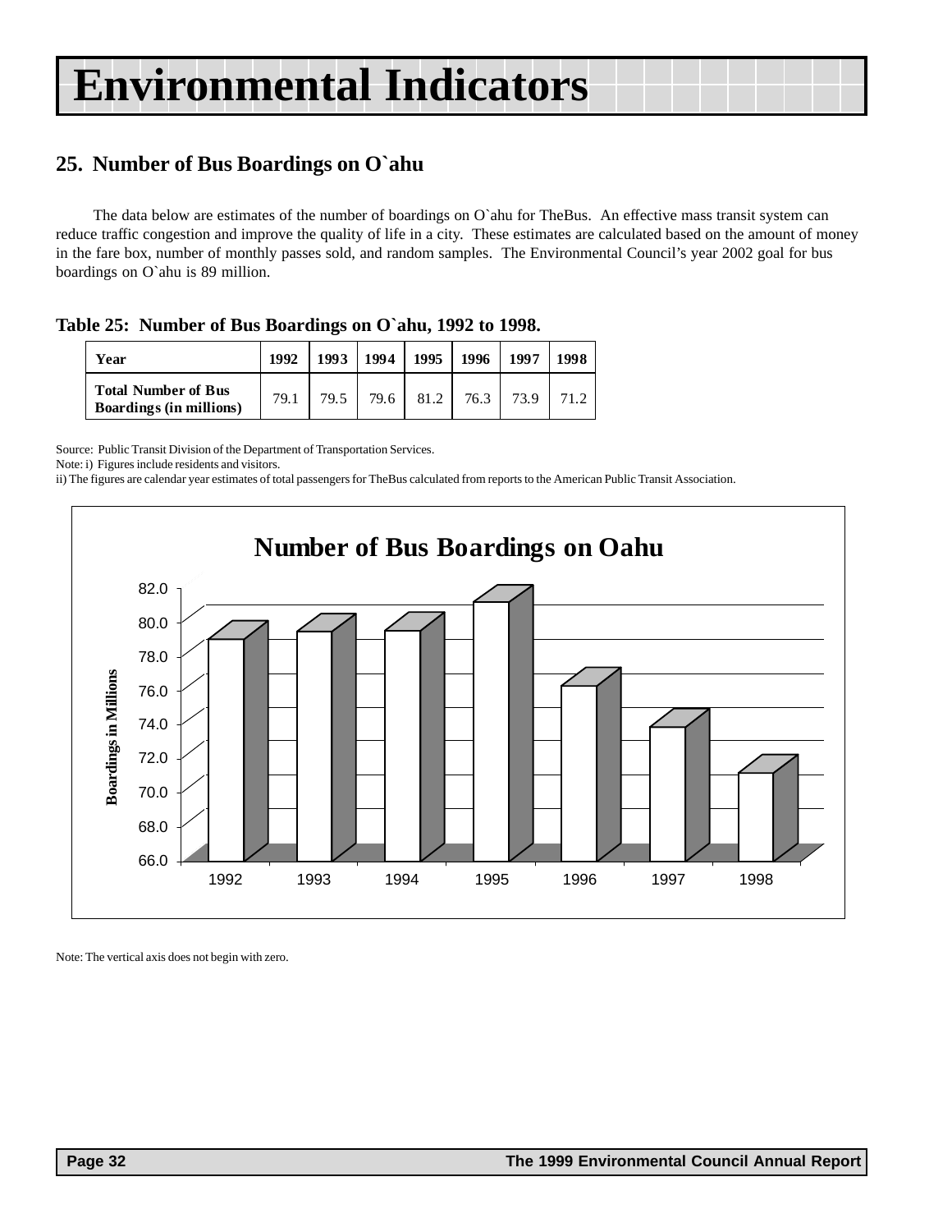# Environmental Indicators

## 25. Number of Bus Boardings on O`ahu

The data below are estimates of the number of boardings on O`ahu for TheBus. An effective mass transit system can reduce traffic congestion and improve the quality of life in a city. These estimates are calculated based on the amount of money in the fare box, number of monthly passes sold, and random samples. The Environmental Council's year 2002 goal for bus boardings on O`ahu is 89 million.

**Table 25: Number of Bus Boardings on O`ahu, 1992 to 1998.**

| Year | 1992 | 1993 | 1994 | 1995 | 1996 | 1997 | 1998 |
|---|---|---|---|---|---|---|---|
| Total Number of Bus Boardings (in millions) | 79.1 | 79.5 | 79.6 | 81.2 | 76.3 | 73.9 | 71.2 |

Source: Public Transit Division of the Department of Transportation Services.

Note: i) Figures include residents and visitors.

ii) The figures are calendar year estimates of total passengers for TheBus calculated from reports to the American Public Transit Association.

**Number of Bus Boardings on Oahu**

Note: The vertical axis does not begin with zero.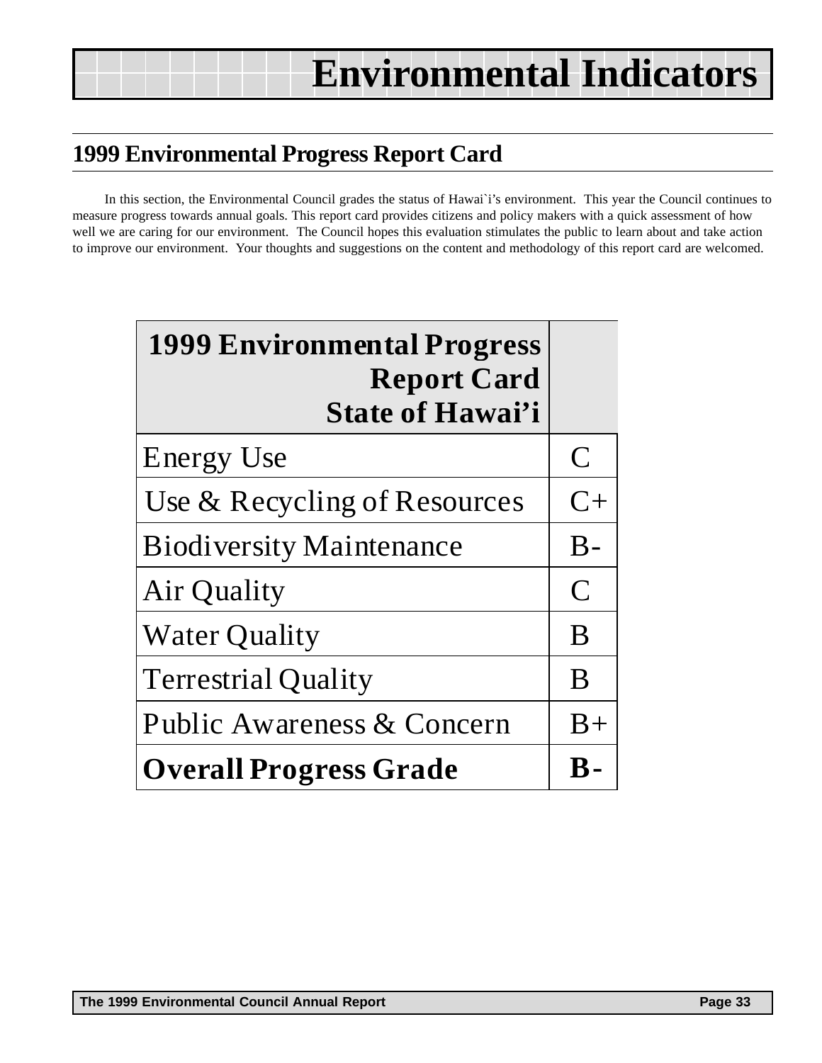# Environmental Indicators

## 1999 Environmental Progress Report Card

In this section, the Environmental Council grades the status of Hawai`i's environment. This year the Council continues to measure progress towards annual goals. This report card provides citizens and policy makers with a quick assessment of how well we are caring for our environment. The Council hopes this evaluation stimulates the public to learn about and take action to improve our environment. Your thoughts and suggestions on the content and methodology of this report card are welcomed.

| **1999 Environmental Progress Report Card State of Hawai'i** | |
|---|---|
| Energy Use | C |
| Use & Recycling of Resources | C+ |
| Biodiversity Maintenance | B- |
| Air Quality | C |
| Water Quality | B |
| Terrestrial Quality | B |
| Public Awareness & Concern | B+ |
| **Overall Progress Grade** | **B-** |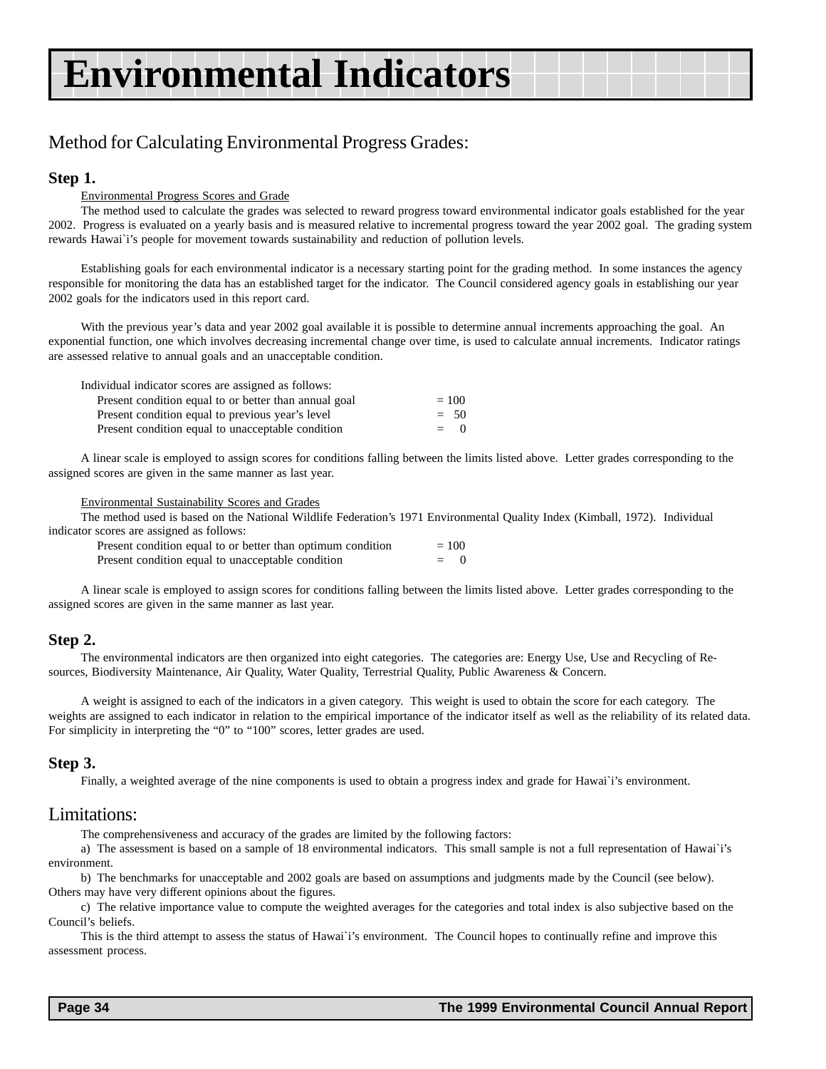# Environmental Indicators

## Method for Calculating Environmental Progress Grades:

### Step 1.

Environmental Progress Scores and Grade

The method used to calculate the grades was selected to reward progress toward environmental indicator goals established for the year 2002. Progress is evaluated on a yearly basis and is measured relative to incremental progress toward the year 2002 goal. The grading system rewards Hawai`i's people for movement towards sustainability and reduction of pollution levels.

Establishing goals for each environmental indicator is a necessary starting point for the grading method. In some instances the agency responsible for monitoring the data has an established target for the indicator. The Council considered agency goals in establishing our year 2002 goals for the indicators used in this report card.

With the previous year's data and year 2002 goal available it is possible to determine annual increments approaching the goal. An exponential function, one which involves decreasing incremental change over time, is used to calculate annual increments. Indicator ratings are assessed relative to annual goals and an unacceptable condition.

Individual indicator scores are assigned as follows:

| | |
|---|---|
| Present condition equal to or better than annual goal | = 100 |
| Present condition equal to previous year's level | = 50 |
| Present condition equal to unacceptable condition | = 0 |

A linear scale is employed to assign scores for conditions falling between the limits listed above. Letter grades corresponding to the assigned scores are given in the same manner as last year.

Environmental Sustainability Scores and Grades

The method used is based on the National Wildlife Federation's 1971 Environmental Quality Index (Kimball, 1972). Individual indicator scores are assigned as follows:

| | |
|---|---|
| Present condition equal to or better than optimum condition | = 100 |
| Present condition equal to unacceptable condition | = 0 |

A linear scale is employed to assign scores for conditions falling between the limits listed above. Letter grades corresponding to the assigned scores are given in the same manner as last year.

### Step 2.

The environmental indicators are then organized into eight categories. The categories are: Energy Use, Use and Recycling of Resources, Biodiversity Maintenance, Air Quality, Water Quality, Terrestrial Quality, Public Awareness & Concern.

A weight is assigned to each of the indicators in a given category. This weight is used to obtain the score for each category. The weights are assigned to each indicator in relation to the empirical importance of the indicator itself as well as the reliability of its related data. For simplicity in interpreting the "0" to "100" scores, letter grades are used.

### Step 3.

Finally, a weighted average of the nine components is used to obtain a progress index and grade for Hawai`i's environment.

## Limitations:

The comprehensiveness and accuracy of the grades are limited by the following factors:

a) The assessment is based on a sample of 18 environmental indicators. This small sample is not a full representation of Hawai`i's environment.

b) The benchmarks for unacceptable and 2002 goals are based on assumptions and judgments made by the Council (see below). Others may have very different opinions about the figures.

c) The relative importance value to compute the weighted averages for the categories and total index is also subjective based on the Council's beliefs.

This is the third attempt to assess the status of Hawai`i's environment. The Council hopes to continually refine and improve this assessment process.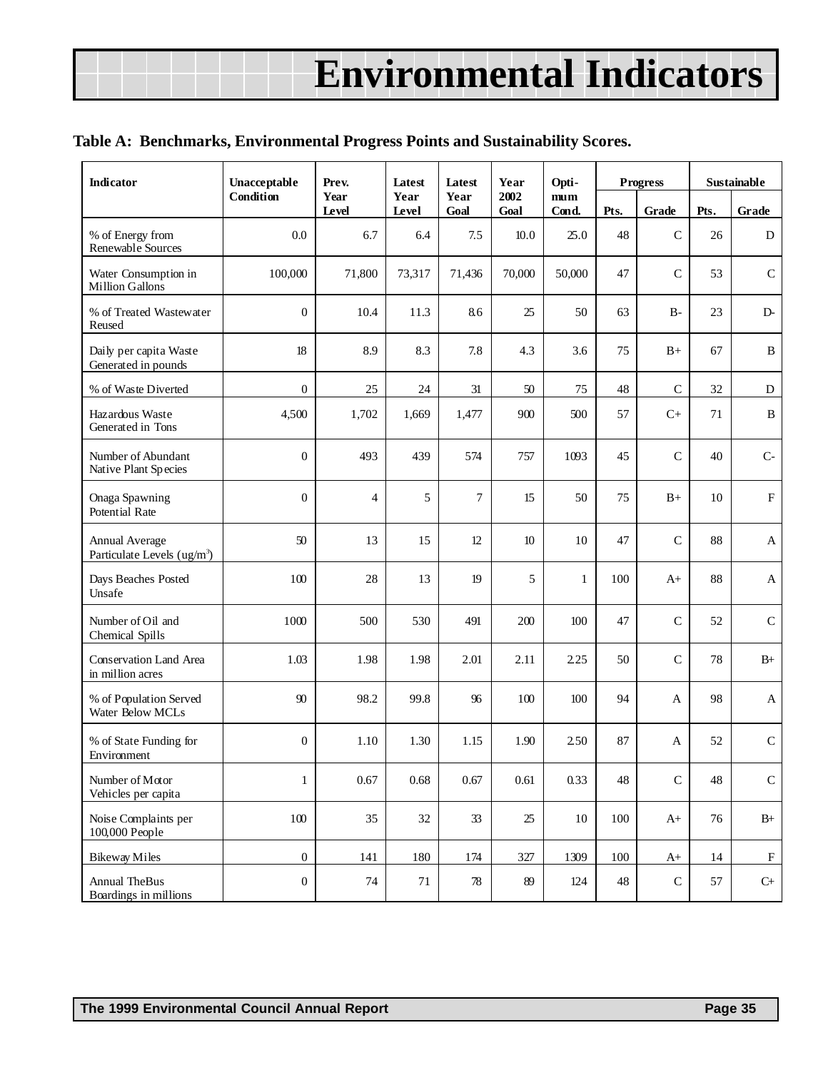# Environmental Indicators

**Table A: Benchmarks, Environmental Progress Points and Sustainability Scores.**

| Indicator | Unacceptable Condition | Prev. Year Level | Latest Year Level | Latest Year Goal | Year 2002 Goal | Optimum Cond. | Progress | | Sustainable | |
|---|---|---|---|---|---|---|---|---|---|---|
| | | | | | | | Pts. | Grade | Pts. | Grade |
| % of Energy from Renewable Sources | 0.0 | 6.7 | 6.4 | 7.5 | 10.0 | 25.0 | 48 | C | 26 | D |
| Water Consumption in Million Gallons | 100,000 | 71,800 | 73,317 | 71,436 | 70,000 | 50,000 | 47 | C | 53 | C |
| % of Treated Wastewater Reused | 0 | 10.4 | 11.3 | 8.6 | 25 | 50 | 63 | B- | 23 | D- |
| Daily per capita Waste Generated in pounds | 18 | 8.9 | 8.3 | 7.8 | 4.3 | 3.6 | 75 | B+ | 67 | B |
| % of Waste Diverted | 0 | 25 | 24 | 31 | 50 | 75 | 48 | C | 32 | D |
| Hazardous Waste Generated in Tons | 4,500 | 1,702 | 1,669 | 1,477 | 900 | 500 | 57 | C+ | 71 | B |
| Number of Abundant Native Plant Species | 0 | 493 | 439 | 574 | 757 | 1093 | 45 | C | 40 | C- |
| Onaga Spawning Potential Rate | 0 | 4 | 5 | 7 | 15 | 50 | 75 | B+ | 10 | F |
| Annual Average Particulate Levels (ug/m$^3$) | 50 | 13 | 15 | 12 | 10 | 10 | 47 | C | 88 | A |
| Days Beaches Posted Unsafe | 100 | 28 | 13 | 19 | 5 | 1 | 100 | A+ | 88 | A |
| Number of Oil and Chemical Spills | 1000 | 500 | 530 | 491 | 200 | 100 | 47 | C | 52 | C |
| Conservation Land Area in million acres | 1.03 | 1.98 | 1.98 | 2.01 | 2.11 | 2.25 | 50 | C | 78 | B+ |
| % of Population Served Water Below MCLs | 90 | 98.2 | 99.8 | 96 | 100 | 100 | 94 | A | 98 | A |
| % of State Funding for Environment | 0 | 1.10 | 1.30 | 1.15 | 1.90 | 2.50 | 87 | A | 52 | C |
| Number of Motor Vehicles per capita | 1 | 0.67 | 0.68 | 0.67 | 0.61 | 0.33 | 48 | C | 48 | C |
| Noise Complaints per 100,000 People | 100 | 35 | 32 | 33 | 25 | 10 | 100 | A+ | 76 | B+ |
| Bikeway Miles | 0 | 141 | 180 | 174 | 327 | 1309 | 100 | A+ | 14 | F |
| Annual TheBus Boardings in millions | 0 | 74 | 71 | 78 | 89 | 124 | 48 | C | 57 | C+ |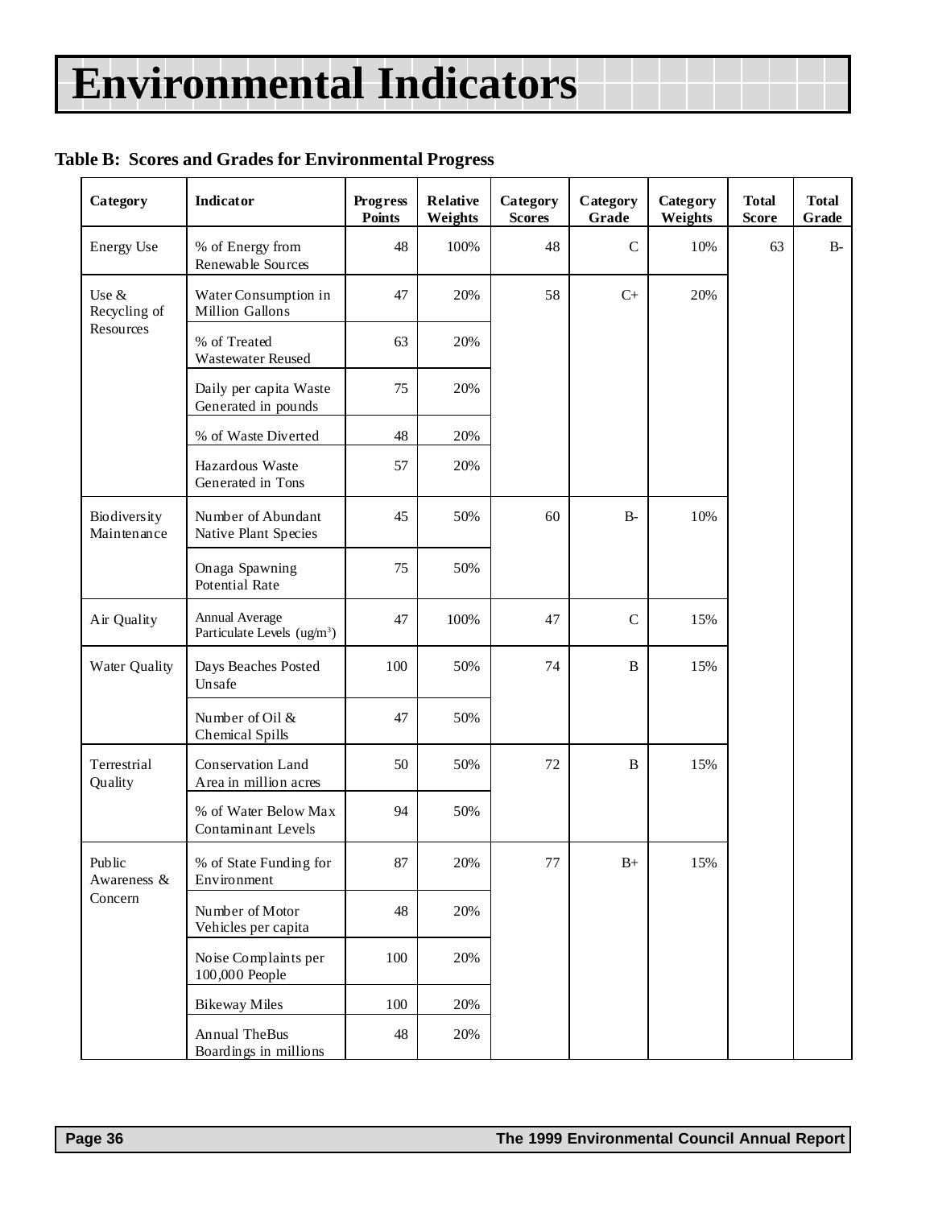# Environmental Indicators

**Table B: Scores and Grades for Environmental Progress**

| Category | Indicator | Progress Points | Relative Weights | Category Scores | Category Grade | Category Weights | Total Score | Total Grade |
|---|---|---|---|---|---|---|---|---|
| Energy Use | % of Energy from Renewable Sources | 48 | 100% | 48 | C | 10% | 63 | B- |
| Use & Recycling of Resources | Water Consumption in Million Gallons | 47 | 20% | 58 | C+ | 20% | | |
| | % of Treated Wastewater Reused | 63 | 20% | | | | | |
| | Daily per capita Waste Generated in pounds | 75 | 20% | | | | | |
| | % of Waste Diverted | 48 | 20% | | | | | |
| | Hazardous Waste Generated in Tons | 57 | 20% | | | | | |
| Biodiversity Maintenance | Number of Abundant Native Plant Species | 45 | 50% | 60 | B- | 10% | | |
| | Onaga Spawning Potential Rate | 75 | 50% | | | | | |
| Air Quality | Annual Average Particulate Levels (ug/m$^3$) | 47 | 100% | 47 | C | 15% | | |
| Water Quality | Days Beaches Posted Unsafe | 100 | 50% | 74 | B | 15% | | |
| | Number of Oil & Chemical Spills | 47 | 50% | | | | | |
| Terrestrial Quality | Conservation Land Area in million acres | 50 | 50% | 72 | B | 15% | | |
| | % of Water Below Max Contaminant Levels | 94 | 50% | | | | | |
| Public Awareness & Concern | % of State Funding for Environment | 87 | 20% | 77 | B+ | 15% | | |
| | Number of Motor Vehicles per capita | 48 | 20% | | | | | |
| | Noise Complaints per 100,000 People | 100 | 20% | | | | | |
| | Bikeway Miles | 100 | 20% | | | | | |
| | Annual TheBus Boardings in millions | 48 | 20% | | | | | |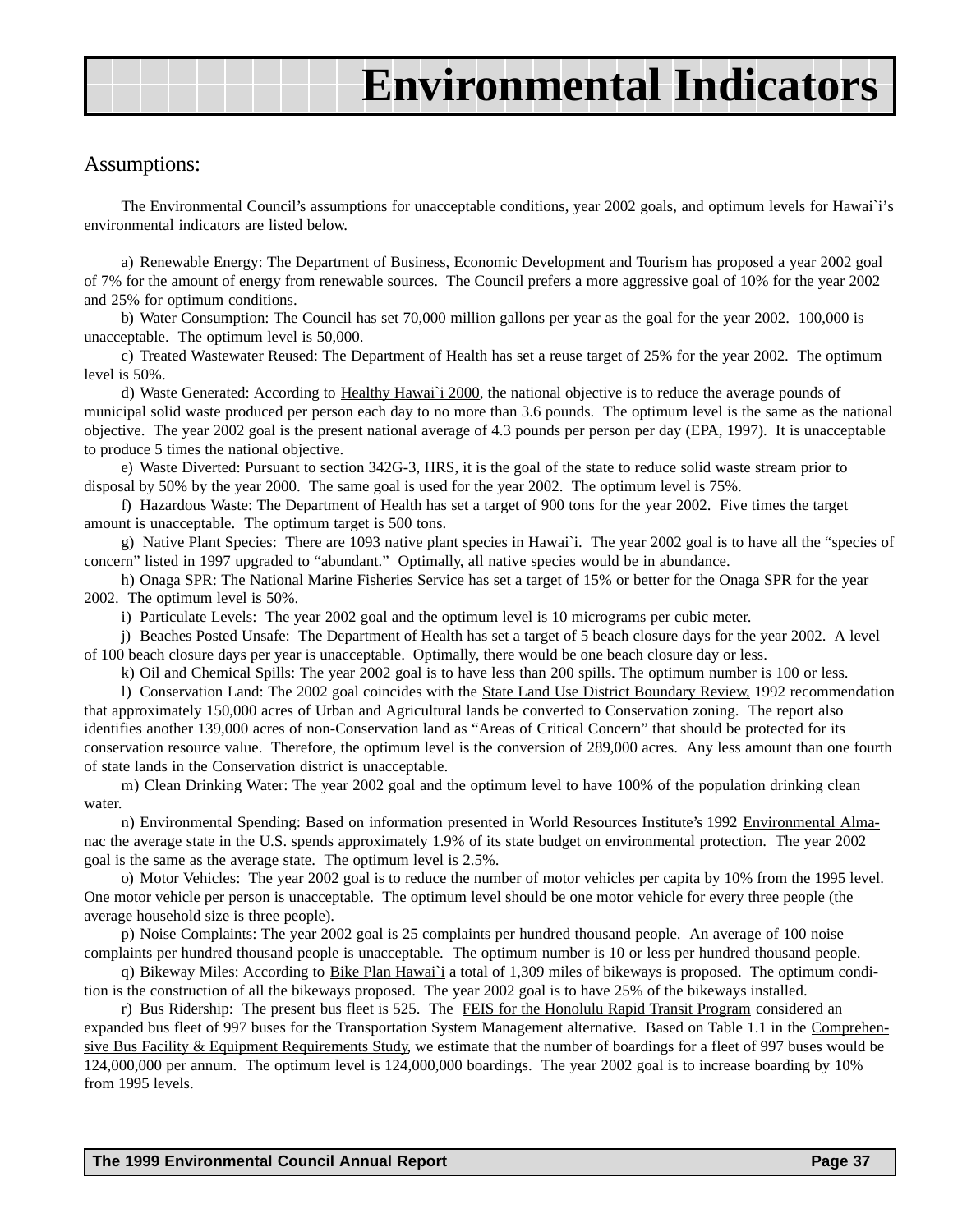# Environmental Indicators

## Assumptions:

The Environmental Council's assumptions for unacceptable conditions, year 2002 goals, and optimum levels for Hawai`i's environmental indicators are listed below.

a) Renewable Energy: The Department of Business, Economic Development and Tourism has proposed a year 2002 goal of 7% for the amount of energy from renewable sources. The Council prefers a more aggressive goal of 10% for the year 2002 and 25% for optimum conditions.

b) Water Consumption: The Council has set 70,000 million gallons per year as the goal for the year 2002. 100,000 is unacceptable. The optimum level is 50,000.

c) Treated Wastewater Reused: The Department of Health has set a reuse target of 25% for the year 2002. The optimum level is 50%.

d) Waste Generated: According to <u>Healthy Hawai`i 2000</u>, the national objective is to reduce the average pounds of municipal solid waste produced per person each day to no more than 3.6 pounds. The optimum level is the same as the national objective. The year 2002 goal is the present national average of 4.3 pounds per person per day (EPA, 1997). It is unacceptable to produce 5 times the national objective.

e) Waste Diverted: Pursuant to section 342G-3, HRS, it is the goal of the state to reduce solid waste stream prior to disposal by 50% by the year 2000. The same goal is used for the year 2002. The optimum level is 75%.

f) Hazardous Waste: The Department of Health has set a target of 900 tons for the year 2002. Five times the target amount is unacceptable. The optimum target is 500 tons.

g) Native Plant Species: There are 1093 native plant species in Hawai`i. The year 2002 goal is to have all the "species of concern" listed in 1997 upgraded to "abundant." Optimally, all native species would be in abundance.

h) Onaga SPR: The National Marine Fisheries Service has set a target of 15% or better for the Onaga SPR for the year 2002. The optimum level is 50%.

i) Particulate Levels: The year 2002 goal and the optimum level is 10 micrograms per cubic meter.

j) Beaches Posted Unsafe: The Department of Health has set a target of 5 beach closure days for the year 2002. A level of 100 beach closure days per year is unacceptable. Optimally, there would be one beach closure day or less.

k) Oil and Chemical Spills: The year 2002 goal is to have less than 200 spills. The optimum number is 100 or less.

l) Conservation Land: The 2002 goal coincides with the <u>State Land Use District Boundary Review,</u> 1992 recommendation that approximately 150,000 acres of Urban and Agricultural lands be converted to Conservation zoning. The report also identifies another 139,000 acres of non-Conservation land as "Areas of Critical Concern" that should be protected for its conservation resource value. Therefore, the optimum level is the conversion of 289,000 acres. Any less amount than one fourth of state lands in the Conservation district is unacceptable.

m) Clean Drinking Water: The year 2002 goal and the optimum level to have 100% of the population drinking clean water.

n) Environmental Spending: Based on information presented in World Resources Institute's 1992 <u>Environmental Almanac</u> the average state in the U.S. spends approximately 1.9% of its state budget on environmental protection. The year 2002 goal is the same as the average state. The optimum level is 2.5%.

o) Motor Vehicles: The year 2002 goal is to reduce the number of motor vehicles per capita by 10% from the 1995 level. One motor vehicle per person is unacceptable. The optimum level should be one motor vehicle for every three people (the average household size is three people).

p) Noise Complaints: The year 2002 goal is 25 complaints per hundred thousand people. An average of 100 noise complaints per hundred thousand people is unacceptable. The optimum number is 10 or less per hundred thousand people.

q) Bikeway Miles: According to <u>Bike Plan Hawai`i</u> a total of 1,309 miles of bikeways is proposed. The optimum condition is the construction of all the bikeways proposed. The year 2002 goal is to have 25% of the bikeways installed.

r) Bus Ridership: The present bus fleet is 525. The <u>FEIS for the Honolulu Rapid Transit Program</u> considered an expanded bus fleet of 997 buses for the Transportation System Management alternative. Based on Table 1.1 in the <u>Comprehensive Bus Facility & Equipment Requirements Study</u>, we estimate that the number of boardings for a fleet of 997 buses would be 124,000,000 per annum. The optimum level is 124,000,000 boardings. The year 2002 goal is to increase boarding by 10% from 1995 levels.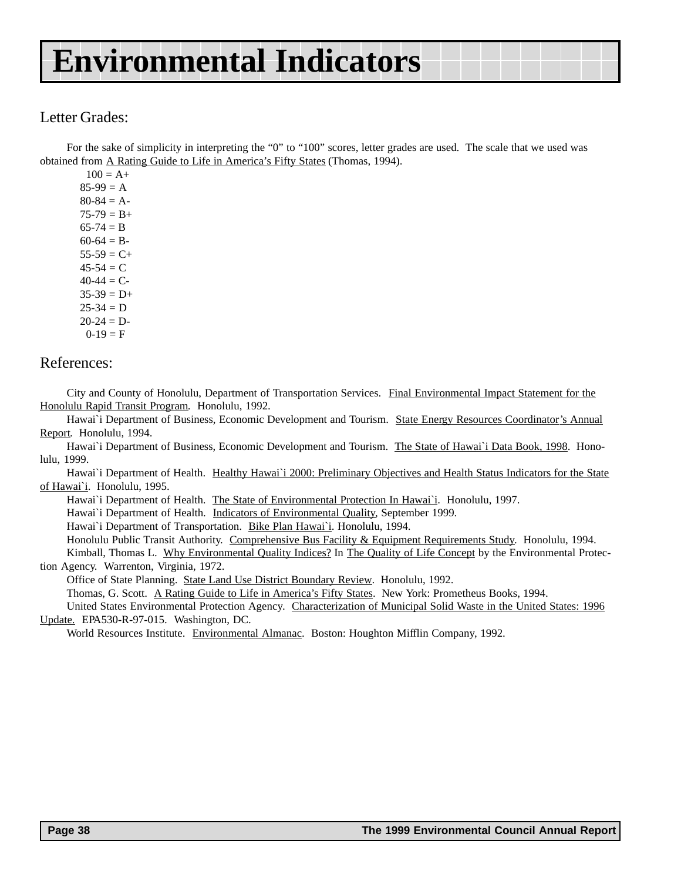# Environmental Indicators

## Letter Grades:

For the sake of simplicity in interpreting the "0" to "100" scores, letter grades are used. The scale that we used was obtained from A Rating Guide to Life in America's Fifty States (Thomas, 1994).

100 = A+
85-99 = A
80-84 = A-
75-79 = B+
65-74 = B
60-64 = B-
55-59 = C+
45-54 = C
40-44 = C-
35-39 = D+
25-34 = D
20-24 = D-
0-19 = F

## References:

City and County of Honolulu, Department of Transportation Services. Final Environmental Impact Statement for the Honolulu Rapid Transit Program. Honolulu, 1992.

Hawai`i Department of Business, Economic Development and Tourism. State Energy Resources Coordinator's Annual Report. Honolulu, 1994.

Hawai`i Department of Business, Economic Development and Tourism. The State of Hawai`i Data Book, 1998. Honolulu, 1999.

Hawai`i Department of Health. Healthy Hawai`i 2000: Preliminary Objectives and Health Status Indicators for the State of Hawai`i. Honolulu, 1995.

Hawai`i Department of Health. The State of Environmental Protection In Hawai`i. Honolulu, 1997.

Hawai`i Department of Health. Indicators of Environmental Quality, September 1999.

Hawai`i Department of Transportation. Bike Plan Hawai`i. Honolulu, 1994.

Honolulu Public Transit Authority. Comprehensive Bus Facility & Equipment Requirements Study. Honolulu, 1994.

Kimball, Thomas L. Why Environmental Quality Indices? In The Quality of Life Concept by the Environmental Protection Agency. Warrenton, Virginia, 1972.

Office of State Planning. State Land Use District Boundary Review. Honolulu, 1992.

Thomas, G. Scott. A Rating Guide to Life in America's Fifty States. New York: Prometheus Books, 1994.

United States Environmental Protection Agency. Characterization of Municipal Solid Waste in the United States: 1996 Update. EPA530-R-97-015. Washington, DC.

World Resources Institute. Environmental Almanac. Boston: Houghton Mifflin Company, 1992.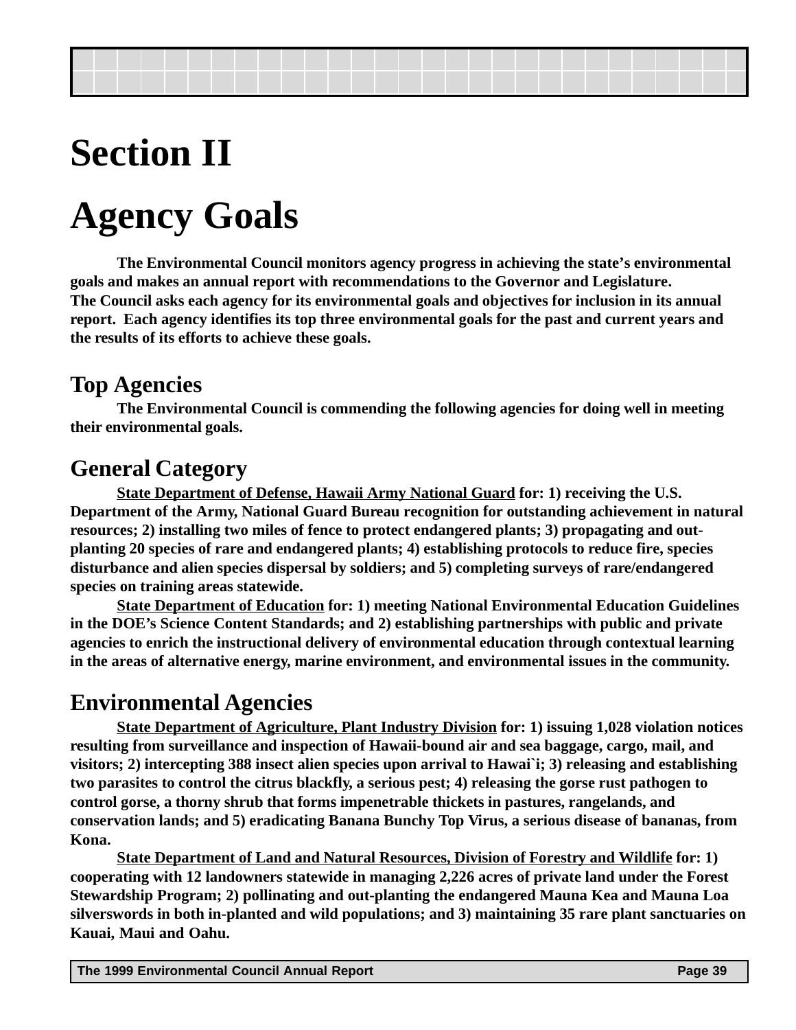# Section II

# Agency Goals

**The Environmental Council monitors agency progress in achieving the state's environmental goals and makes an annual report with recommendations to the Governor and Legislature. The Council asks each agency for its environmental goals and objectives for inclusion in its annual report. Each agency identifies its top three environmental goals for the past and current years and the results of its efforts to achieve these goals.**

## Top Agencies

**The Environmental Council is commending the following agencies for doing well in meeting their environmental goals.**

## General Category

**State Department of Defense, Hawaii Army National Guard for: 1) receiving the U.S. Department of the Army, National Guard Bureau recognition for outstanding achievement in natural resources; 2) installing two miles of fence to protect endangered plants; 3) propagating and out-planting 20 species of rare and endangered plants; 4) establishing protocols to reduce fire, species disturbance and alien species dispersal by soldiers; and 5) completing surveys of rare/endangered species on training areas statewide.**

**State Department of Education for: 1) meeting National Environmental Education Guidelines in the DOE's Science Content Standards; and 2) establishing partnerships with public and private agencies to enrich the instructional delivery of environmental education through contextual learning in the areas of alternative energy, marine environment, and environmental issues in the community.**

## Environmental Agencies

**State Department of Agriculture, Plant Industry Division for: 1) issuing 1,028 violation notices resulting from surveillance and inspection of Hawaii-bound air and sea baggage, cargo, mail, and visitors; 2) intercepting 388 insect alien species upon arrival to Hawai`i; 3) releasing and establishing two parasites to control the citrus blackfly, a serious pest; 4) releasing the gorse rust pathogen to control gorse, a thorny shrub that forms impenetrable thickets in pastures, rangelands, and conservation lands; and 5) eradicating Banana Bunchy Top Virus, a serious disease of bananas, from Kona.**

**State Department of Land and Natural Resources, Division of Forestry and Wildlife for: 1) cooperating with 12 landowners statewide in managing 2,226 acres of private land under the Forest Stewardship Program; 2) pollinating and out-planting the endangered Mauna Kea and Mauna Loa silverswords in both in-planted and wild populations; and 3) maintaining 35 rare plant sanctuaries on Kauai, Maui and Oahu.**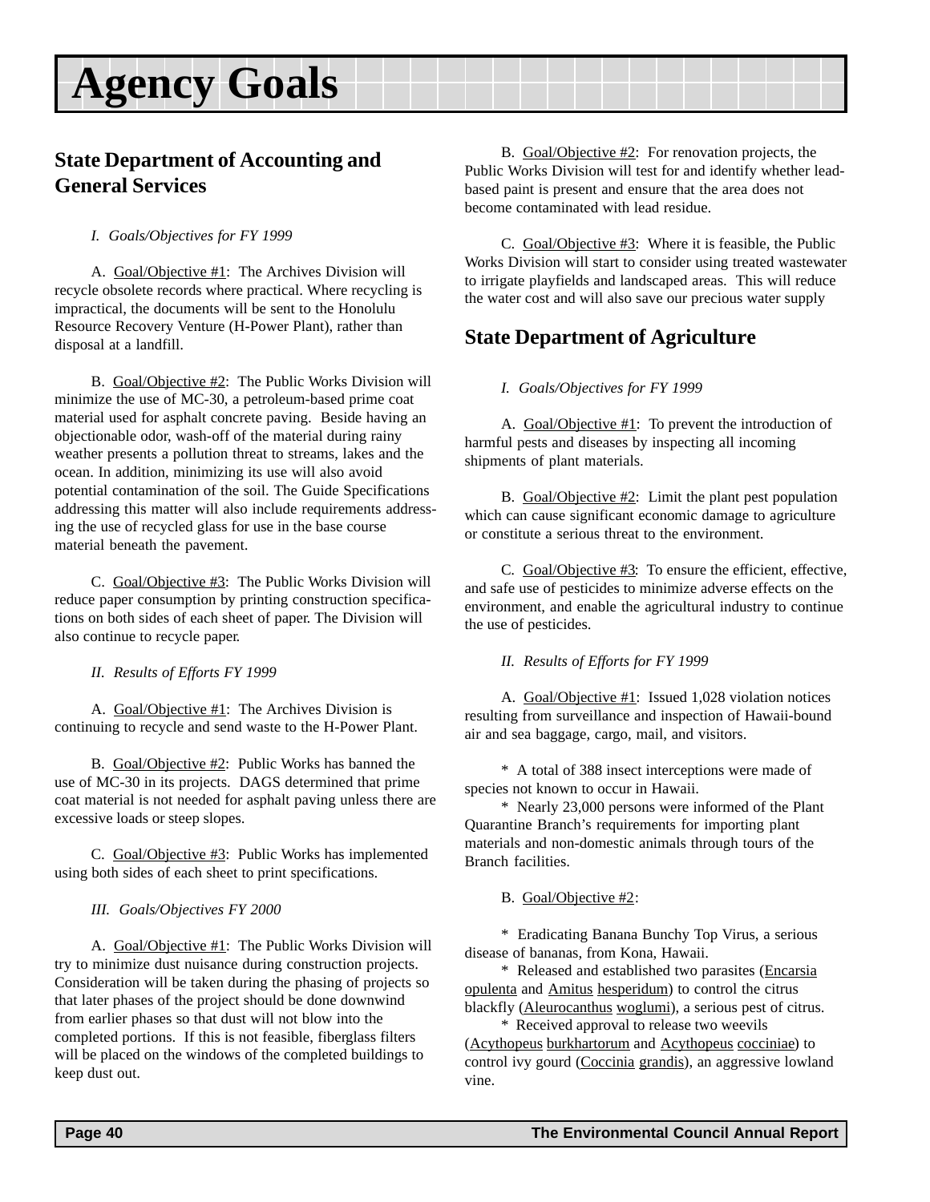# Agency Goals

## State Department of Accounting and General Services

*I. Goals/Objectives for FY 1999*

A. Goal/Objective #1: The Archives Division will recycle obsolete records where practical. Where recycling is impractical, the documents will be sent to the Honolulu Resource Recovery Venture (H-Power Plant), rather than disposal at a landfill.

B. Goal/Objective #2: The Public Works Division will minimize the use of MC-30, a petroleum-based prime coat material used for asphalt concrete paving. Beside having an objectionable odor, wash-off of the material during rainy weather presents a pollution threat to streams, lakes and the ocean. In addition, minimizing its use will also avoid potential contamination of the soil. The Guide Specifications addressing this matter will also include requirements addressing the use of recycled glass for use in the base course material beneath the pavement.

C. Goal/Objective #3: The Public Works Division will reduce paper consumption by printing construction specifications on both sides of each sheet of paper. The Division will also continue to recycle paper.

*II. Results of Efforts FY 1999*

A. Goal/Objective #1: The Archives Division is continuing to recycle and send waste to the H-Power Plant.

B. Goal/Objective #2: Public Works has banned the use of MC-30 in its projects. DAGS determined that prime coat material is not needed for asphalt paving unless there are excessive loads or steep slopes.

C. Goal/Objective #3: Public Works has implemented using both sides of each sheet to print specifications.

*III. Goals/Objectives FY 2000*

A. Goal/Objective #1: The Public Works Division will try to minimize dust nuisance during construction projects. Consideration will be taken during the phasing of projects so that later phases of the project should be done downwind from earlier phases so that dust will not blow into the completed portions. If this is not feasible, fiberglass filters will be placed on the windows of the completed buildings to keep dust out.

B. Goal/Objective #2: For renovation projects, the Public Works Division will test for and identify whether lead-based paint is present and ensure that the area does not become contaminated with lead residue.

C. Goal/Objective #3: Where it is feasible, the Public Works Division will start to consider using treated wastewater to irrigate playfields and landscaped areas. This will reduce the water cost and will also save our precious water supply

## State Department of Agriculture

*I. Goals/Objectives for FY 1999*

A. Goal/Objective #1: To prevent the introduction of harmful pests and diseases by inspecting all incoming shipments of plant materials.

B. Goal/Objective #2: Limit the plant pest population which can cause significant economic damage to agriculture or constitute a serious threat to the environment.

C. Goal/Objective #3: To ensure the efficient, effective, and safe use of pesticides to minimize adverse effects on the environment, and enable the agricultural industry to continue the use of pesticides.

*II. Results of Efforts for FY 1999*

A. Goal/Objective #1: Issued 1,028 violation notices resulting from surveillance and inspection of Hawaii-bound air and sea baggage, cargo, mail, and visitors.

* A total of 388 insect interceptions were made of species not known to occur in Hawaii.
* Nearly 23,000 persons were informed of the Plant Quarantine Branch's requirements for importing plant materials and non-domestic animals through tours of the Branch facilities.

B. Goal/Objective #2:

* Eradicating Banana Bunchy Top Virus, a serious disease of bananas, from Kona, Hawaii.
* Released and established two parasites (Encarsia opulenta and Amitus hesperidum) to control the citrus blackfly (Aleurocanthus woglumi), a serious pest of citrus.
* Received approval to release two weevils (Acythopeus burkhartorum and Acythopeus cocciniae) to control ivy gourd (Coccinia grandis), an aggressive lowland vine.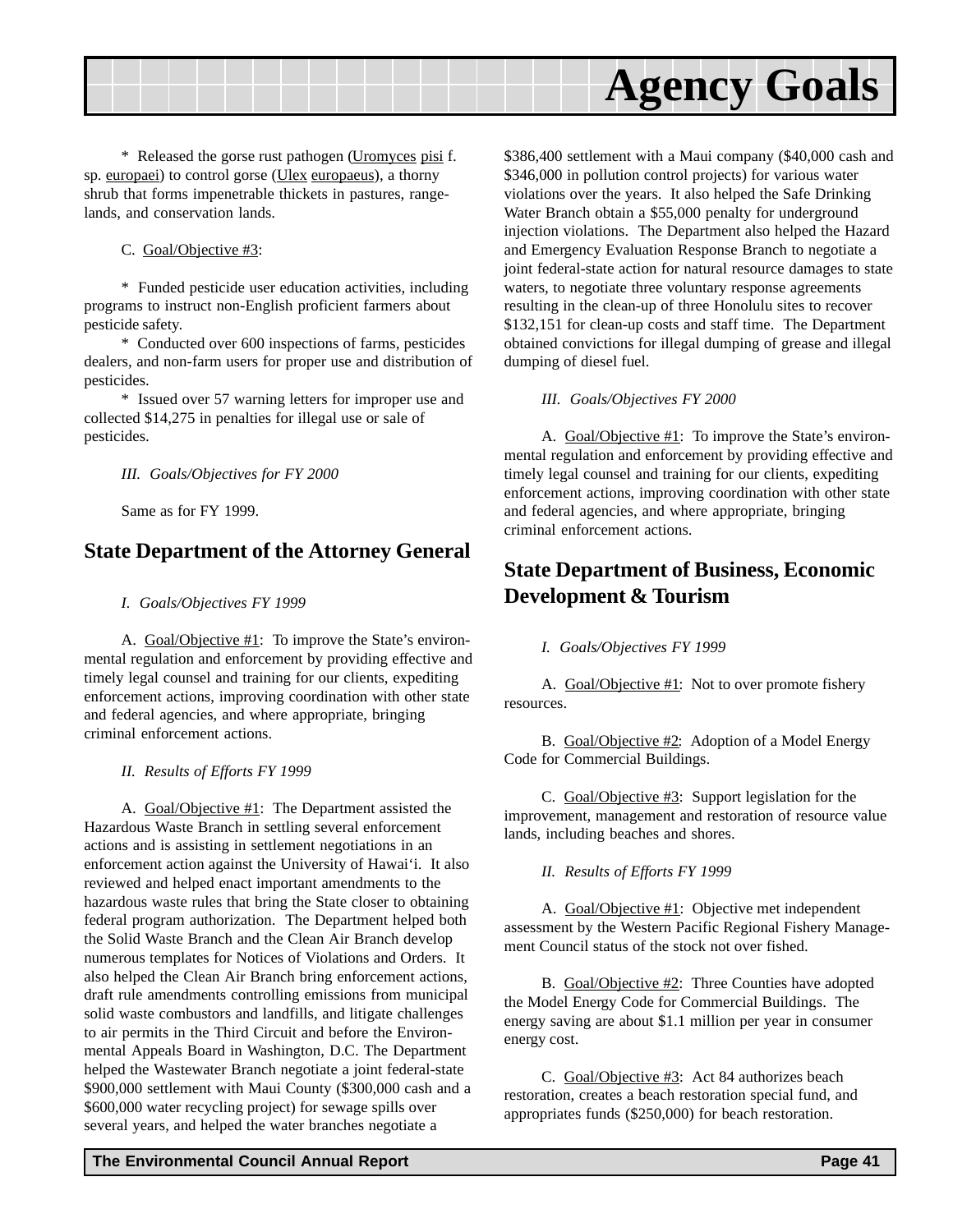* Released the gorse rust pathogen (Uromyces pisi f. sp. europaei) to control gorse (Ulex europaeus), a thorny shrub that forms impenetrable thickets in pastures, rangelands, and conservation lands.

C. Goal/Objective #3:

* Funded pesticide user education activities, including programs to instruct non-English proficient farmers about pesticide safety.

* Conducted over 600 inspections of farms, pesticides dealers, and non-farm users for proper use and distribution of pesticides.

* Issued over 57 warning letters for improper use and collected $14,275 in penalties for illegal use or sale of pesticides.

*III. Goals/Objectives for FY 2000*

Same as for FY 1999.

## State Department of the Attorney General

*I. Goals/Objectives FY 1999*

A. Goal/Objective #1: To improve the State's environmental regulation and enforcement by providing effective and timely legal counsel and training for our clients, expediting enforcement actions, improving coordination with other state and federal agencies, and where appropriate, bringing criminal enforcement actions.

*II. Results of Efforts FY 1999*

A. Goal/Objective #1: The Department assisted the Hazardous Waste Branch in settling several enforcement actions and is assisting in settlement negotiations in an enforcement action against the University of Hawai'i. It also reviewed and helped enact important amendments to the hazardous waste rules that bring the State closer to obtaining federal program authorization. The Department helped both the Solid Waste Branch and the Clean Air Branch develop numerous templates for Notices of Violations and Orders. It also helped the Clean Air Branch bring enforcement actions, draft rule amendments controlling emissions from municipal solid waste combustors and landfills, and litigate challenges to air permits in the Third Circuit and before the Environmental Appeals Board in Washington, D.C. The Department helped the Wastewater Branch negotiate a joint federal-state $900,000 settlement with Maui County ($300,000 cash and a $600,000 water recycling project) for sewage spills over several years, and helped the water branches negotiate a $386,400 settlement with a Maui company ($40,000 cash and $346,000 in pollution control projects) for various water violations over the years. It also helped the Safe Drinking Water Branch obtain a $55,000 penalty for underground injection violations. The Department also helped the Hazard and Emergency Evaluation Response Branch to negotiate a joint federal-state action for natural resource damages to state waters, to negotiate three voluntary response agreements resulting in the clean-up of three Honolulu sites to recover $132,151 for clean-up costs and staff time. The Department obtained convictions for illegal dumping of grease and illegal dumping of diesel fuel.

*III. Goals/Objectives FY 2000*

A. Goal/Objective #1: To improve the State's environmental regulation and enforcement by providing effective and timely legal counsel and training for our clients, expediting enforcement actions, improving coordination with other state and federal agencies, and where appropriate, bringing criminal enforcement actions.

## State Department of Business, Economic Development & Tourism

*I. Goals/Objectives FY 1999*

A. Goal/Objective #1: Not to over promote fishery resources.

B. Goal/Objective #2: Adoption of a Model Energy Code for Commercial Buildings.

C. Goal/Objective #3: Support legislation for the improvement, management and restoration of resource value lands, including beaches and shores.

*II. Results of Efforts FY 1999*

A. Goal/Objective #1: Objective met independent assessment by the Western Pacific Regional Fishery Management Council status of the stock not over fished.

B. Goal/Objective #2: Three Counties have adopted the Model Energy Code for Commercial Buildings. The energy saving are about $1.1 million per year in consumer energy cost.

C. Goal/Objective #3: Act 84 authorizes beach restoration, creates a beach restoration special fund, and appropriates funds ($250,000) for beach restoration.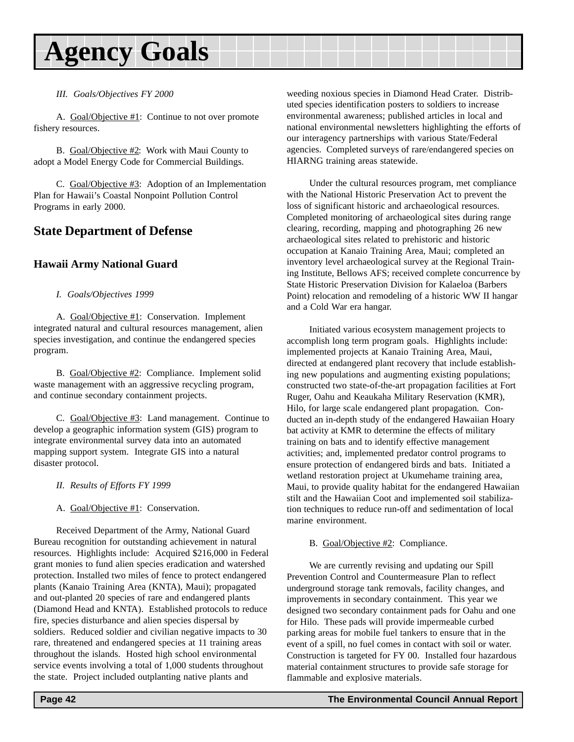# Agency Goals

*III. Goals/Objectives FY 2000*

A. Goal/Objective #1: Continue to not over promote fishery resources.

B. Goal/Objective #2: Work with Maui County to adopt a Model Energy Code for Commercial Buildings.

C. Goal/Objective #3: Adoption of an Implementation Plan for Hawaii's Coastal Nonpoint Pollution Control Programs in early 2000.

## State Department of Defense

### Hawaii Army National Guard

*I. Goals/Objectives 1999*

A. Goal/Objective #1: Conservation. Implement integrated natural and cultural resources management, alien species investigation, and continue the endangered species program.

B. Goal/Objective #2: Compliance. Implement solid waste management with an aggressive recycling program, and continue secondary containment projects.

C. Goal/Objective #3: Land management. Continue to develop a geographic information system (GIS) program to integrate environmental survey data into an automated mapping support system. Integrate GIS into a natural disaster protocol.

*II. Results of Efforts FY 1999*

A. Goal/Objective #1: Conservation.

Received Department of the Army, National Guard Bureau recognition for outstanding achievement in natural resources. Highlights include: Acquired $216,000 in Federal grant monies to fund alien species eradication and watershed protection. Installed two miles of fence to protect endangered plants (Kanaio Training Area (KNTA), Maui); propagated and out-planted 20 species of rare and endangered plants (Diamond Head and KNTA). Established protocols to reduce fire, species disturbance and alien species dispersal by soldiers. Reduced soldier and civilian negative impacts to 30 rare, threatened and endangered species at 11 training areas throughout the islands. Hosted high school environmental service events involving a total of 1,000 students throughout the state. Project included outplanting native plants and weeding noxious species in Diamond Head Crater. Distributed species identification posters to soldiers to increase environmental awareness; published articles in local and national environmental newsletters highlighting the efforts of our interagency partnerships with various State/Federal agencies. Completed surveys of rare/endangered species on HIARNG training areas statewide.

Under the cultural resources program, met compliance with the National Historic Preservation Act to prevent the loss of significant historic and archaeological resources. Completed monitoring of archaeological sites during range clearing, recording, mapping and photographing 26 new archaeological sites related to prehistoric and historic occupation at Kanaio Training Area, Maui; completed an inventory level archaeological survey at the Regional Training Institute, Bellows AFS; received complete concurrence by State Historic Preservation Division for Kalaeloa (Barbers Point) relocation and remodeling of a historic WW II hangar and a Cold War era hangar.

Initiated various ecosystem management projects to accomplish long term program goals. Highlights include: implemented projects at Kanaio Training Area, Maui, directed at endangered plant recovery that include establishing new populations and augmenting existing populations; constructed two state-of-the-art propagation facilities at Fort Ruger, Oahu and Keaukaha Military Reservation (KMR), Hilo, for large scale endangered plant propagation. Conducted an in-depth study of the endangered Hawaiian Hoary bat activity at KMR to determine the effects of military training on bats and to identify effective management activities; and, implemented predator control programs to ensure protection of endangered birds and bats. Initiated a wetland restoration project at Ukumehame training area, Maui, to provide quality habitat for the endangered Hawaiian stilt and the Hawaiian Coot and implemented soil stabilization techniques to reduce run-off and sedimentation of local marine environment.

B. Goal/Objective #2: Compliance.

We are currently revising and updating our Spill Prevention Control and Countermeasure Plan to reflect underground storage tank removals, facility changes, and improvements in secondary containment. This year we designed two secondary containment pads for Oahu and one for Hilo. These pads will provide impermeable curbed parking areas for mobile fuel tankers to ensure that in the event of a spill, no fuel comes in contact with soil or water. Construction is targeted for FY 00. Installed four hazardous material containment structures to provide safe storage for flammable and explosive materials.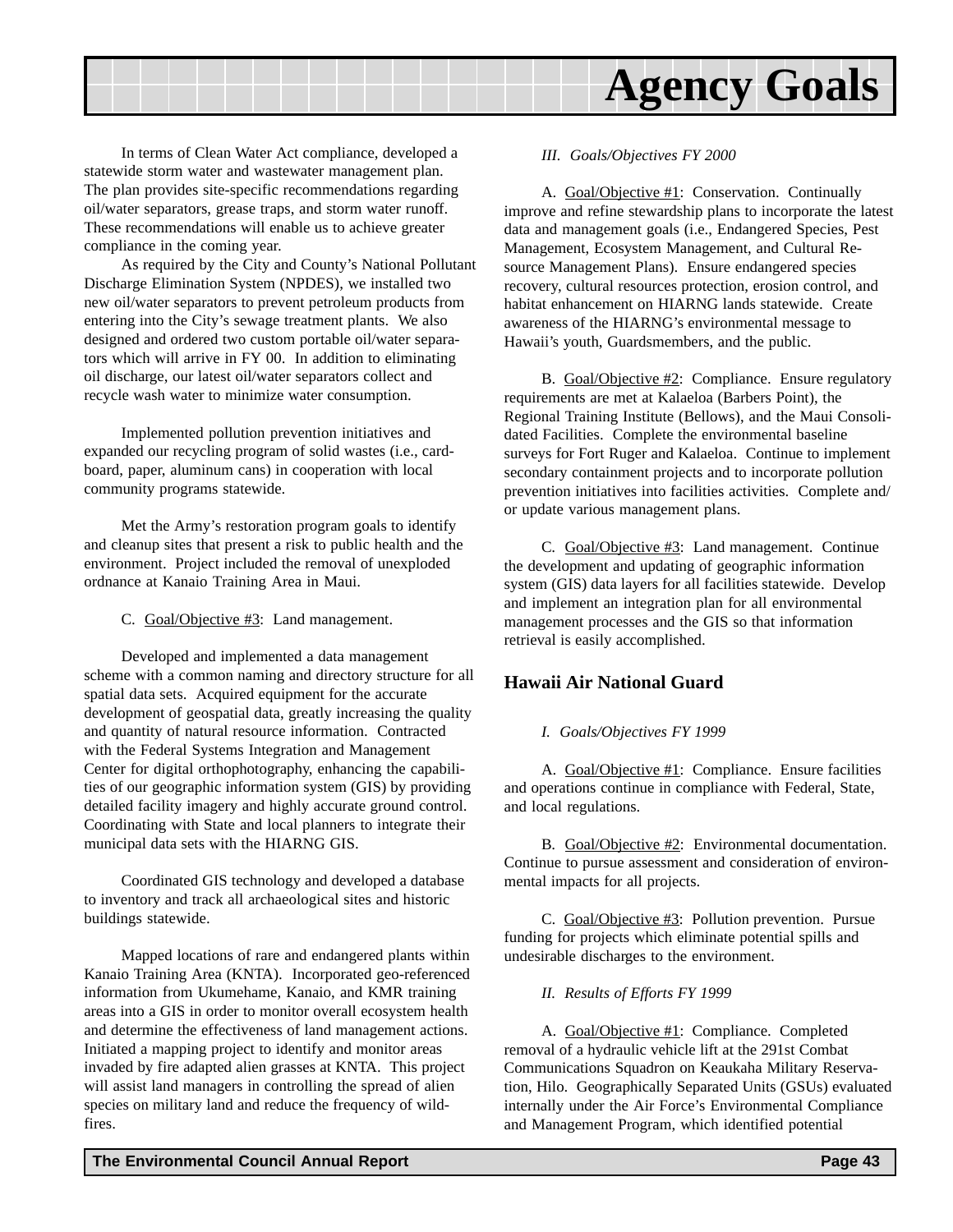In terms of Clean Water Act compliance, developed a statewide storm water and wastewater management plan. The plan provides site-specific recommendations regarding oil/water separators, grease traps, and storm water runoff. These recommendations will enable us to achieve greater compliance in the coming year.

As required by the City and County's National Pollutant Discharge Elimination System (NPDES), we installed two new oil/water separators to prevent petroleum products from entering into the City's sewage treatment plants. We also designed and ordered two custom portable oil/water separators which will arrive in FY 00. In addition to eliminating oil discharge, our latest oil/water separators collect and recycle wash water to minimize water consumption.

Implemented pollution prevention initiatives and expanded our recycling program of solid wastes (i.e., cardboard, paper, aluminum cans) in cooperation with local community programs statewide.

Met the Army's restoration program goals to identify and cleanup sites that present a risk to public health and the environment. Project included the removal of unexploded ordnance at Kanaio Training Area in Maui.

C. Goal/Objective #3: Land management.

Developed and implemented a data management scheme with a common naming and directory structure for all spatial data sets. Acquired equipment for the accurate development of geospatial data, greatly increasing the quality and quantity of natural resource information. Contracted with the Federal Systems Integration and Management Center for digital orthophotography, enhancing the capabilities of our geographic information system (GIS) by providing detailed facility imagery and highly accurate ground control. Coordinating with State and local planners to integrate their municipal data sets with the HIARNG GIS.

Coordinated GIS technology and developed a database to inventory and track all archaeological sites and historic buildings statewide.

Mapped locations of rare and endangered plants within Kanaio Training Area (KNTA). Incorporated geo-referenced information from Ukumehame, Kanaio, and KMR training areas into a GIS in order to monitor overall ecosystem health and determine the effectiveness of land management actions. Initiated a mapping project to identify and monitor areas invaded by fire adapted alien grasses at KNTA. This project will assist land managers in controlling the spread of alien species on military land and reduce the frequency of wildfires.

*III. Goals/Objectives FY 2000*

A. Goal/Objective #1: Conservation. Continually improve and refine stewardship plans to incorporate the latest data and management goals (i.e., Endangered Species, Pest Management, Ecosystem Management, and Cultural Resource Management Plans). Ensure endangered species recovery, cultural resources protection, erosion control, and habitat enhancement on HIARNG lands statewide. Create awareness of the HIARNG's environmental message to Hawaii's youth, Guardsmembers, and the public.

B. Goal/Objective #2: Compliance. Ensure regulatory requirements are met at Kalaeloa (Barbers Point), the Regional Training Institute (Bellows), and the Maui Consolidated Facilities. Complete the environmental baseline surveys for Fort Ruger and Kalaeloa. Continue to implement secondary containment projects and to incorporate pollution prevention initiatives into facilities activities. Complete and/or update various management plans.

C. Goal/Objective #3: Land management. Continue the development and updating of geographic information system (GIS) data layers for all facilities statewide. Develop and implement an integration plan for all environmental management processes and the GIS so that information retrieval is easily accomplished.

## Hawaii Air National Guard

*I. Goals/Objectives FY 1999*

A. Goal/Objective #1: Compliance. Ensure facilities and operations continue in compliance with Federal, State, and local regulations.

B. Goal/Objective #2: Environmental documentation. Continue to pursue assessment and consideration of environmental impacts for all projects.

C. Goal/Objective #3: Pollution prevention. Pursue funding for projects which eliminate potential spills and undesirable discharges to the environment.

*II. Results of Efforts FY 1999*

A. Goal/Objective #1: Compliance. Completed removal of a hydraulic vehicle lift at the 291st Combat Communications Squadron on Keaukaha Military Reservation, Hilo. Geographically Separated Units (GSUs) evaluated internally under the Air Force's Environmental Compliance and Management Program, which identified potential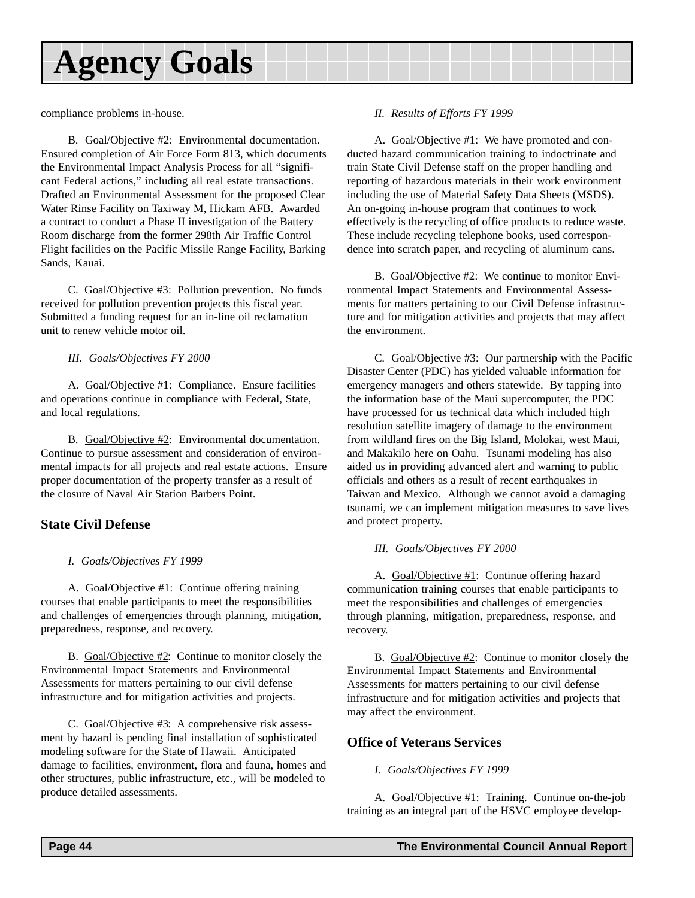compliance problems in-house.

B. Goal/Objective #2: Environmental documentation. Ensured completion of Air Force Form 813, which documents the Environmental Impact Analysis Process for all "significant Federal actions," including all real estate transactions. Drafted an Environmental Assessment for the proposed Clear Water Rinse Facility on Taxiway M, Hickam AFB. Awarded a contract to conduct a Phase II investigation of the Battery Room discharge from the former 298th Air Traffic Control Flight facilities on the Pacific Missile Range Facility, Barking Sands, Kauai.

C. Goal/Objective #3: Pollution prevention. No funds received for pollution prevention projects this fiscal year. Submitted a funding request for an in-line oil reclamation unit to renew vehicle motor oil.

*III. Goals/Objectives FY 2000*

A. Goal/Objective #1: Compliance. Ensure facilities and operations continue in compliance with Federal, State, and local regulations.

B. Goal/Objective #2: Environmental documentation. Continue to pursue assessment and consideration of environmental impacts for all projects and real estate actions. Ensure proper documentation of the property transfer as a result of the closure of Naval Air Station Barbers Point.

### State Civil Defense

*I. Goals/Objectives FY 1999*

A. Goal/Objective #1: Continue offering training courses that enable participants to meet the responsibilities and challenges of emergencies through planning, mitigation, preparedness, response, and recovery.

B. Goal/Objective #2: Continue to monitor closely the Environmental Impact Statements and Environmental Assessments for matters pertaining to our civil defense infrastructure and for mitigation activities and projects.

C. Goal/Objective #3: A comprehensive risk assessment by hazard is pending final installation of sophisticated modeling software for the State of Hawaii. Anticipated damage to facilities, environment, flora and fauna, homes and other structures, public infrastructure, etc., will be modeled to produce detailed assessments.

*II. Results of Efforts FY 1999*

A. Goal/Objective #1: We have promoted and conducted hazard communication training to indoctrinate and train State Civil Defense staff on the proper handling and reporting of hazardous materials in their work environment including the use of Material Safety Data Sheets (MSDS). An on-going in-house program that continues to work effectively is the recycling of office products to reduce waste. These include recycling telephone books, used correspondence into scratch paper, and recycling of aluminum cans.

B. Goal/Objective #2: We continue to monitor Environmental Impact Statements and Environmental Assessments for matters pertaining to our Civil Defense infrastructure and for mitigation activities and projects that may affect the environment.

C. Goal/Objective #3: Our partnership with the Pacific Disaster Center (PDC) has yielded valuable information for emergency managers and others statewide. By tapping into the information base of the Maui supercomputer, the PDC have processed for us technical data which included high resolution satellite imagery of damage to the environment from wildland fires on the Big Island, Molokai, west Maui, and Makakilo here on Oahu. Tsunami modeling has also aided us in providing advanced alert and warning to public officials and others as a result of recent earthquakes in Taiwan and Mexico. Although we cannot avoid a damaging tsunami, we can implement mitigation measures to save lives and protect property.

*III. Goals/Objectives FY 2000*

A. Goal/Objective #1: Continue offering hazard communication training courses that enable participants to meet the responsibilities and challenges of emergencies through planning, mitigation, preparedness, response, and recovery.

B. Goal/Objective #2: Continue to monitor closely the Environmental Impact Statements and Environmental Assessments for matters pertaining to our civil defense infrastructure and for mitigation activities and projects that may affect the environment.

### Office of Veterans Services

*I. Goals/Objectives FY 1999*

A. Goal/Objective #1: Training. Continue on-the-job training as an integral part of the HSVC employee develop-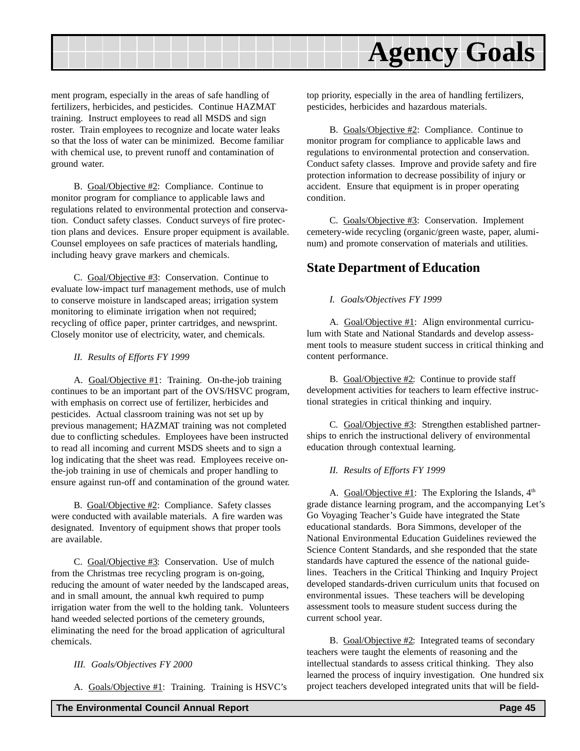ment program, especially in the areas of safe handling of fertilizers, herbicides, and pesticides. Continue HAZMAT training. Instruct employees to read all MSDS and sign roster. Train employees to recognize and locate water leaks so that the loss of water can be minimized. Become familiar with chemical use, to prevent runoff and contamination of ground water.

B. Goal/Objective #2: Compliance. Continue to monitor program for compliance to applicable laws and regulations related to environmental protection and conservation. Conduct safety classes. Conduct surveys of fire protection plans and devices. Ensure proper equipment is available. Counsel employees on safe practices of materials handling, including heavy grave markers and chemicals.

C. Goal/Objective #3: Conservation. Continue to evaluate low-impact turf management methods, use of mulch to conserve moisture in landscaped areas; irrigation system monitoring to eliminate irrigation when not required; recycling of office paper, printer cartridges, and newsprint. Closely monitor use of electricity, water, and chemicals.

*II. Results of Efforts FY 1999*

A. Goal/Objective #1: Training. On-the-job training continues to be an important part of the OVS/HSVC program, with emphasis on correct use of fertilizer, herbicides and pesticides. Actual classroom training was not set up by previous management; HAZMAT training was not completed due to conflicting schedules. Employees have been instructed to read all incoming and current MSDS sheets and to sign a log indicating that the sheet was read. Employees receive on-the-job training in use of chemicals and proper handling to ensure against run-off and contamination of the ground water.

B. Goal/Objective #2: Compliance. Safety classes were conducted with available materials. A fire warden was designated. Inventory of equipment shows that proper tools are available.

C. Goal/Objective #3: Conservation. Use of mulch from the Christmas tree recycling program is on-going, reducing the amount of water needed by the landscaped areas, and in small amount, the annual kwh required to pump irrigation water from the well to the holding tank. Volunteers hand weeded selected portions of the cemetery grounds, eliminating the need for the broad application of agricultural chemicals.

*III. Goals/Objectives FY 2000*

A. Goals/Objective #1: Training. Training is HSVC's top priority, especially in the area of handling fertilizers, pesticides, herbicides and hazardous materials.

B. Goals/Objective #2: Compliance. Continue to monitor program for compliance to applicable laws and regulations to environmental protection and conservation. Conduct safety classes. Improve and provide safety and fire protection information to decrease possibility of injury or accident. Ensure that equipment is in proper operating condition.

C. Goals/Objective #3: Conservation. Implement cemetery-wide recycling (organic/green waste, paper, aluminum) and promote conservation of materials and utilities.

## State Department of Education

*I. Goals/Objectives FY 1999*

A. Goal/Objective #1: Align environmental curriculum with State and National Standards and develop assessment tools to measure student success in critical thinking and content performance.

B. Goal/Objective #2: Continue to provide staff development activities for teachers to learn effective instructional strategies in critical thinking and inquiry.

C. Goal/Objective #3: Strengthen established partnerships to enrich the instructional delivery of environmental education through contextual learning.

*II. Results of Efforts FY 1999*

A. Goal/Objective #1: The Exploring the Islands, 4th grade distance learning program, and the accompanying Let's Go Voyaging Teacher's Guide have integrated the State educational standards. Bora Simmons, developer of the National Environmental Education Guidelines reviewed the Science Content Standards, and she responded that the state standards have captured the essence of the national guidelines. Teachers in the Critical Thinking and Inquiry Project developed standards-driven curriculum units that focused on environmental issues. These teachers will be developing assessment tools to measure student success during the current school year.

B. Goal/Objective #2: Integrated teams of secondary teachers were taught the elements of reasoning and the intellectual standards to assess critical thinking. They also learned the process of inquiry investigation. One hundred six project teachers developed integrated units that will be field-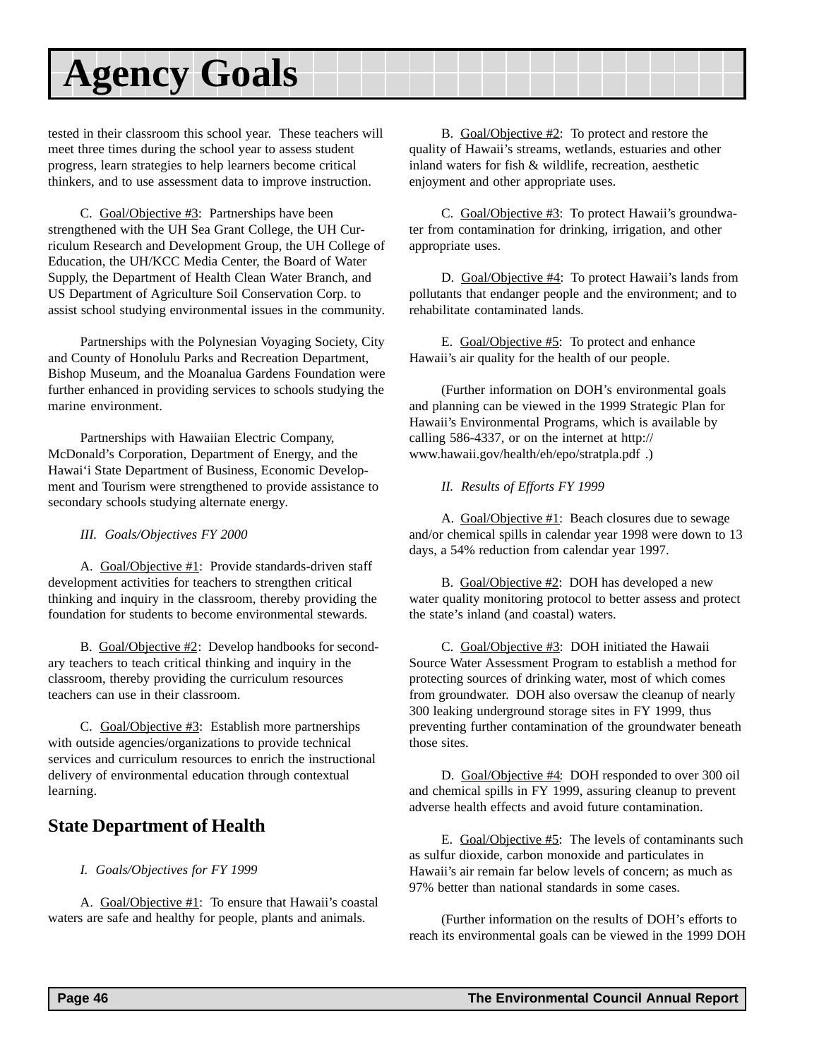# Agency Goals

tested in their classroom this school year. These teachers will meet three times during the school year to assess student progress, learn strategies to help learners become critical thinkers, and to use assessment data to improve instruction.

C. Goal/Objective #3: Partnerships have been strengthened with the UH Sea Grant College, the UH Curriculum Research and Development Group, the UH College of Education, the UH/KCC Media Center, the Board of Water Supply, the Department of Health Clean Water Branch, and US Department of Agriculture Soil Conservation Corp. to assist school studying environmental issues in the community.

Partnerships with the Polynesian Voyaging Society, City and County of Honolulu Parks and Recreation Department, Bishop Museum, and the Moanalua Gardens Foundation were further enhanced in providing services to schools studying the marine environment.

Partnerships with Hawaiian Electric Company, McDonald's Corporation, Department of Energy, and the Hawai'i State Department of Business, Economic Development and Tourism were strengthened to provide assistance to secondary schools studying alternate energy.

*III. Goals/Objectives FY 2000*

A. Goal/Objective #1: Provide standards-driven staff development activities for teachers to strengthen critical thinking and inquiry in the classroom, thereby providing the foundation for students to become environmental stewards.

B. Goal/Objective #2: Develop handbooks for secondary teachers to teach critical thinking and inquiry in the classroom, thereby providing the curriculum resources teachers can use in their classroom.

C. Goal/Objective #3: Establish more partnerships with outside agencies/organizations to provide technical services and curriculum resources to enrich the instructional delivery of environmental education through contextual learning.

## State Department of Health

*I. Goals/Objectives for FY 1999*

A. Goal/Objective #1: To ensure that Hawaii's coastal waters are safe and healthy for people, plants and animals.

B. Goal/Objective #2: To protect and restore the quality of Hawaii's streams, wetlands, estuaries and other inland waters for fish & wildlife, recreation, aesthetic enjoyment and other appropriate uses.

C. Goal/Objective #3: To protect Hawaii's groundwater from contamination for drinking, irrigation, and other appropriate uses.

D. Goal/Objective #4: To protect Hawaii's lands from pollutants that endanger people and the environment; and to rehabilitate contaminated lands.

E. Goal/Objective #5: To protect and enhance Hawaii's air quality for the health of our people.

(Further information on DOH's environmental goals and planning can be viewed in the 1999 Strategic Plan for Hawaii's Environmental Programs, which is available by calling 586-4337, or on the internet at http://www.hawaii.gov/health/eh/epo/stratpla.pdf .)

*II. Results of Efforts FY 1999*

A. Goal/Objective #1: Beach closures due to sewage and/or chemical spills in calendar year 1998 were down to 13 days, a 54% reduction from calendar year 1997.

B. Goal/Objective #2: DOH has developed a new water quality monitoring protocol to better assess and protect the state's inland (and coastal) waters.

C. Goal/Objective #3: DOH initiated the Hawaii Source Water Assessment Program to establish a method for protecting sources of drinking water, most of which comes from groundwater. DOH also oversaw the cleanup of nearly 300 leaking underground storage sites in FY 1999, thus preventing further contamination of the groundwater beneath those sites.

D. Goal/Objective #4: DOH responded to over 300 oil and chemical spills in FY 1999, assuring cleanup to prevent adverse health effects and avoid future contamination.

E. Goal/Objective #5: The levels of contaminants such as sulfur dioxide, carbon monoxide and particulates in Hawaii's air remain far below levels of concern; as much as 97% better than national standards in some cases.

(Further information on the results of DOH's efforts to reach its environmental goals can be viewed in the 1999 DOH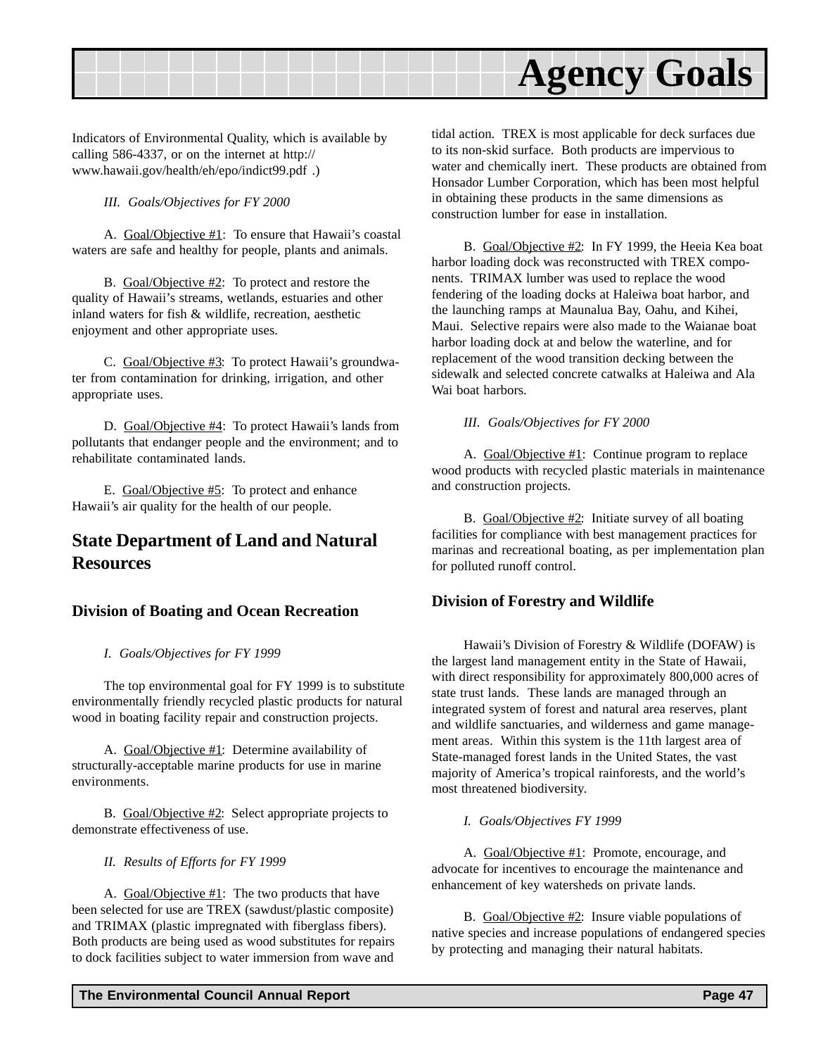Indicators of Environmental Quality, which is available by calling 586-4337, or on the internet at http://www.hawaii.gov/health/eh/epo/indict99.pdf .)

*III. Goals/Objectives for FY 2000*

A. Goal/Objective #1: To ensure that Hawaii's coastal waters are safe and healthy for people, plants and animals.

B. Goal/Objective #2: To protect and restore the quality of Hawaii's streams, wetlands, estuaries and other inland waters for fish & wildlife, recreation, aesthetic enjoyment and other appropriate uses.

C. Goal/Objective #3: To protect Hawaii's groundwater from contamination for drinking, irrigation, and other appropriate uses.

D. Goal/Objective #4: To protect Hawaii's lands from pollutants that endanger people and the environment; and to rehabilitate contaminated lands.

E. Goal/Objective #5: To protect and enhance Hawaii's air quality for the health of our people.

## State Department of Land and Natural Resources

### Division of Boating and Ocean Recreation

*I. Goals/Objectives for FY 1999*

The top environmental goal for FY 1999 is to substitute environmentally friendly recycled plastic products for natural wood in boating facility repair and construction projects.

A. Goal/Objective #1: Determine availability of structurally-acceptable marine products for use in marine environments.

B. Goal/Objective #2: Select appropriate projects to demonstrate effectiveness of use.

*II. Results of Efforts for FY 1999*

A. Goal/Objective #1: The two products that have been selected for use are TREX (sawdust/plastic composite) and TRIMAX (plastic impregnated with fiberglass fibers). Both products are being used as wood substitutes for repairs to dock facilities subject to water immersion from wave and tidal action. TREX is most applicable for deck surfaces due to its non-skid surface. Both products are impervious to water and chemically inert. These products are obtained from Honsador Lumber Corporation, which has been most helpful in obtaining these products in the same dimensions as construction lumber for ease in installation.

B. Goal/Objective #2: In FY 1999, the Heeia Kea boat harbor loading dock was reconstructed with TREX components. TRIMAX lumber was used to replace the wood fendering of the loading docks at Haleiwa boat harbor, and the launching ramps at Maunalua Bay, Oahu, and Kihei, Maui. Selective repairs were also made to the Waianae boat harbor loading dock at and below the waterline, and for replacement of the wood transition decking between the sidewalk and selected concrete catwalks at Haleiwa and Ala Wai boat harbors.

*III. Goals/Objectives for FY 2000*

A. Goal/Objective #1: Continue program to replace wood products with recycled plastic materials in maintenance and construction projects.

B. Goal/Objective #2: Initiate survey of all boating facilities for compliance with best management practices for marinas and recreational boating, as per implementation plan for polluted runoff control.

### Division of Forestry and Wildlife

Hawaii's Division of Forestry & Wildlife (DOFAW) is the largest land management entity in the State of Hawaii, with direct responsibility for approximately 800,000 acres of state trust lands. These lands are managed through an integrated system of forest and natural area reserves, plant and wildlife sanctuaries, and wilderness and game management areas. Within this system is the 11th largest area of State-managed forest lands in the United States, the vast majority of America's tropical rainforests, and the world's most threatened biodiversity.

*I. Goals/Objectives FY 1999*

A. Goal/Objective #1: Promote, encourage, and advocate for incentives to encourage the maintenance and enhancement of key watersheds on private lands.

B. Goal/Objective #2: Insure viable populations of native species and increase populations of endangered species by protecting and managing their natural habitats.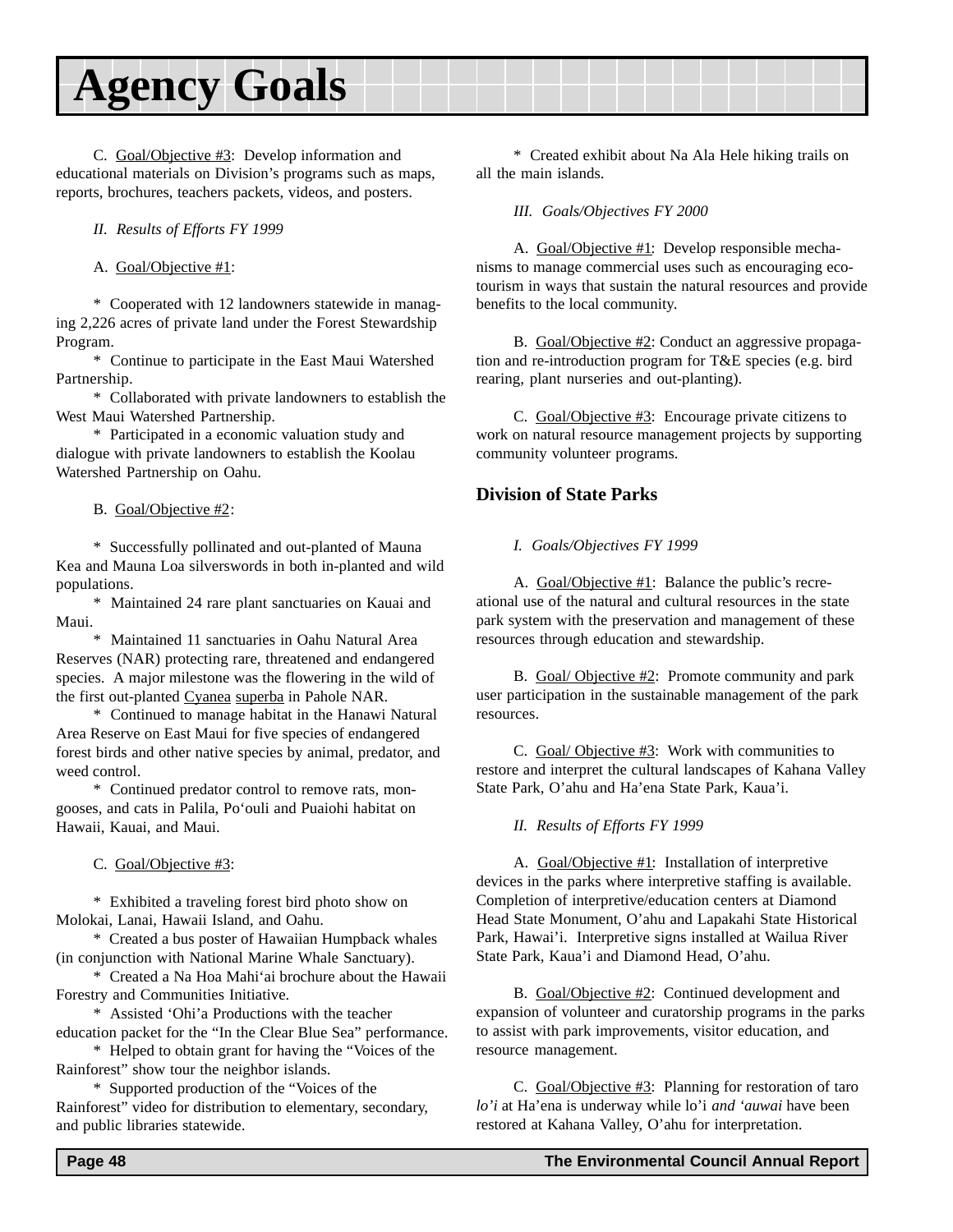# Agency Goals

C. Goal/Objective #3: Develop information and educational materials on Division's programs such as maps, reports, brochures, teachers packets, videos, and posters.

*II. Results of Efforts FY 1999*

A. Goal/Objective #1:

* Cooperated with 12 landowners statewide in managing 2,226 acres of private land under the Forest Stewardship Program.

* Continue to participate in the East Maui Watershed Partnership.

* Collaborated with private landowners to establish the West Maui Watershed Partnership.

* Participated in a economic valuation study and dialogue with private landowners to establish the Koolau Watershed Partnership on Oahu.

B. Goal/Objective #2:

* Successfully pollinated and out-planted of Mauna Kea and Mauna Loa silverswords in both in-planted and wild populations.

* Maintained 24 rare plant sanctuaries on Kauai and Maui.

* Maintained 11 sanctuaries in Oahu Natural Area Reserves (NAR) protecting rare, threatened and endangered species. A major milestone was the flowering in the wild of the first out-planted Cyanea superba in Pahole NAR.

* Continued to manage habitat in the Hanawi Natural Area Reserve on East Maui for five species of endangered forest birds and other native species by animal, predator, and weed control.

* Continued predator control to remove rats, mongooses, and cats in Palila, Po'ouli and Puaiohi habitat on Hawaii, Kauai, and Maui.

C. Goal/Objective #3:

* Exhibited a traveling forest bird photo show on Molokai, Lanai, Hawaii Island, and Oahu.

* Created a bus poster of Hawaiian Humpback whales (in conjunction with National Marine Whale Sanctuary).

* Created a Na Hoa Mahi'ai brochure about the Hawaii Forestry and Communities Initiative.

* Assisted 'Ohi'a Productions with the teacher education packet for the "In the Clear Blue Sea" performance.

* Helped to obtain grant for having the "Voices of the Rainforest" show tour the neighbor islands.

* Supported production of the "Voices of the Rainforest" video for distribution to elementary, secondary, and public libraries statewide.

* Created exhibit about Na Ala Hele hiking trails on all the main islands.

*III. Goals/Objectives FY 2000*

A. Goal/Objective #1: Develop responsible mechanisms to manage commercial uses such as encouraging eco-tourism in ways that sustain the natural resources and provide benefits to the local community.

B. Goal/Objective #2: Conduct an aggressive propagation and re-introduction program for T&E species (e.g. bird rearing, plant nurseries and out-planting).

C. Goal/Objective #3: Encourage private citizens to work on natural resource management projects by supporting community volunteer programs.

### Division of State Parks

*I. Goals/Objectives FY 1999*

A. Goal/Objective #1: Balance the public's recreational use of the natural and cultural resources in the state park system with the preservation and management of these resources through education and stewardship.

B. Goal/ Objective #2: Promote community and park user participation in the sustainable management of the park resources.

C. Goal/ Objective #3: Work with communities to restore and interpret the cultural landscapes of Kahana Valley State Park, O'ahu and Ha'ena State Park, Kaua'i.

*II. Results of Efforts FY 1999*

A. Goal/Objective #1: Installation of interpretive devices in the parks where interpretive staffing is available. Completion of interpretive/education centers at Diamond Head State Monument, O'ahu and Lapakahi State Historical Park, Hawai'i. Interpretive signs installed at Wailua River State Park, Kaua'i and Diamond Head, O'ahu.

B. Goal/Objective #2: Continued development and expansion of volunteer and curatorship programs in the parks to assist with park improvements, visitor education, and resource management.

C. Goal/Objective #3: Planning for restoration of taro *lo'i* at Ha'ena is underway while lo'i *and 'auwai* have been restored at Kahana Valley, O'ahu for interpretation.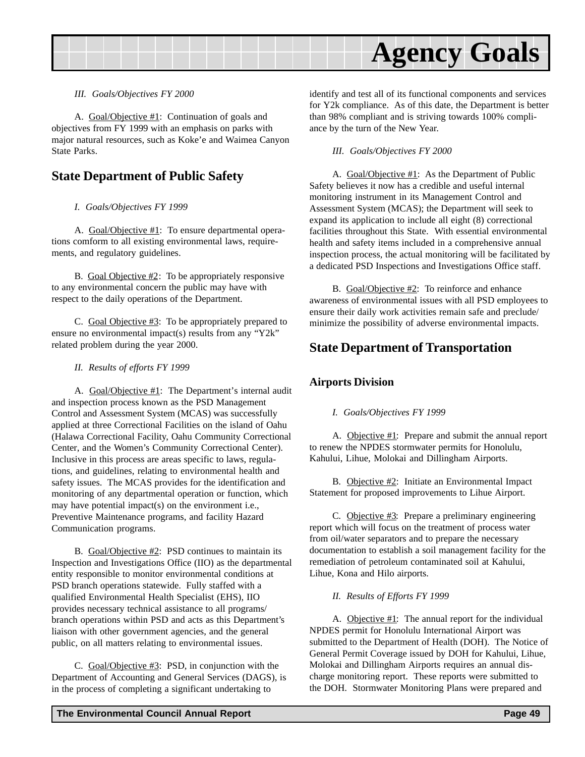*III. Goals/Objectives FY 2000*

A. Goal/Objective #1: Continuation of goals and objectives from FY 1999 with an emphasis on parks with major natural resources, such as Koke'e and Waimea Canyon State Parks.

## State Department of Public Safety

*I. Goals/Objectives FY 1999*

A. Goal/Objective #1: To ensure departmental operations comform to all existing environmental laws, requirements, and regulatory guidelines.

B. Goal Objective #2: To be appropriately responsive to any environmental concern the public may have with respect to the daily operations of the Department.

C. Goal Objective #3: To be appropriately prepared to ensure no environmental impact(s) results from any "Y2k" related problem during the year 2000.

*II. Results of efforts FY 1999*

A. Goal/Objective #1: The Department's internal audit and inspection process known as the PSD Management Control and Assessment System (MCAS) was successfully applied at three Correctional Facilities on the island of Oahu (Halawa Correctional Facility, Oahu Community Correctional Center, and the Women's Community Correctional Center). Inclusive in this process are areas specific to laws, regulations, and guidelines, relating to environmental health and safety issues. The MCAS provides for the identification and monitoring of any departmental operation or function, which may have potential impact(s) on the environment i.e., Preventive Maintenance programs, and facility Hazard Communication programs.

B. Goal/Objective #2: PSD continues to maintain its Inspection and Investigations Office (IIO) as the departmental entity responsible to monitor environmental conditions at PSD branch operations statewide. Fully staffed with a qualified Environmental Health Specialist (EHS), IIO provides necessary technical assistance to all programs/ branch operations within PSD and acts as this Department's liaison with other government agencies, and the general public, on all matters relating to environmental issues.

C. Goal/Objective #3: PSD, in conjunction with the Department of Accounting and General Services (DAGS), is in the process of completing a significant undertaking to identify and test all of its functional components and services for Y2k compliance. As of this date, the Department is better than 98% compliant and is striving towards 100% compliance by the turn of the New Year.

*III. Goals/Objectives FY 2000*

A. Goal/Objective #1: As the Department of Public Safety believes it now has a credible and useful internal monitoring instrument in its Management Control and Assessment System (MCAS); the Department will seek to expand its application to include all eight (8) correctional facilities throughout this State. With essential environmental health and safety items included in a comprehensive annual inspection process, the actual monitoring will be facilitated by a dedicated PSD Inspections and Investigations Office staff.

B. Goal/Objective #2: To reinforce and enhance awareness of environmental issues with all PSD employees to ensure their daily work activities remain safe and preclude/ minimize the possibility of adverse environmental impacts.

## State Department of Transportation

### Airports Division

*I. Goals/Objectives FY 1999*

A. Objective #1: Prepare and submit the annual report to renew the NPDES stormwater permits for Honolulu, Kahului, Lihue, Molokai and Dillingham Airports.

B. Objective #2: Initiate an Environmental Impact Statement for proposed improvements to Lihue Airport.

C. Objective #3: Prepare a preliminary engineering report which will focus on the treatment of process water from oil/water separators and to prepare the necessary documentation to establish a soil management facility for the remediation of petroleum contaminated soil at Kahului, Lihue, Kona and Hilo airports.

*II. Results of Efforts FY 1999*

A. Objective #1: The annual report for the individual NPDES permit for Honolulu International Airport was submitted to the Department of Health (DOH). The Notice of General Permit Coverage issued by DOH for Kahului, Lihue, Molokai and Dillingham Airports requires an annual discharge monitoring report. These reports were submitted to the DOH. Stormwater Monitoring Plans were prepared and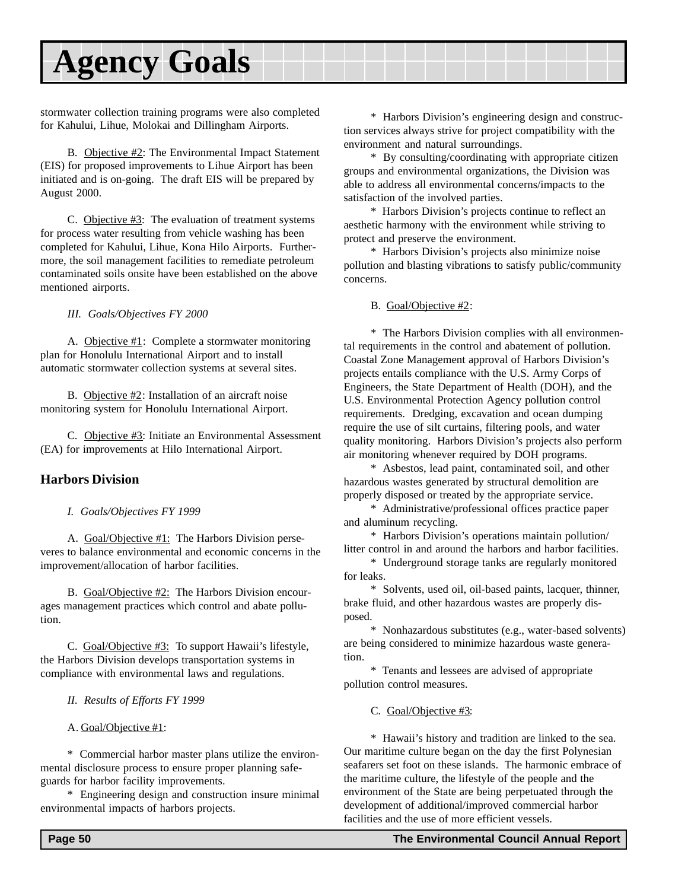# Agency Goals

stormwater collection training programs were also completed for Kahului, Lihue, Molokai and Dillingham Airports.

B. Objective #2: The Environmental Impact Statement (EIS) for proposed improvements to Lihue Airport has been initiated and is on-going. The draft EIS will be prepared by August 2000.

C. Objective #3: The evaluation of treatment systems for process water resulting from vehicle washing has been completed for Kahului, Lihue, Kona Hilo Airports. Furthermore, the soil management facilities to remediate petroleum contaminated soils onsite have been established on the above mentioned airports.

*III. Goals/Objectives FY 2000*

A. Objective #1: Complete a stormwater monitoring plan for Honolulu International Airport and to install automatic stormwater collection systems at several sites.

B. Objective #2: Installation of an aircraft noise monitoring system for Honolulu International Airport.

C. Objective #3: Initiate an Environmental Assessment (EA) for improvements at Hilo International Airport.

### Harbors Division

*I. Goals/Objectives FY 1999*

A. Goal/Objective #1: The Harbors Division perseveres to balance environmental and economic concerns in the improvement/allocation of harbor facilities.

B. Goal/Objective #2: The Harbors Division encourages management practices which control and abate pollution.

C. Goal/Objective #3: To support Hawaii's lifestyle, the Harbors Division develops transportation systems in compliance with environmental laws and regulations.

*II. Results of Efforts FY 1999*

A. Goal/Objective #1:

* Commercial harbor master plans utilize the environmental disclosure process to ensure proper planning safeguards for harbor facility improvements.

* Engineering design and construction insure minimal environmental impacts of harbors projects.

* Harbors Division's engineering design and construction services always strive for project compatibility with the environment and natural surroundings.

* By consulting/coordinating with appropriate citizen groups and environmental organizations, the Division was able to address all environmental concerns/impacts to the satisfaction of the involved parties.

* Harbors Division's projects continue to reflect an aesthetic harmony with the environment while striving to protect and preserve the environment.

* Harbors Division's projects also minimize noise pollution and blasting vibrations to satisfy public/community concerns.

B. Goal/Objective #2:

* The Harbors Division complies with all environmental requirements in the control and abatement of pollution. Coastal Zone Management approval of Harbors Division's projects entails compliance with the U.S. Army Corps of Engineers, the State Department of Health (DOH), and the U.S. Environmental Protection Agency pollution control requirements. Dredging, excavation and ocean dumping require the use of silt curtains, filtering pools, and water quality monitoring. Harbors Division's projects also perform air monitoring whenever required by DOH programs.

* Asbestos, lead paint, contaminated soil, and other hazardous wastes generated by structural demolition are properly disposed or treated by the appropriate service.

* Administrative/professional offices practice paper and aluminum recycling.

* Harbors Division's operations maintain pollution/litter control in and around the harbors and harbor facilities.

* Underground storage tanks are regularly monitored for leaks.

* Solvents, used oil, oil-based paints, lacquer, thinner, brake fluid, and other hazardous wastes are properly disposed.

* Nonhazardous substitutes (e.g., water-based solvents) are being considered to minimize hazardous waste generation.

* Tenants and lessees are advised of appropriate pollution control measures.

C. Goal/Objective #3:

* Hawaii's history and tradition are linked to the sea. Our maritime culture began on the day the first Polynesian seafarers set foot on these islands. The harmonic embrace of the maritime culture, the lifestyle of the people and the environment of the State are being perpetuated through the development of additional/improved commercial harbor facilities and the use of more efficient vessels.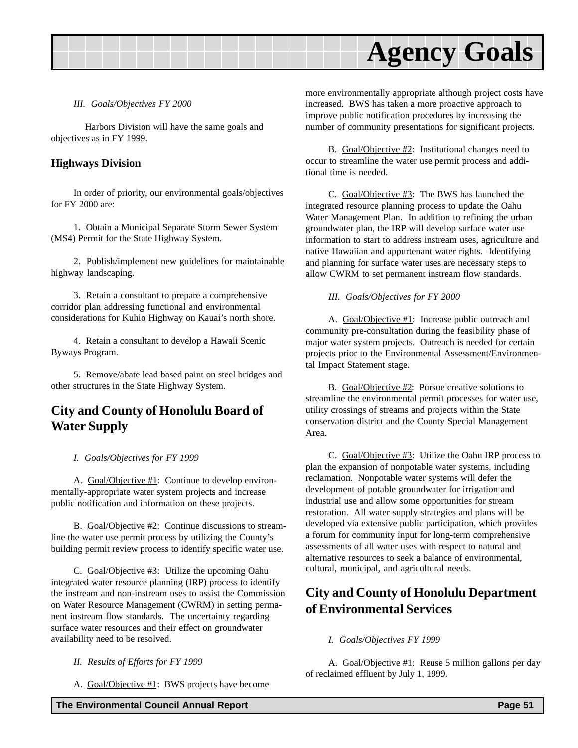*III. Goals/Objectives FY 2000*

Harbors Division will have the same goals and objectives as in FY 1999.

### Highways Division

In order of priority, our environmental goals/objectives for FY 2000 are:

1. Obtain a Municipal Separate Storm Sewer System (MS4) Permit for the State Highway System.

2. Publish/implement new guidelines for maintainable highway landscaping.

3. Retain a consultant to prepare a comprehensive corridor plan addressing functional and environmental considerations for Kuhio Highway on Kauai's north shore.

4. Retain a consultant to develop a Hawaii Scenic Byways Program.

5. Remove/abate lead based paint on steel bridges and other structures in the State Highway System.

## City and County of Honolulu Board of Water Supply

*I. Goals/Objectives for FY 1999*

A. Goal/Objective #1: Continue to develop environmentally-appropriate water system projects and increase public notification and information on these projects.

B. Goal/Objective #2: Continue discussions to streamline the water use permit process by utilizing the County's building permit review process to identify specific water use.

C. Goal/Objective #3: Utilize the upcoming Oahu integrated water resource planning (IRP) process to identify the instream and non-instream uses to assist the Commission on Water Resource Management (CWRM) in setting permanent instream flow standards. The uncertainty regarding surface water resources and their effect on groundwater availability need to be resolved.

*II. Results of Efforts for FY 1999*

A. Goal/Objective #1: BWS projects have become more environmentally appropriate although project costs have increased. BWS has taken a more proactive approach to improve public notification procedures by increasing the number of community presentations for significant projects.

B. Goal/Objective #2: Institutional changes need to occur to streamline the water use permit process and additional time is needed.

C. Goal/Objective #3: The BWS has launched the integrated resource planning process to update the Oahu Water Management Plan. In addition to refining the urban groundwater plan, the IRP will develop surface water use information to start to address instream uses, agriculture and native Hawaiian and appurtenant water rights. Identifying and planning for surface water uses are necessary steps to allow CWRM to set permanent instream flow standards.

*III. Goals/Objectives for FY 2000*

A. Goal/Objective #1: Increase public outreach and community pre-consultation during the feasibility phase of major water system projects. Outreach is needed for certain projects prior to the Environmental Assessment/Environmental Impact Statement stage.

B. Goal/Objective #2: Pursue creative solutions to streamline the environmental permit processes for water use, utility crossings of streams and projects within the State conservation district and the County Special Management Area.

C. Goal/Objective #3: Utilize the Oahu IRP process to plan the expansion of nonpotable water systems, including reclamation. Nonpotable water systems will defer the development of potable groundwater for irrigation and industrial use and allow some opportunities for stream restoration. All water supply strategies and plans will be developed via extensive public participation, which provides a forum for community input for long-term comprehensive assessments of all water uses with respect to natural and alternative resources to seek a balance of environmental, cultural, municipal, and agricultural needs.

## City and County of Honolulu Department of Environmental Services

*I. Goals/Objectives FY 1999*

A. Goal/Objective #1: Reuse 5 million gallons per day of reclaimed effluent by July 1, 1999.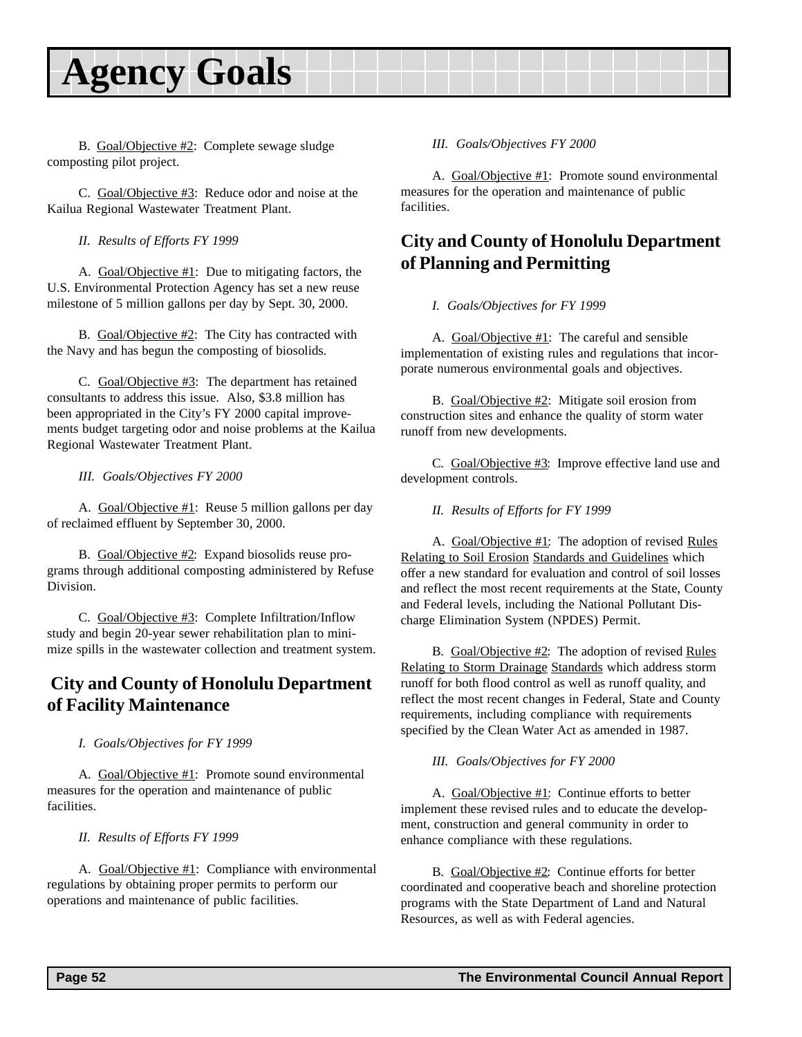# Agency Goals

B. Goal/Objective #2: Complete sewage sludge composting pilot project.

C. Goal/Objective #3: Reduce odor and noise at the Kailua Regional Wastewater Treatment Plant.

*II. Results of Efforts FY 1999*

A. Goal/Objective #1: Due to mitigating factors, the U.S. Environmental Protection Agency has set a new reuse milestone of 5 million gallons per day by Sept. 30, 2000.

B. Goal/Objective #2: The City has contracted with the Navy and has begun the composting of biosolids.

C. Goal/Objective #3: The department has retained consultants to address this issue. Also, $3.8 million has been appropriated in the City's FY 2000 capital improvements budget targeting odor and noise problems at the Kailua Regional Wastewater Treatment Plant.

*III. Goals/Objectives FY 2000*

A. Goal/Objective #1: Reuse 5 million gallons per day of reclaimed effluent by September 30, 2000.

B. Goal/Objective #2: Expand biosolids reuse programs through additional composting administered by Refuse Division.

C. Goal/Objective #3: Complete Infiltration/Inflow study and begin 20-year sewer rehabilitation plan to minimize spills in the wastewater collection and treatment system.

## City and County of Honolulu Department of Facility Maintenance

*I. Goals/Objectives for FY 1999*

A. Goal/Objective #1: Promote sound environmental measures for the operation and maintenance of public facilities.

*II. Results of Efforts FY 1999*

A. Goal/Objective #1: Compliance with environmental regulations by obtaining proper permits to perform our operations and maintenance of public facilities.

*III. Goals/Objectives FY 2000*

A. Goal/Objective #1: Promote sound environmental measures for the operation and maintenance of public facilities.

## City and County of Honolulu Department of Planning and Permitting

*I. Goals/Objectives for FY 1999*

A. Goal/Objective #1: The careful and sensible implementation of existing rules and regulations that incorporate numerous environmental goals and objectives.

B. Goal/Objective #2: Mitigate soil erosion from construction sites and enhance the quality of storm water runoff from new developments.

C. Goal/Objective #3: Improve effective land use and development controls.

*II. Results of Efforts for FY 1999*

A. Goal/Objective #1: The adoption of revised Rules Relating to Soil Erosion Standards and Guidelines which offer a new standard for evaluation and control of soil losses and reflect the most recent requirements at the State, County and Federal levels, including the National Pollutant Discharge Elimination System (NPDES) Permit.

B. Goal/Objective #2: The adoption of revised Rules Relating to Storm Drainage Standards which address storm runoff for both flood control as well as runoff quality, and reflect the most recent changes in Federal, State and County requirements, including compliance with requirements specified by the Clean Water Act as amended in 1987.

*III. Goals/Objectives for FY 2000*

A. Goal/Objective #1: Continue efforts to better implement these revised rules and to educate the development, construction and general community in order to enhance compliance with these regulations.

B. Goal/Objective #2: Continue efforts for better coordinated and cooperative beach and shoreline protection programs with the State Department of Land and Natural Resources, as well as with Federal agencies.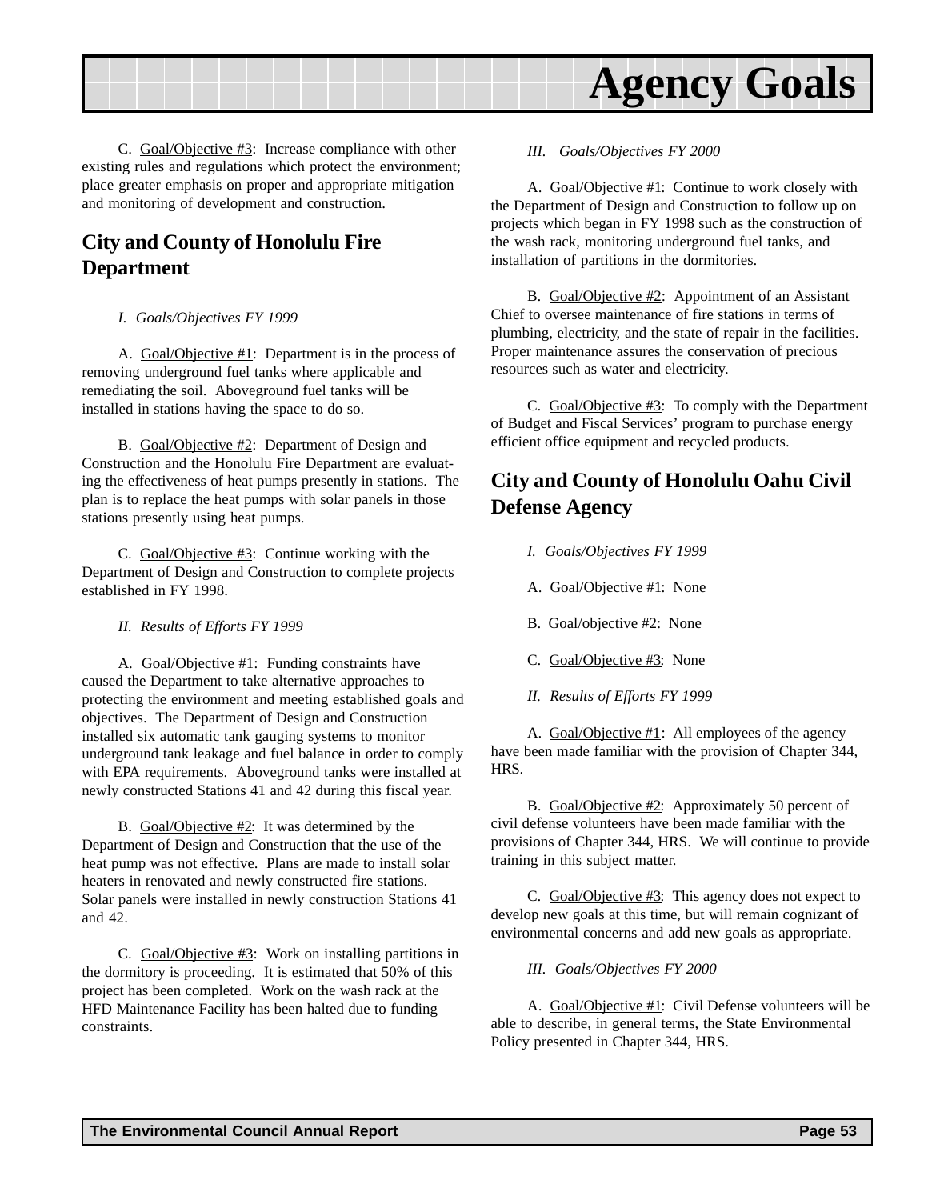C. Goal/Objective #3: Increase compliance with other existing rules and regulations which protect the environment; place greater emphasis on proper and appropriate mitigation and monitoring of development and construction.

## City and County of Honolulu Fire Department

*I. Goals/Objectives FY 1999*

A. Goal/Objective #1: Department is in the process of removing underground fuel tanks where applicable and remediating the soil. Aboveground fuel tanks will be installed in stations having the space to do so.

B. Goal/Objective #2: Department of Design and Construction and the Honolulu Fire Department are evaluating the effectiveness of heat pumps presently in stations. The plan is to replace the heat pumps with solar panels in those stations presently using heat pumps.

C. Goal/Objective #3: Continue working with the Department of Design and Construction to complete projects established in FY 1998.

*II. Results of Efforts FY 1999*

A. Goal/Objective #1: Funding constraints have caused the Department to take alternative approaches to protecting the environment and meeting established goals and objectives. The Department of Design and Construction installed six automatic tank gauging systems to monitor underground tank leakage and fuel balance in order to comply with EPA requirements. Aboveground tanks were installed at newly constructed Stations 41 and 42 during this fiscal year.

B. Goal/Objective #2: It was determined by the Department of Design and Construction that the use of the heat pump was not effective. Plans are made to install solar heaters in renovated and newly constructed fire stations. Solar panels were installed in newly construction Stations 41 and 42.

C. Goal/Objective #3: Work on installing partitions in the dormitory is proceeding. It is estimated that 50% of this project has been completed. Work on the wash rack at the HFD Maintenance Facility has been halted due to funding constraints.

*III. Goals/Objectives FY 2000*

A. Goal/Objective #1: Continue to work closely with the Department of Design and Construction to follow up on projects which began in FY 1998 such as the construction of the wash rack, monitoring underground fuel tanks, and installation of partitions in the dormitories.

B. Goal/Objective #2: Appointment of an Assistant Chief to oversee maintenance of fire stations in terms of plumbing, electricity, and the state of repair in the facilities. Proper maintenance assures the conservation of precious resources such as water and electricity.

C. Goal/Objective #3: To comply with the Department of Budget and Fiscal Services' program to purchase energy efficient office equipment and recycled products.

## City and County of Honolulu Oahu Civil Defense Agency

*I. Goals/Objectives FY 1999*

A. Goal/Objective #1: None

B. Goal/objective #2: None

C. Goal/Objective #3: None

*II. Results of Efforts FY 1999*

A. Goal/Objective #1: All employees of the agency have been made familiar with the provision of Chapter 344, HRS.

B. Goal/Objective #2: Approximately 50 percent of civil defense volunteers have been made familiar with the provisions of Chapter 344, HRS. We will continue to provide training in this subject matter.

C. Goal/Objective #3: This agency does not expect to develop new goals at this time, but will remain cognizant of environmental concerns and add new goals as appropriate.

*III. Goals/Objectives FY 2000*

A. Goal/Objective #1: Civil Defense volunteers will be able to describe, in general terms, the State Environmental Policy presented in Chapter 344, HRS.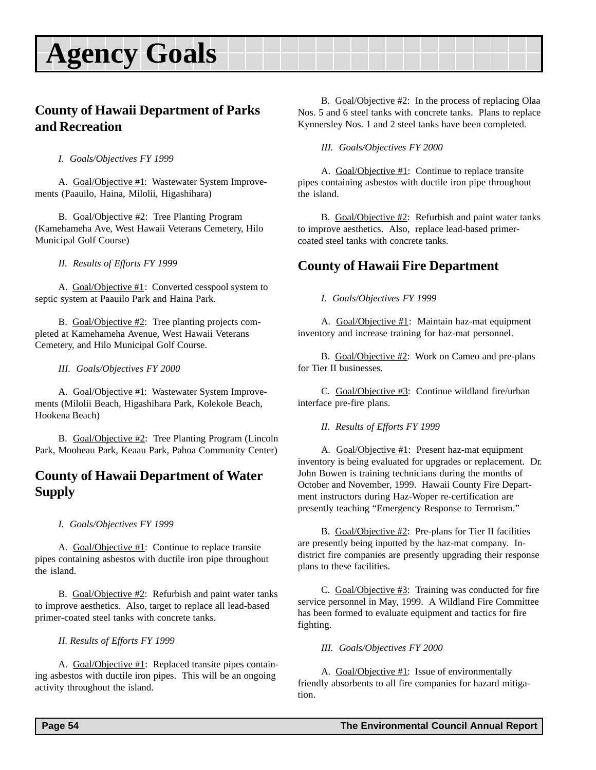# Agency Goals

## County of Hawaii Department of Parks and Recreation

*I. Goals/Objectives FY 1999*

A. Goal/Objective #1: Wastewater System Improvements (Paauilo, Haina, Milolii, Higashihara)

B. Goal/Objective #2: Tree Planting Program (Kamehameha Ave, West Hawaii Veterans Cemetery, Hilo Municipal Golf Course)

*II. Results of Efforts FY 1999*

A. Goal/Objective #1: Converted cesspool system to septic system at Paauilo Park and Haina Park.

B. Goal/Objective #2: Tree planting projects completed at Kamehameha Avenue, West Hawaii Veterans Cemetery, and Hilo Municipal Golf Course.

*III. Goals/Objectives FY 2000*

A. Goal/Objective #1: Wastewater System Improvements (Milolii Beach, Higashihara Park, Kolekole Beach, Hookena Beach)

B. Goal/Objective #2: Tree Planting Program (Lincoln Park, Mooheau Park, Keaau Park, Pahoa Community Center)

## County of Hawaii Department of Water Supply

*I. Goals/Objectives FY 1999*

A. Goal/Objective #1: Continue to replace transite pipes containing asbestos with ductile iron pipe throughout the island.

B. Goal/Objective #2: Refurbish and paint water tanks to improve aesthetics. Also, target to replace all lead-based primer-coated steel tanks with concrete tanks.

*II. Results of Efforts FY 1999*

A. Goal/Objective #1: Replaced transite pipes containing asbestos with ductile iron pipes. This will be an ongoing activity throughout the island.

B. Goal/Objective #2: In the process of replacing Olaa Nos. 5 and 6 steel tanks with concrete tanks. Plans to replace Kynnersley Nos. 1 and 2 steel tanks have been completed.

*III. Goals/Objectives FY 2000*

A. Goal/Objective #1: Continue to replace transite pipes containing asbestos with ductile iron pipe throughout the island.

B. Goal/Objective #2: Refurbish and paint water tanks to improve aesthetics. Also, replace lead-based primer-coated steel tanks with concrete tanks.

## County of Hawaii Fire Department

*I. Goals/Objectives FY 1999*

A. Goal/Objective #1: Maintain haz-mat equipment inventory and increase training for haz-mat personnel.

B. Goal/Objective #2: Work on Cameo and pre-plans for Tier II businesses.

C. Goal/Objective #3: Continue wildland fire/urban interface pre-fire plans.

*II. Results of Efforts FY 1999*

A. Goal/Objective #1: Present haz-mat equipment inventory is being evaluated for upgrades or replacement. Dr. John Bowen is training technicians during the months of October and November, 1999. Hawaii County Fire Department instructors during Haz-Woper re-certification are presently teaching “Emergency Response to Terrorism.”

B. Goal/Objective #2: Pre-plans for Tier II facilities are presently being inputted by the haz-mat company. In-district fire companies are presently upgrading their response plans to these facilities.

C. Goal/Objective #3: Training was conducted for fire service personnel in May, 1999. A Wildland Fire Committee has been formed to evaluate equipment and tactics for fire fighting.

*III. Goals/Objectives FY 2000*

A. Goal/Objective #1: Issue of environmentally friendly absorbents to all fire companies for hazard mitigation.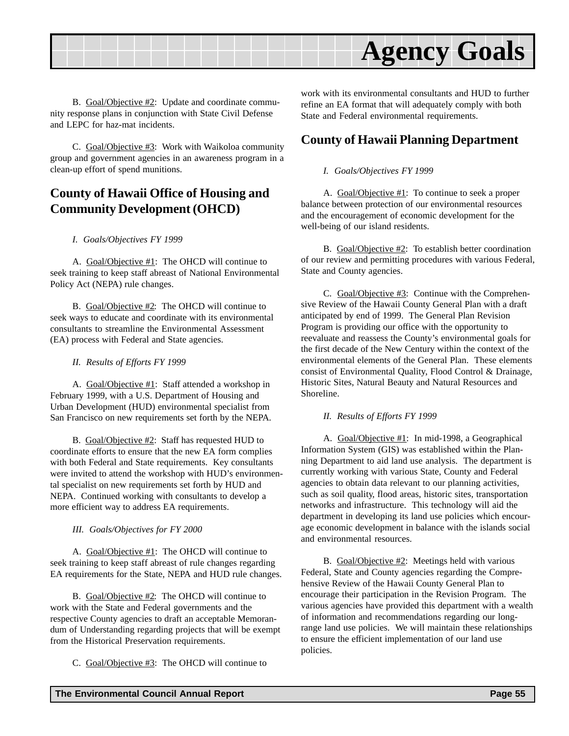# Agency Goals

B. Goal/Objective #2: Update and coordinate community response plans in conjunction with State Civil Defense and LEPC for haz-mat incidents.

C. Goal/Objective #3: Work with Waikoloa community group and government agencies in an awareness program in a clean-up effort of spend munitions.

## County of Hawaii Office of Housing and Community Development (OHCD)

*I. Goals/Objectives FY 1999*

A. Goal/Objective #1: The OHCD will continue to seek training to keep staff abreast of National Environmental Policy Act (NEPA) rule changes.

B. Goal/Objective #2: The OHCD will continue to seek ways to educate and coordinate with its environmental consultants to streamline the Environmental Assessment (EA) process with Federal and State agencies.

*II. Results of Efforts FY 1999*

A. Goal/Objective #1: Staff attended a workshop in February 1999, with a U.S. Department of Housing and Urban Development (HUD) environmental specialist from San Francisco on new requirements set forth by the NEPA.

B. Goal/Objective #2: Staff has requested HUD to coordinate efforts to ensure that the new EA form complies with both Federal and State requirements. Key consultants were invited to attend the workshop with HUD's environmental specialist on new requirements set forth by HUD and NEPA. Continued working with consultants to develop a more efficient way to address EA requirements.

*III. Goals/Objectives for FY 2000*

A. Goal/Objective #1: The OHCD will continue to seek training to keep staff abreast of rule changes regarding EA requirements for the State, NEPA and HUD rule changes.

B. Goal/Objective #2: The OHCD will continue to work with the State and Federal governments and the respective County agencies to draft an acceptable Memorandum of Understanding regarding projects that will be exempt from the Historical Preservation requirements.

C. Goal/Objective #3: The OHCD will continue to work with its environmental consultants and HUD to further refine an EA format that will adequately comply with both State and Federal environmental requirements.

## County of Hawaii Planning Department

*I. Goals/Objectives FY 1999*

A. Goal/Objective #1: To continue to seek a proper balance between protection of our environmental resources and the encouragement of economic development for the well-being of our island residents.

B. Goal/Objective #2: To establish better coordination of our review and permitting procedures with various Federal, State and County agencies.

C. Goal/Objective #3: Continue with the Comprehensive Review of the Hawaii County General Plan with a draft anticipated by end of 1999. The General Plan Revision Program is providing our office with the opportunity to reevaluate and reassess the County's environmental goals for the first decade of the New Century within the context of the environmental elements of the General Plan. These elements consist of Environmental Quality, Flood Control & Drainage, Historic Sites, Natural Beauty and Natural Resources and Shoreline.

*II. Results of Efforts FY 1999*

A. Goal/Objective #1: In mid-1998, a Geographical Information System (GIS) was established within the Planning Department to aid land use analysis. The department is currently working with various State, County and Federal agencies to obtain data relevant to our planning activities, such as soil quality, flood areas, historic sites, transportation networks and infrastructure. This technology will aid the department in developing its land use policies which encourage economic development in balance with the islands social and environmental resources.

B. Goal/Objective #2: Meetings held with various Federal, State and County agencies regarding the Comprehensive Review of the Hawaii County General Plan to encourage their participation in the Revision Program. The various agencies have provided this department with a wealth of information and recommendations regarding our long-range land use policies. We will maintain these relationships to ensure the efficient implementation of our land use policies.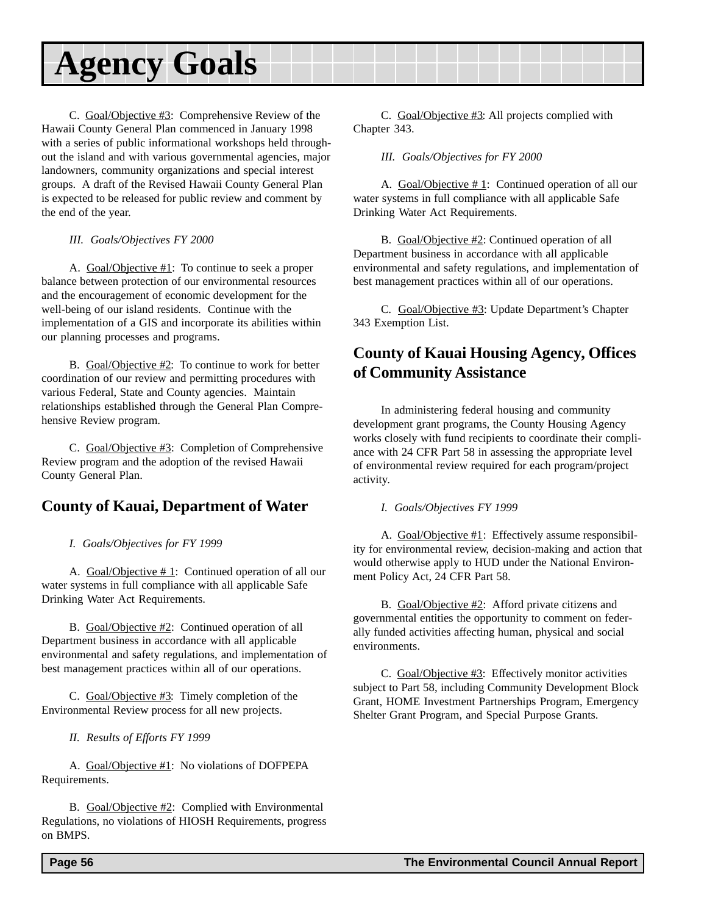# Agency Goals

C. Goal/Objective #3: Comprehensive Review of the Hawaii County General Plan commenced in January 1998 with a series of public informational workshops held throughout the island and with various governmental agencies, major landowners, community organizations and special interest groups. A draft of the Revised Hawaii County General Plan is expected to be released for public review and comment by the end of the year.

*III. Goals/Objectives FY 2000*

A. Goal/Objective #1: To continue to seek a proper balance between protection of our environmental resources and the encouragement of economic development for the well-being of our island residents. Continue with the implementation of a GIS and incorporate its abilities within our planning processes and programs.

B. Goal/Objective #2: To continue to work for better coordination of our review and permitting procedures with various Federal, State and County agencies. Maintain relationships established through the General Plan Comprehensive Review program.

C. Goal/Objective #3: Completion of Comprehensive Review program and the adoption of the revised Hawaii County General Plan.

## County of Kauai, Department of Water

*I. Goals/Objectives for FY 1999*

A. Goal/Objective # 1: Continued operation of all our water systems in full compliance with all applicable Safe Drinking Water Act Requirements.

B. Goal/Objective #2: Continued operation of all Department business in accordance with all applicable environmental and safety regulations, and implementation of best management practices within all of our operations.

C. Goal/Objective #3: Timely completion of the Environmental Review process for all new projects.

*II. Results of Efforts FY 1999*

A. Goal/Objective #1: No violations of DOFPEPA Requirements.

B. Goal/Objective #2: Complied with Environmental Regulations, no violations of HIOSH Requirements, progress on BMPS.

C. Goal/Objective #3: All projects complied with Chapter 343.

*III. Goals/Objectives for FY 2000*

A. Goal/Objective # 1: Continued operation of all our water systems in full compliance with all applicable Safe Drinking Water Act Requirements.

B. Goal/Objective #2: Continued operation of all Department business in accordance with all applicable environmental and safety regulations, and implementation of best management practices within all of our operations.

C. Goal/Objective #3: Update Department's Chapter 343 Exemption List.

## County of Kauai Housing Agency, Offices of Community Assistance

In administering federal housing and community development grant programs, the County Housing Agency works closely with fund recipients to coordinate their compliance with 24 CFR Part 58 in assessing the appropriate level of environmental review required for each program/project activity.

*I. Goals/Objectives FY 1999*

A. Goal/Objective #1: Effectively assume responsibility for environmental review, decision-making and action that would otherwise apply to HUD under the National Environment Policy Act, 24 CFR Part 58.

B. Goal/Objective #2: Afford private citizens and governmental entities the opportunity to comment on federally funded activities affecting human, physical and social environments.

C. Goal/Objective #3: Effectively monitor activities subject to Part 58, including Community Development Block Grant, HOME Investment Partnerships Program, Emergency Shelter Grant Program, and Special Purpose Grants.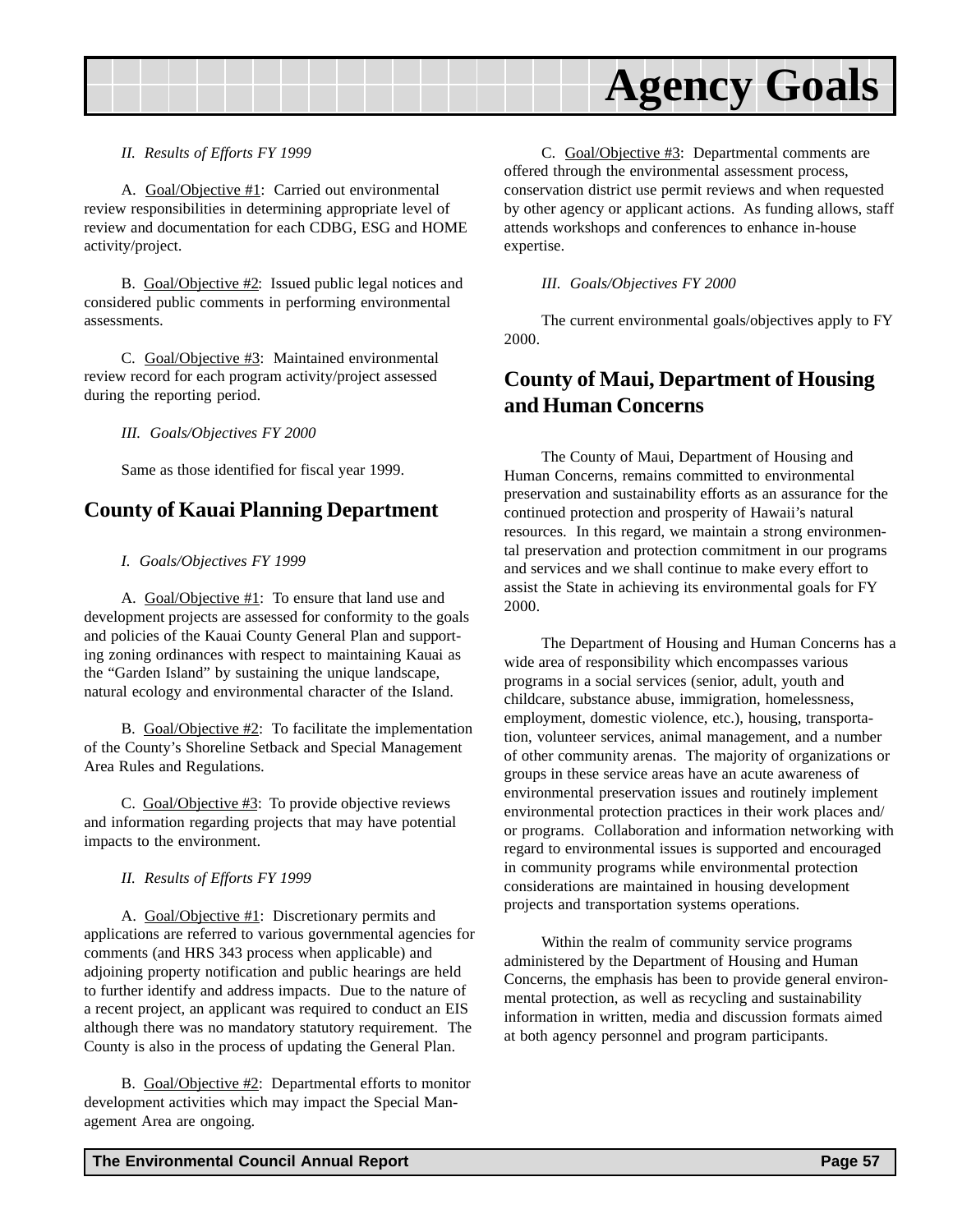*II. Results of Efforts FY 1999*

A. Goal/Objective #1: Carried out environmental review responsibilities in determining appropriate level of review and documentation for each CDBG, ESG and HOME activity/project.

B. Goal/Objective #2: Issued public legal notices and considered public comments in performing environmental assessments.

C. Goal/Objective #3: Maintained environmental review record for each program activity/project assessed during the reporting period.

*III. Goals/Objectives FY 2000*

Same as those identified for fiscal year 1999.

## County of Kauai Planning Department

*I. Goals/Objectives FY 1999*

A. Goal/Objective #1: To ensure that land use and development projects are assessed for conformity to the goals and policies of the Kauai County General Plan and supporting zoning ordinances with respect to maintaining Kauai as the "Garden Island" by sustaining the unique landscape, natural ecology and environmental character of the Island.

B. Goal/Objective #2: To facilitate the implementation of the County's Shoreline Setback and Special Management Area Rules and Regulations.

C. Goal/Objective #3: To provide objective reviews and information regarding projects that may have potential impacts to the environment.

*II. Results of Efforts FY 1999*

A. Goal/Objective #1: Discretionary permits and applications are referred to various governmental agencies for comments (and HRS 343 process when applicable) and adjoining property notification and public hearings are held to further identify and address impacts. Due to the nature of a recent project, an applicant was required to conduct an EIS although there was no mandatory statutory requirement. The County is also in the process of updating the General Plan.

B. Goal/Objective #2: Departmental efforts to monitor development activities which may impact the Special Management Area are ongoing.

C. Goal/Objective #3: Departmental comments are offered through the environmental assessment process, conservation district use permit reviews and when requested by other agency or applicant actions. As funding allows, staff attends workshops and conferences to enhance in-house expertise.

*III. Goals/Objectives FY 2000*

The current environmental goals/objectives apply to FY 2000.

## County of Maui, Department of Housing and Human Concerns

The County of Maui, Department of Housing and Human Concerns, remains committed to environmental preservation and sustainability efforts as an assurance for the continued protection and prosperity of Hawaii's natural resources. In this regard, we maintain a strong environmental preservation and protection commitment in our programs and services and we shall continue to make every effort to assist the State in achieving its environmental goals for FY 2000.

The Department of Housing and Human Concerns has a wide area of responsibility which encompasses various programs in a social services (senior, adult, youth and childcare, substance abuse, immigration, homelessness, employment, domestic violence, etc.), housing, transportation, volunteer services, animal management, and a number of other community arenas. The majority of organizations or groups in these service areas have an acute awareness of environmental preservation issues and routinely implement environmental protection practices in their work places and/or programs. Collaboration and information networking with regard to environmental issues is supported and encouraged in community programs while environmental protection considerations are maintained in housing development projects and transportation systems operations.

Within the realm of community service programs administered by the Department of Housing and Human Concerns, the emphasis has been to provide general environmental protection, as well as recycling and sustainability information in written, media and discussion formats aimed at both agency personnel and program participants.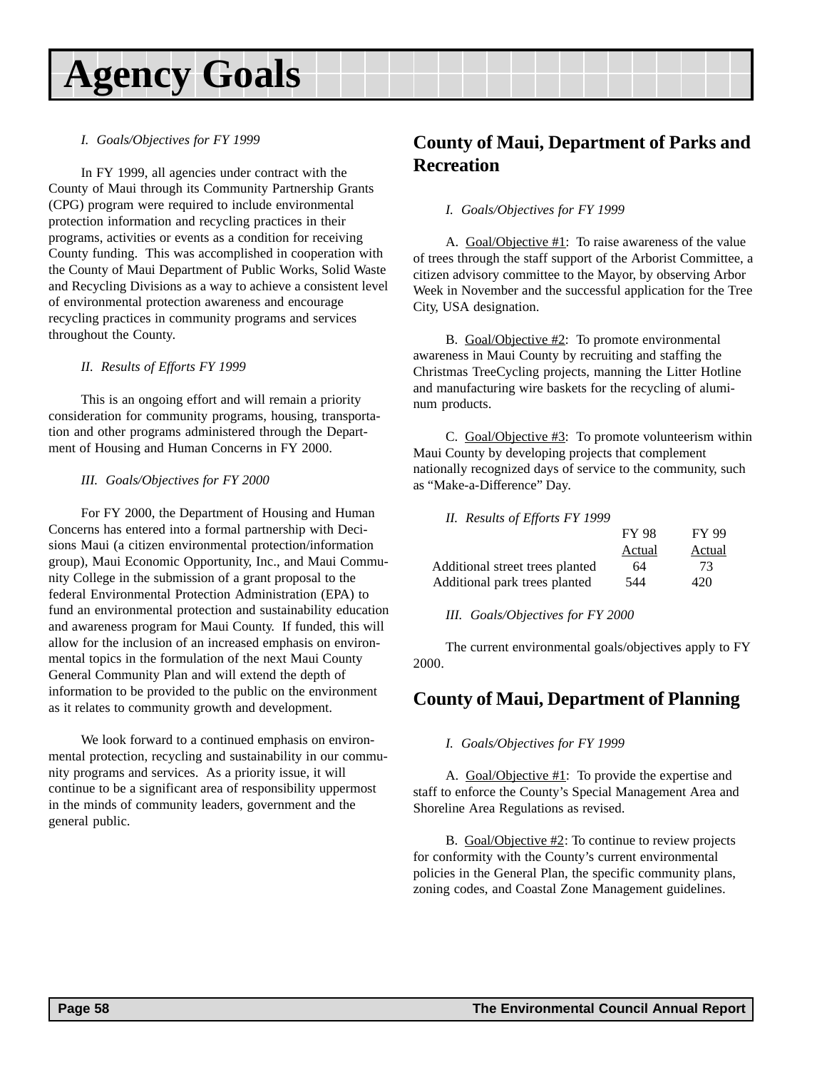# Agency Goals

*I. Goals/Objectives for FY 1999*

In FY 1999, all agencies under contract with the County of Maui through its Community Partnership Grants (CPG) program were required to include environmental protection information and recycling practices in their programs, activities or events as a condition for receiving County funding. This was accomplished in cooperation with the County of Maui Department of Public Works, Solid Waste and Recycling Divisions as a way to achieve a consistent level of environmental protection awareness and encourage recycling practices in community programs and services throughout the County.

*II. Results of Efforts FY 1999*

This is an ongoing effort and will remain a priority consideration for community programs, housing, transportation and other programs administered through the Department of Housing and Human Concerns in FY 2000.

*III. Goals/Objectives for FY 2000*

For FY 2000, the Department of Housing and Human Concerns has entered into a formal partnership with Decisions Maui (a citizen environmental protection/information group), Maui Economic Opportunity, Inc., and Maui Community College in the submission of a grant proposal to the federal Environmental Protection Administration (EPA) to fund an environmental protection and sustainability education and awareness program for Maui County. If funded, this will allow for the inclusion of an increased emphasis on environmental topics in the formulation of the next Maui County General Community Plan and will extend the depth of information to be provided to the public on the environment as it relates to community growth and development.

We look forward to a continued emphasis on environmental protection, recycling and sustainability in our community programs and services. As a priority issue, it will continue to be a significant area of responsibility uppermost in the minds of community leaders, government and the general public.

## County of Maui, Department of Parks and Recreation

*I. Goals/Objectives for FY 1999*

A. Goal/Objective #1: To raise awareness of the value of trees through the staff support of the Arborist Committee, a citizen advisory committee to the Mayor, by observing Arbor Week in November and the successful application for the Tree City, USA designation.

B. Goal/Objective #2: To promote environmental awareness in Maui County by recruiting and staffing the Christmas TreeCycling projects, manning the Litter Hotline and manufacturing wire baskets for the recycling of aluminum products.

C. Goal/Objective #3: To promote volunteerism within Maui County by developing projects that complement nationally recognized days of service to the community, such as "Make-a-Difference" Day.

*II. Results of Efforts FY 1999*

| | FY 98 Actual | FY 99 Actual |
|---|---|---|
| Additional street trees planted | 64 | 73 |
| Additional park trees planted | 544 | 420 |

*III. Goals/Objectives for FY 2000*

The current environmental goals/objectives apply to FY 2000.

## County of Maui, Department of Planning

*I. Goals/Objectives for FY 1999*

A. Goal/Objective #1: To provide the expertise and staff to enforce the County's Special Management Area and Shoreline Area Regulations as revised.

B. Goal/Objective #2: To continue to review projects for conformity with the County's current environmental policies in the General Plan, the specific community plans, zoning codes, and Coastal Zone Management guidelines.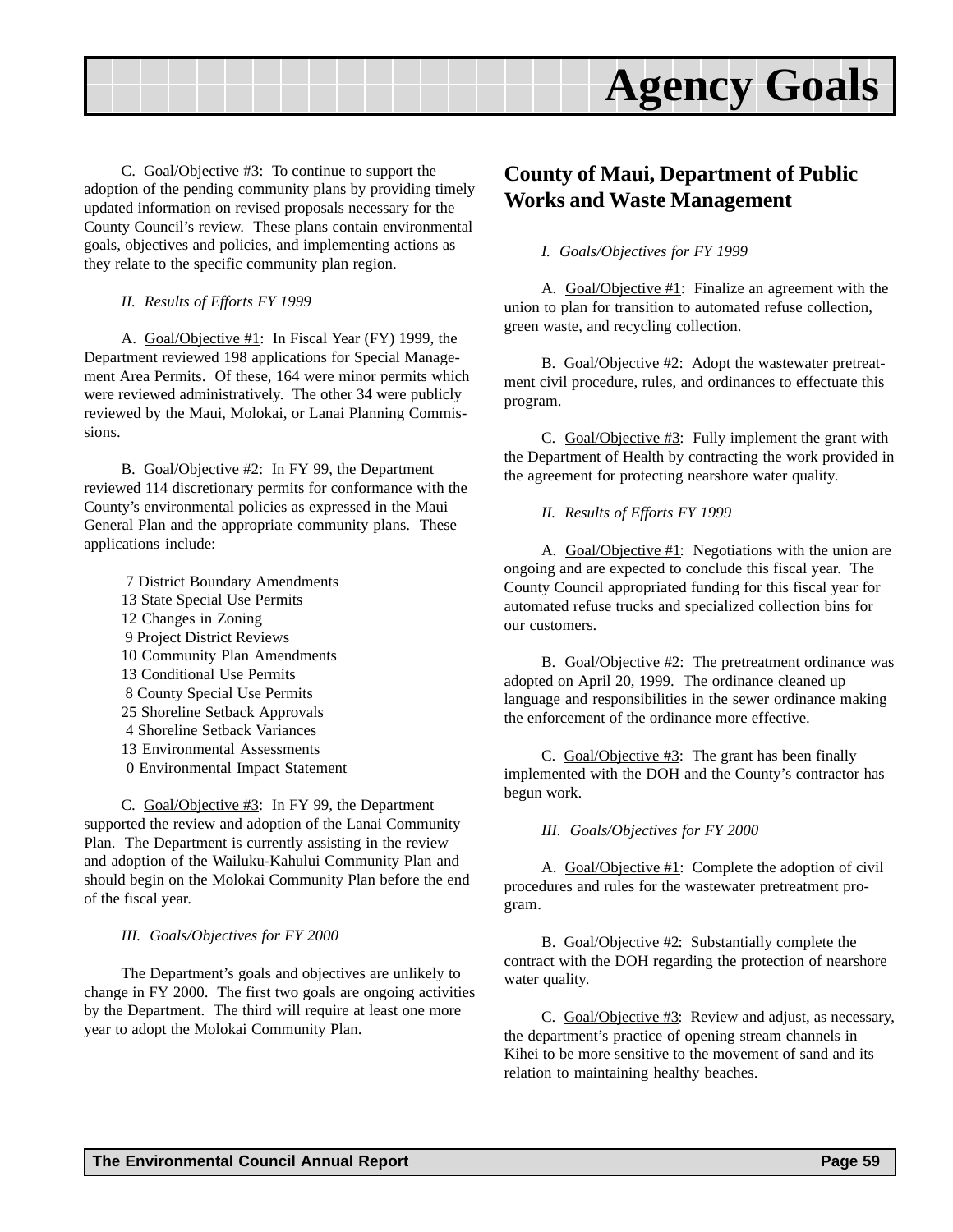C. Goal/Objective #3: To continue to support the adoption of the pending community plans by providing timely updated information on revised proposals necessary for the County Council's review. These plans contain environmental goals, objectives and policies, and implementing actions as they relate to the specific community plan region.

*II. Results of Efforts FY 1999*

A. Goal/Objective #1: In Fiscal Year (FY) 1999, the Department reviewed 198 applications for Special Management Area Permits. Of these, 164 were minor permits which were reviewed administratively. The other 34 were publicly reviewed by the Maui, Molokai, or Lanai Planning Commissions.

B. Goal/Objective #2: In FY 99, the Department reviewed 114 discretionary permits for conformance with the County's environmental policies as expressed in the Maui General Plan and the appropriate community plans. These applications include:

7 District Boundary Amendments
13 State Special Use Permits
12 Changes in Zoning
9 Project District Reviews
10 Community Plan Amendments
13 Conditional Use Permits
8 County Special Use Permits
25 Shoreline Setback Approvals
4 Shoreline Setback Variances
13 Environmental Assessments
0 Environmental Impact Statement

C. Goal/Objective #3: In FY 99, the Department supported the review and adoption of the Lanai Community Plan. The Department is currently assisting in the review and adoption of the Wailuku-Kahului Community Plan and should begin on the Molokai Community Plan before the end of the fiscal year.

*III. Goals/Objectives for FY 2000*

The Department's goals and objectives are unlikely to change in FY 2000. The first two goals are ongoing activities by the Department. The third will require at least one more year to adopt the Molokai Community Plan.

## County of Maui, Department of Public Works and Waste Management

*I. Goals/Objectives for FY 1999*

A. Goal/Objective #1: Finalize an agreement with the union to plan for transition to automated refuse collection, green waste, and recycling collection.

B. Goal/Objective #2: Adopt the wastewater pretreatment civil procedure, rules, and ordinances to effectuate this program.

C. Goal/Objective #3: Fully implement the grant with the Department of Health by contracting the work provided in the agreement for protecting nearshore water quality.

*II. Results of Efforts FY 1999*

A. Goal/Objective #1: Negotiations with the union are ongoing and are expected to conclude this fiscal year. The County Council appropriated funding for this fiscal year for automated refuse trucks and specialized collection bins for our customers.

B. Goal/Objective #2: The pretreatment ordinance was adopted on April 20, 1999. The ordinance cleaned up language and responsibilities in the sewer ordinance making the enforcement of the ordinance more effective.

C. Goal/Objective #3: The grant has been finally implemented with the DOH and the County's contractor has begun work.

*III. Goals/Objectives for FY 2000*

A. Goal/Objective #1: Complete the adoption of civil procedures and rules for the wastewater pretreatment program.

B. Goal/Objective #2: Substantially complete the contract with the DOH regarding the protection of nearshore water quality.

C. Goal/Objective #3: Review and adjust, as necessary, the department's practice of opening stream channels in Kihei to be more sensitive to the movement of sand and its relation to maintaining healthy beaches.